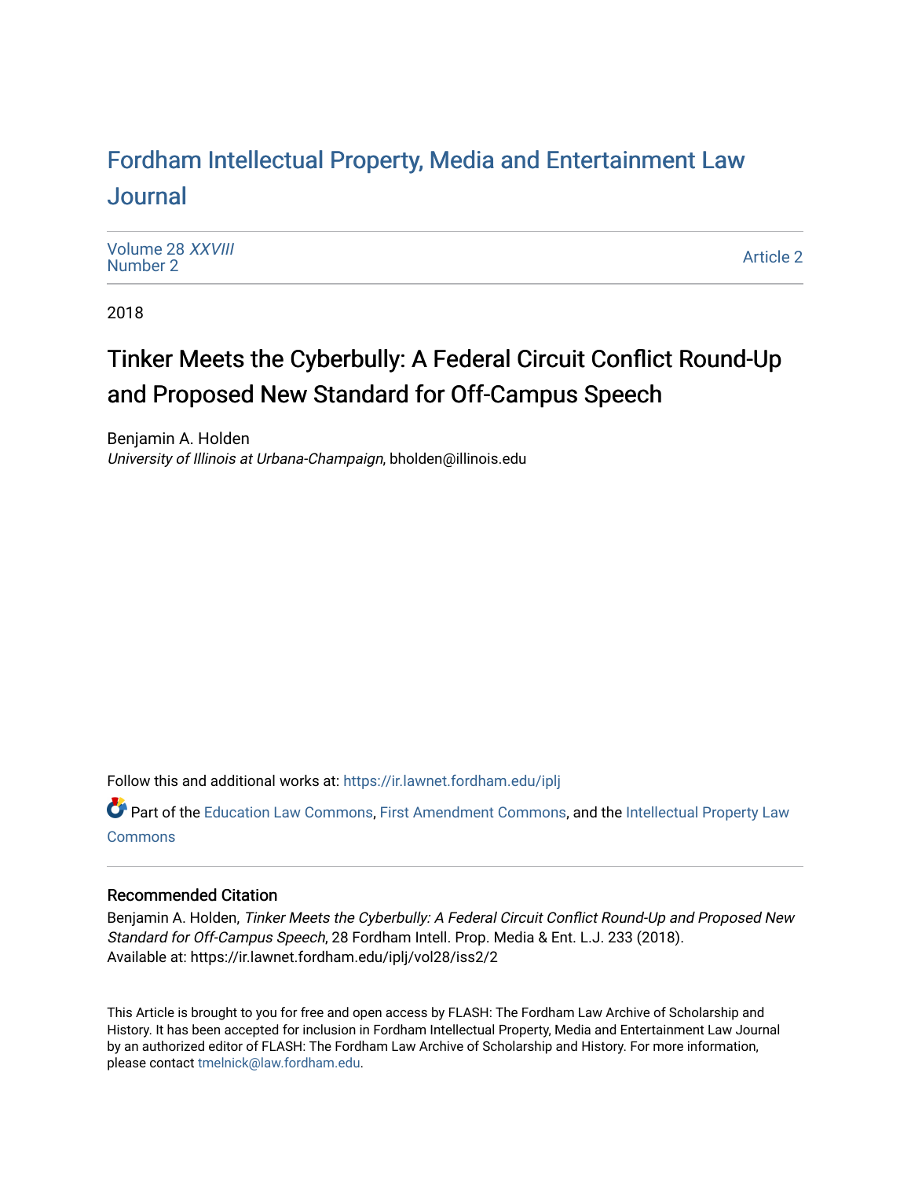# Fordham Intellectual Property, Media and Entertainment Law Journal

Volume 28 *XXVIII*
Number 2

Article 2

2018

## Tinker Meets the Cyberbully: A Federal Circuit Conflict Round-Up and Proposed New Standard for Off-Campus Speech

Benjamin A. Holden
*University of Illinois at Urbana-Champaign*, bholden@illinois.edu

Follow this and additional works at: https://ir.lawnet.fordham.edu/iplj

Part of the Education Law Commons, First Amendment Commons, and the Intellectual Property Law Commons

### Recommended Citation

Benjamin A. Holden, *Tinker Meets the Cyberbully: A Federal Circuit Conflict Round-Up and Proposed New Standard for Off-Campus Speech*, 28 Fordham Intell. Prop. Media & Ent. L.J. 233 (2018).
Available at: https://ir.lawnet.fordham.edu/iplj/vol28/iss2/2

This Article is brought to you for free and open access by FLASH: The Fordham Law Archive of Scholarship and History. It has been accepted for inclusion in Fordham Intellectual Property, Media and Entertainment Law Journal by an authorized editor of FLASH: The Fordham Law Archive of Scholarship and History. For more information, please contact tmelnick@law.fordham.edu.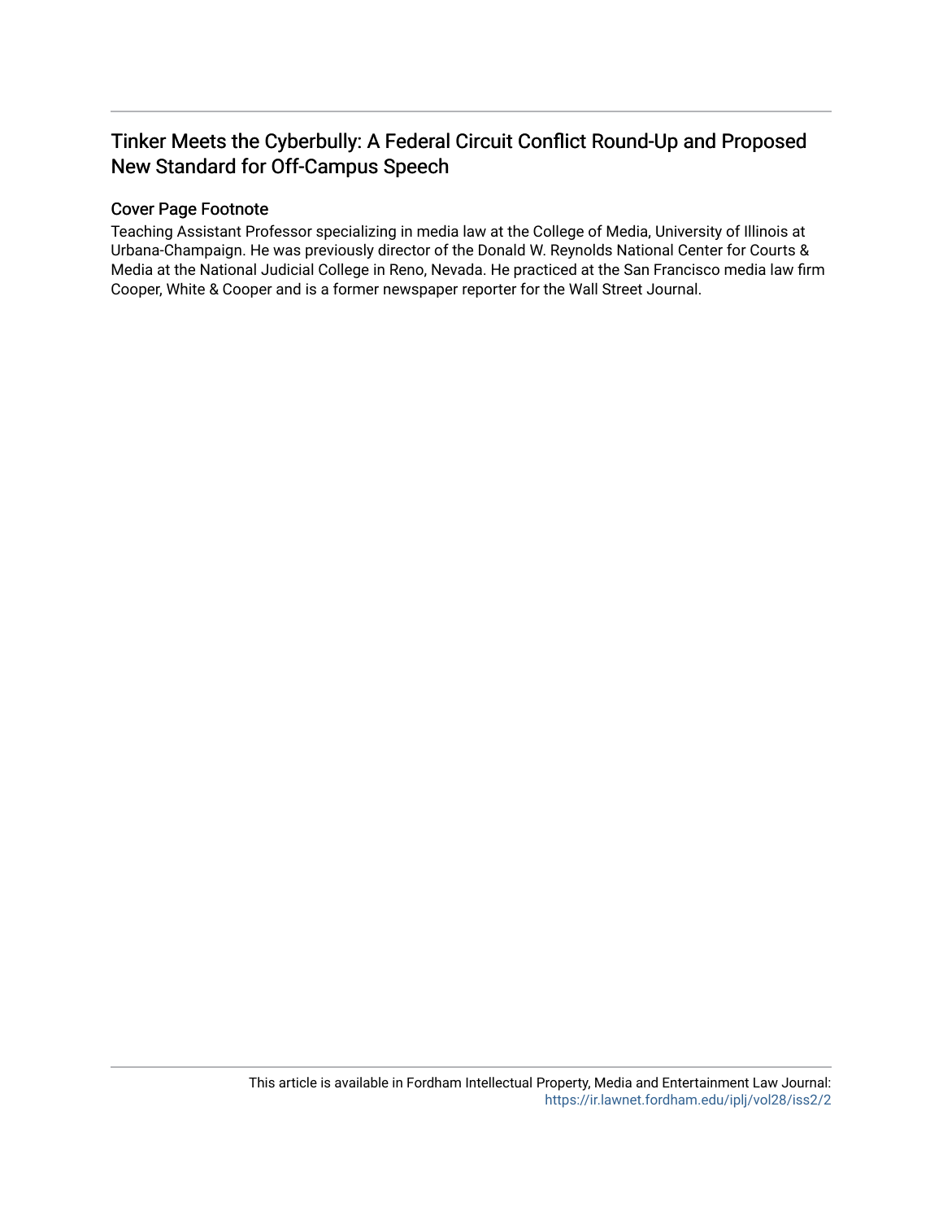# Tinker Meets the Cyberbully: A Federal Circuit Conflict Round-Up and Proposed New Standard for Off-Campus Speech

## Cover Page Footnote

Teaching Assistant Professor specializing in media law at the College of Media, University of Illinois at Urbana-Champaign. He was previously director of the Donald W. Reynolds National Center for Courts & Media at the National Judicial College in Reno, Nevada. He practiced at the San Francisco media law firm Cooper, White & Cooper and is a former newspaper reporter for the Wall Street Journal.

This article is available in Fordham Intellectual Property, Media and Entertainment Law Journal: https://ir.lawnet.fordham.edu/iplj/vol28/iss2/2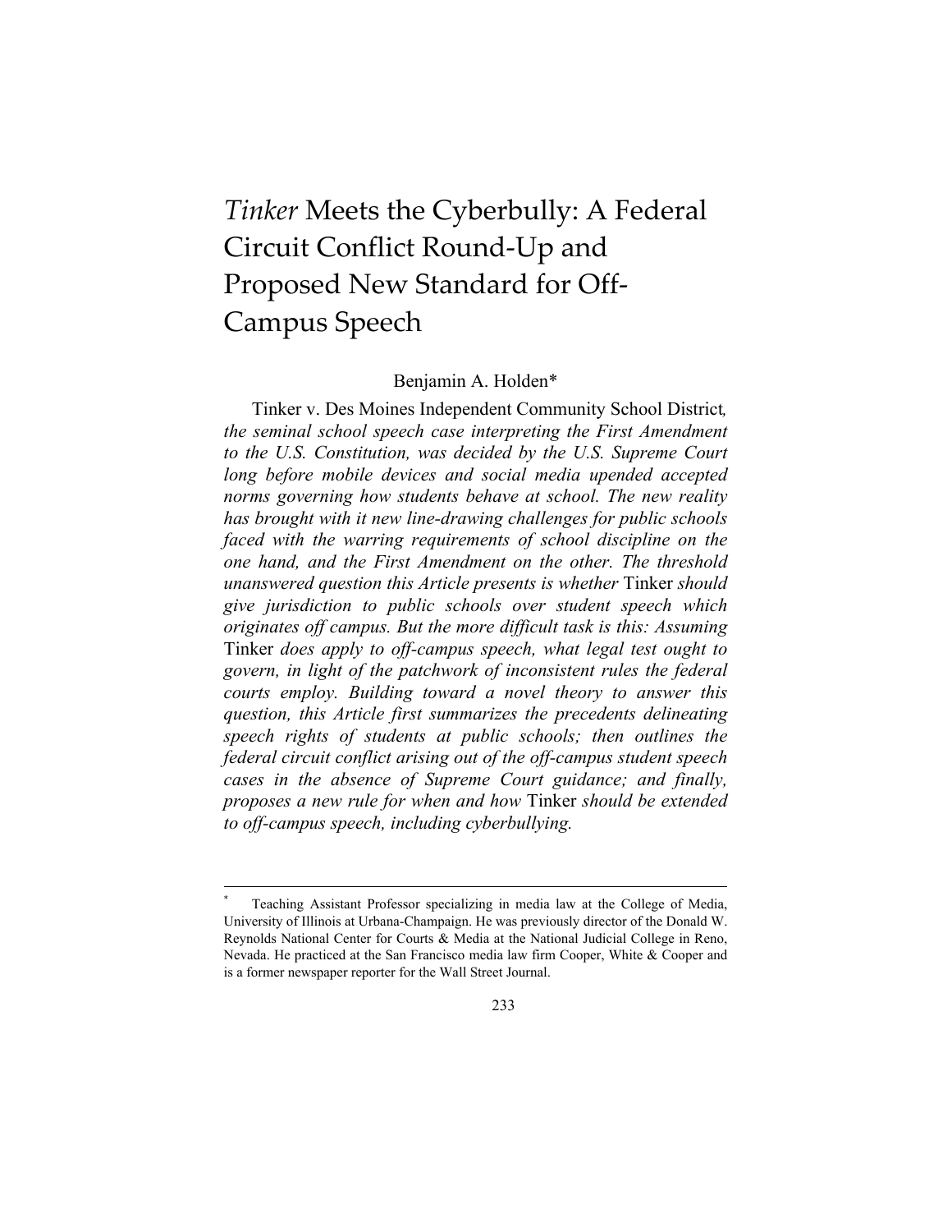# *Tinker* Meets the Cyberbully: A Federal Circuit Conflict Round-Up and Proposed New Standard for Off-Campus Speech

Benjamin A. Holden*

Tinker v. Des Moines Independent Community School District*, the seminal school speech case interpreting the First Amendment to the U.S. Constitution, was decided by the U.S. Supreme Court long before mobile devices and social media upended accepted norms governing how students behave at school. The new reality has brought with it new line-drawing challenges for public schools faced with the warring requirements of school discipline on the one hand, and the First Amendment on the other. The threshold unanswered question this Article presents is whether* Tinker *should give jurisdiction to public schools over student speech which originates off campus. But the more difficult task is this: Assuming* Tinker *does apply to off-campus speech, what legal test ought to govern, in light of the patchwork of inconsistent rules the federal courts employ. Building toward a novel theory to answer this question, this Article first summarizes the precedents delineating speech rights of students at public schools; then outlines the federal circuit conflict arising out of the off-campus student speech cases in the absence of Supreme Court guidance; and finally, proposes a new rule for when and how* Tinker *should be extended to off-campus speech, including cyberbullying.*

---

\* Teaching Assistant Professor specializing in media law at the College of Media, University of Illinois at Urbana-Champaign. He was previously director of the Donald W. Reynolds National Center for Courts & Media at the National Judicial College in Reno, Nevada. He practiced at the San Francisco media law firm Cooper, White & Cooper and is a former newspaper reporter for the Wall Street Journal.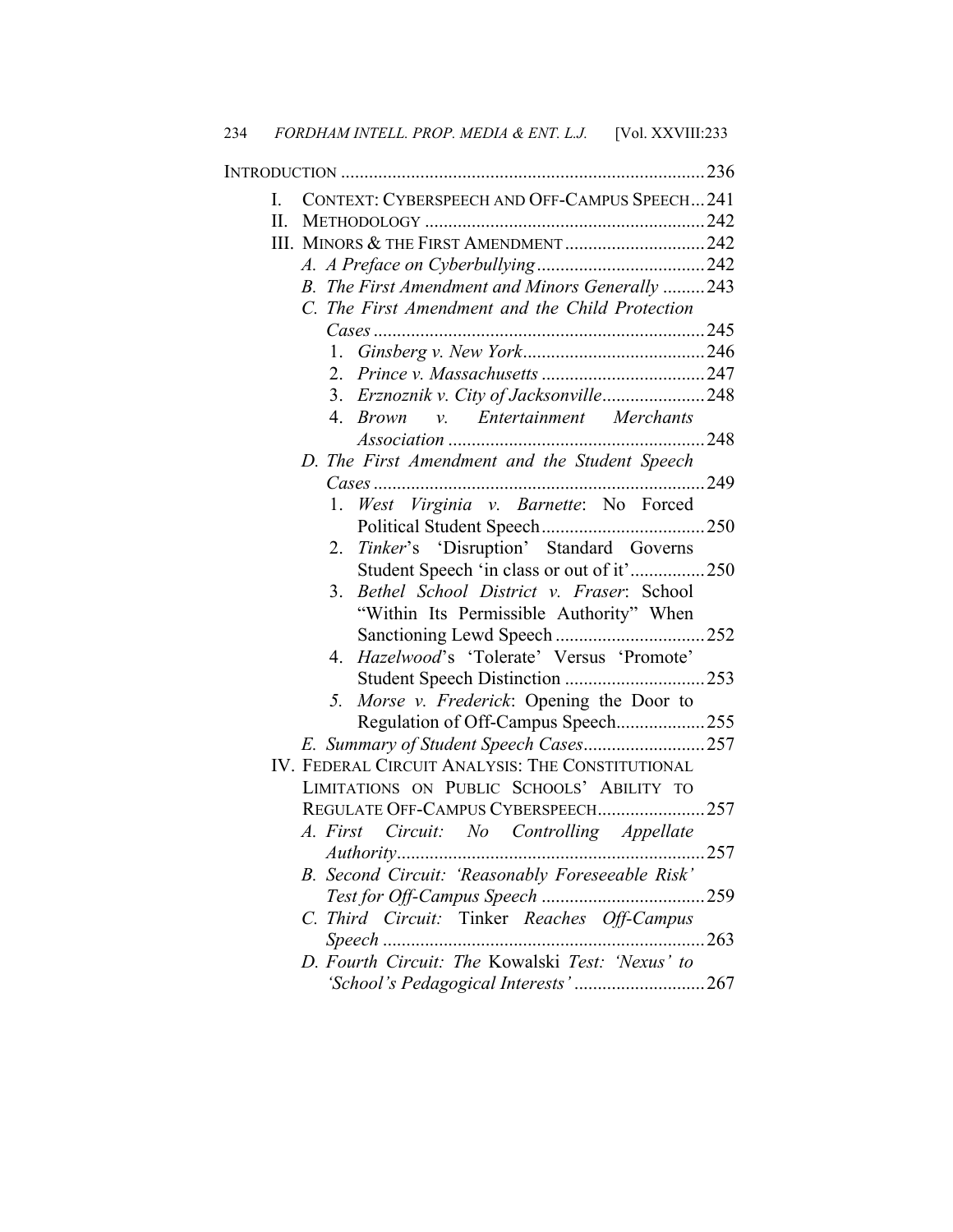INTRODUCTION ............................................................................ 236

I. CONTEXT: CYBERSPEECH AND OFF-CAMPUS SPEECH ... 241

II. METHODOLOGY ............................................................ 242

III. MINORS & THE FIRST AMENDMENT .............................. 242

  *A. A Preface on Cyberbullying* .................................... 242

  *B. The First Amendment and Minors Generally* ......... 243

  *C. The First Amendment and the Child Protection Cases* ............................................................... 245

    1. *Ginsberg v. New York* ....................................... 246

    2. *Prince v. Massachusetts* ................................... 247

    3. *Erznoznik v. City of Jacksonville* ...................... 248

    4. *Brown v. Entertainment Merchants Association* ....................................................... 248

  *D. The First Amendment and the Student Speech Cases* ............................................................... 249

    1. *West Virginia v. Barnette*: No Forced Political Student Speech ................................... 250

    2. *Tinker*'s 'Disruption' Standard Governs Student Speech 'in class or out of it' ................ 250

    3. *Bethel School District v. Fraser*: School "Within Its Permissible Authority" When Sanctioning Lewd Speech ................................ 252

    4. *Hazelwood*'s 'Tolerate' Versus 'Promote' Student Speech Distinction .............................. 253

    5. *Morse v. Frederick*: Opening the Door to Regulation of Off-Campus Speech ................... 255

  *E. Summary of Student Speech Cases* .......................... 257

IV. FEDERAL CIRCUIT ANALYSIS: THE CONSTITUTIONAL LIMITATIONS ON PUBLIC SCHOOLS' ABILITY TO REGULATE OFF-CAMPUS CYBERSPEECH ....................... 257

  *A. First Circuit: No Controlling Appellate Authority* .................................................................. 257

  *B. Second Circuit: 'Reasonably Foreseeable Risk' Test for Off-Campus Speech* .................................. 259

  *C. Third Circuit:* Tinker *Reaches Off-Campus Speech* .................................................................... 263

  *D. Fourth Circuit: The* Kowalski *Test: 'Nexus' to 'School's Pedagogical Interests'* ........................... 267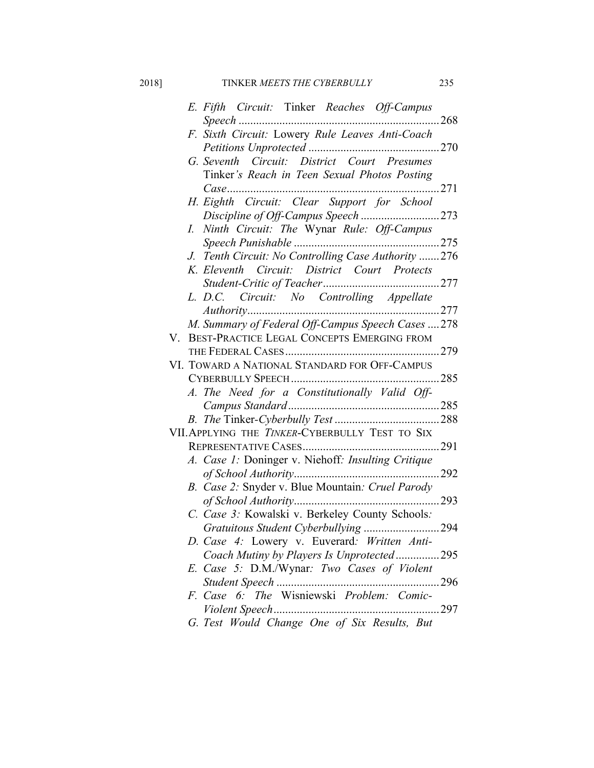E. *Fifth Circuit:* Tinker *Reaches Off-Campus Speech* ....................................................................268

F. *Sixth Circuit:* Lowery *Rule Leaves Anti-Coach Petitions Unprotected* .............................................270

G. *Seventh Circuit: District Court Presumes* Tinker*'s Reach in Teen Sexual Photos Posting Case*.........................................................................271

H. *Eighth Circuit: Clear Support for School Discipline of Off-Campus Speech* ...........................273

I. *Ninth Circuit: The* Wynar *Rule: Off-Campus Speech Punishable* ..................................................275

J. *Tenth Circuit: No Controlling Case Authority* .......276

K. *Eleventh Circuit: District Court Protects Student-Critic of Teacher*........................................277

L. *D.C. Circuit: No Controlling Appellate Authority*..................................................................277

M. *Summary of Federal Off-Campus Speech Cases* ....278

V. BEST-PRACTICE LEGAL CONCEPTS EMERGING FROM THE FEDERAL CASES......................................................279

VI. TOWARD A NATIONAL STANDARD FOR OFF-CAMPUS CYBERBULLY SPEECH ...................................................285

A. *The Need for a Constitutionally Valid Off-Campus Standard*....................................................285

B. *The* Tinker*-Cyberbully Test* ....................................288

VII. APPLYING THE *TINKER*-CYBERBULLY TEST TO SIX REPRESENTATIVE CASES...............................................291

A. *Case 1:* Doninger v. Niehoff*: Insulting Critique of School Authority*..................................................292

B. *Case 2:* Snyder v. Blue Mountain*: Cruel Parody of School Authority*..................................................293

C. *Case 3:* Kowalski v. Berkeley County Schools*: Gratuitous Student Cyberbullying* ..........................294

D. *Case 4:* Lowery v. Euverard*: Written Anti-Coach Mutiny by Players Is Unprotected*...............295

E. *Case 5:* D.M./Wynar*: Two Cases of Violent Student Speech* ........................................................296

F. *Case 6: The* Wisniewski *Problem: Comic-Violent Speech*.........................................................297

G. *Test Would Change One of Six Results, But*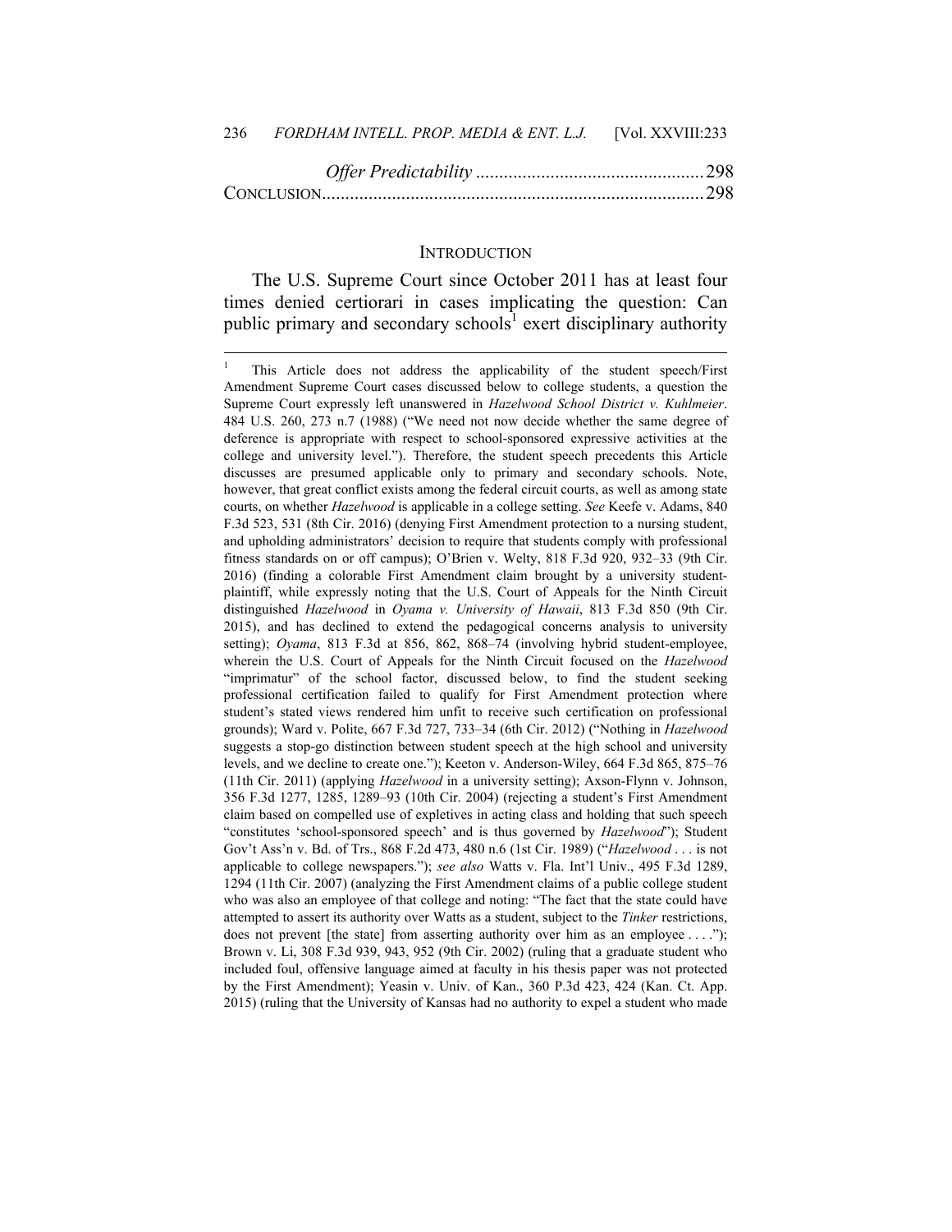*Offer Predictability* ................................................ 298

CONCLUSION ................................................................................ 298

## INTRODUCTION

The U.S. Supreme Court since October 2011 has at least four times denied certiorari in cases implicating the question: Can public primary and secondary schools[1] exert disciplinary authority

---

[1] This Article does not address the applicability of the student speech/First Amendment Supreme Court cases discussed below to college students, a question the Supreme Court expressly left unanswered in *Hazelwood School District v. Kuhlmeier*. 484 U.S. 260, 273 n.7 (1988) ("We need not now decide whether the same degree of deference is appropriate with respect to school-sponsored expressive activities at the college and university level."). Therefore, the student speech precedents this Article discusses are presumed applicable only to primary and secondary schools. Note, however, that great conflict exists among the federal circuit courts, as well as among state courts, on whether *Hazelwood* is applicable in a college setting. *See* Keefe v. Adams, 840 F.3d 523, 531 (8th Cir. 2016) (denying First Amendment protection to a nursing student, and upholding administrators' decision to require that students comply with professional fitness standards on or off campus); O'Brien v. Welty, 818 F.3d 920, 932–33 (9th Cir. 2016) (finding a colorable First Amendment claim brought by a university student-plaintiff, while expressly noting that the U.S. Court of Appeals for the Ninth Circuit distinguished *Hazelwood* in *Oyama v. University of Hawaii*, 813 F.3d 850 (9th Cir. 2015), and has declined to extend the pedagogical concerns analysis to university setting); *Oyama*, 813 F.3d at 856, 862, 868–74 (involving hybrid student-employee, wherein the U.S. Court of Appeals for the Ninth Circuit focused on the *Hazelwood* "imprimatur" of the school factor, discussed below, to find the student seeking professional certification failed to qualify for First Amendment protection where student's stated views rendered him unfit to receive such certification on professional grounds); Ward v. Polite, 667 F.3d 727, 733–34 (6th Cir. 2012) ("Nothing in *Hazelwood* suggests a stop-go distinction between student speech at the high school and university levels, and we decline to create one."); Keeton v. Anderson-Wiley, 664 F.3d 865, 875–76 (11th Cir. 2011) (applying *Hazelwood* in a university setting); Axson-Flynn v. Johnson, 356 F.3d 1277, 1285, 1289–93 (10th Cir. 2004) (rejecting a student's First Amendment claim based on compelled use of expletives in acting class and holding that such speech "constitutes 'school-sponsored speech' and is thus governed by *Hazelwood*"); Student Gov't Ass'n v. Bd. of Trs., 868 F.2d 473, 480 n.6 (1st Cir. 1989) ("*Hazelwood* . . . is not applicable to college newspapers."); *see also* Watts v. Fla. Int'l Univ., 495 F.3d 1289, 1294 (11th Cir. 2007) (analyzing the First Amendment claims of a public college student who was also an employee of that college and noting: "The fact that the state could have attempted to assert its authority over Watts as a student, subject to the *Tinker* restrictions, does not prevent [the state] from asserting authority over him as an employee . . . ."); Brown v. Li, 308 F.3d 939, 943, 952 (9th Cir. 2002) (ruling that a graduate student who included foul, offensive language aimed at faculty in his thesis paper was not protected by the First Amendment); Yeasin v. Univ. of Kan., 360 P.3d 423, 424 (Kan. Ct. App. 2015) (ruling that the University of Kansas had no authority to expel a student who made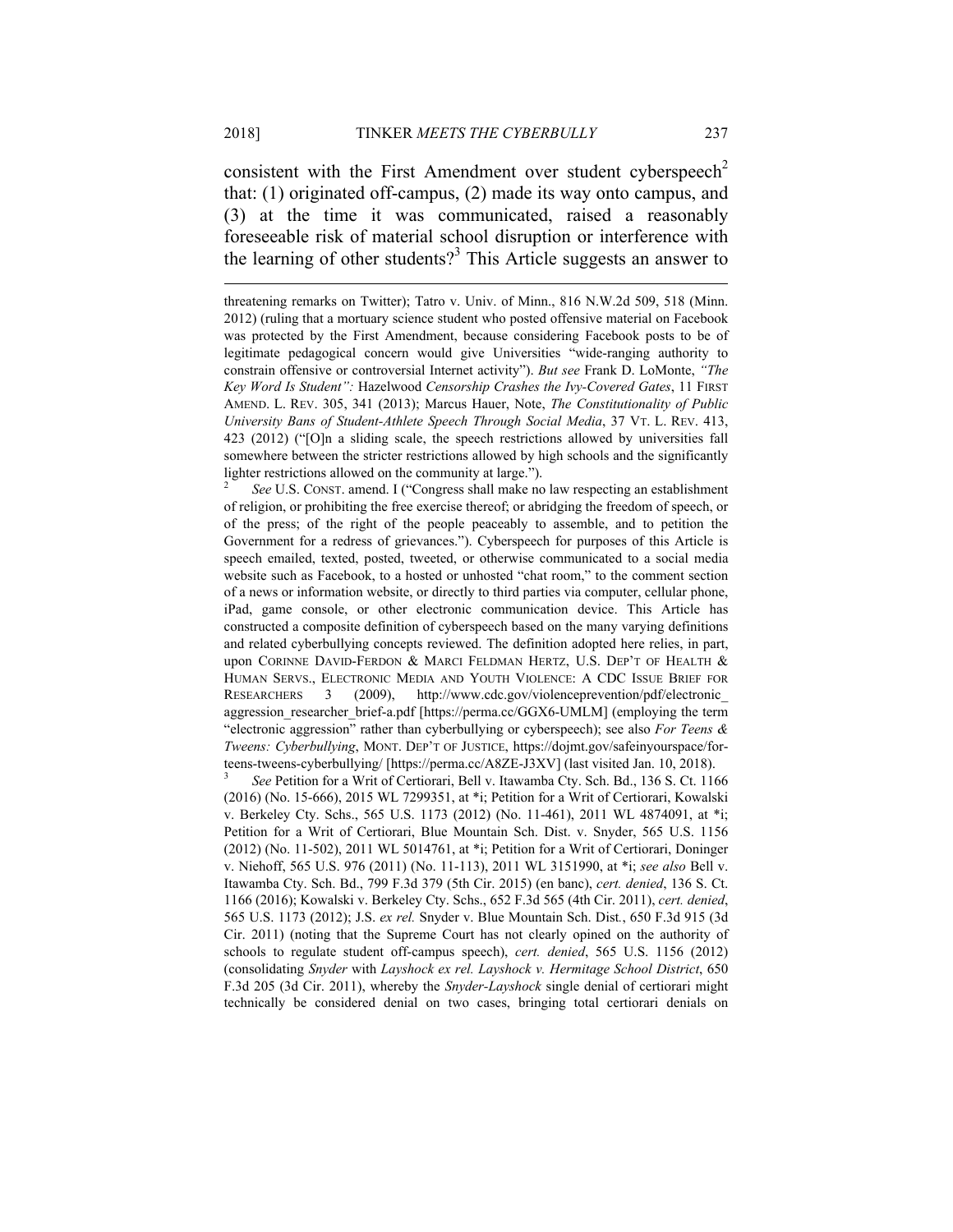consistent with the First Amendment over student cyberspeech[2] that: (1) originated off-campus, (2) made its way onto campus, and (3) at the time it was communicated, raised a reasonably foreseeable risk of material school disruption or interference with the learning of other students?[3] This Article suggests an answer to

---

threatening remarks on Twitter); Tatro v. Univ. of Minn., 816 N.W.2d 509, 518 (Minn. 2012) (ruling that a mortuary science student who posted offensive material on Facebook was protected by the First Amendment, because considering Facebook posts to be of legitimate pedagogical concern would give Universities "wide-ranging authority to constrain offensive or controversial Internet activity"). *But see* Frank D. LoMonte, *"The Key Word Is Student":* Hazelwood *Censorship Crashes the Ivy-Covered Gates*, 11 FIRST AMEND. L. REV. 305, 341 (2013); Marcus Hauer, Note, *The Constitutionality of Public University Bans of Student-Athlete Speech Through Social Media*, 37 VT. L. REV. 413, 423 (2012) ("[O]n a sliding scale, the speech restrictions allowed by universities fall somewhere between the stricter restrictions allowed by high schools and the significantly lighter restrictions allowed on the community at large.").

[2] *See* U.S. CONST. amend. I ("Congress shall make no law respecting an establishment of religion, or prohibiting the free exercise thereof; or abridging the freedom of speech, or of the press; of the right of the people peaceably to assemble, and to petition the Government for a redress of grievances."). Cyberspeech for purposes of this Article is speech emailed, texted, posted, tweeted, or otherwise communicated to a social media website such as Facebook, to a hosted or unhosted "chat room," to the comment section of a news or information website, or directly to third parties via computer, cellular phone, iPad, game console, or other electronic communication device. This Article has constructed a composite definition of cyberspeech based on the many varying definitions and related cyberbullying concepts reviewed. The definition adopted here relies, in part, upon CORINNE DAVID-FERDON & MARCI FELDMAN HERTZ, U.S. DEP'T OF HEALTH & HUMAN SERVS., ELECTRONIC MEDIA AND YOUTH VIOLENCE: A CDC ISSUE BRIEF FOR RESEARCHERS 3 (2009), http://www.cdc.gov/violenceprevention/pdf/electronic_aggression_researcher_brief-a.pdf [https://perma.cc/GGX6-UMLM] (employing the term "electronic aggression" rather than cyberbullying or cyberspeech); see also *For Teens & Tweens: Cyberbullying*, MONT. DEP'T OF JUSTICE, https://dojmt.gov/safeinyourspace/for-teens-tweens-cyberbullying/ [https://perma.cc/A8ZE-J3XV] (last visited Jan. 10, 2018).

[3] *See* Petition for a Writ of Certiorari, Bell v. Itawamba Cty. Sch. Bd., 136 S. Ct. 1166 (2016) (No. 15-666), 2015 WL 7299351, at *i; Petition for a Writ of Certiorari, Kowalski v. Berkeley Cty. Schs., 565 U.S. 1173 (2012) (No. 11-461), 2011 WL 4874091, at *i; Petition for a Writ of Certiorari, Blue Mountain Sch. Dist. v. Snyder, 565 U.S. 1156 (2012) (No. 11-502), 2011 WL 5014761, at *i; Petition for a Writ of Certiorari, Doninger v. Niehoff, 565 U.S. 976 (2011) (No. 11-113), 2011 WL 3151990, at *i; *see also* Bell v. Itawamba Cty. Sch. Bd., 799 F.3d 379 (5th Cir. 2015) (en banc), *cert. denied*, 136 S. Ct. 1166 (2016); Kowalski v. Berkeley Cty. Schs., 652 F.3d 565 (4th Cir. 2011), *cert. denied*, 565 U.S. 1173 (2012); J.S. *ex rel.* Snyder v. Blue Mountain Sch. Dist., 650 F.3d 915 (3d Cir. 2011) (noting that the Supreme Court has not clearly opined on the authority of schools to regulate student off-campus speech), *cert. denied*, 565 U.S. 1156 (2012) (consolidating *Snyder* with *Layshock ex rel. Layshock v. Hermitage School District*, 650 F.3d 205 (3d Cir. 2011), whereby the *Snyder-Layshock* single denial of certiorari might technically be considered denial on two cases, bringing total certiorari denials on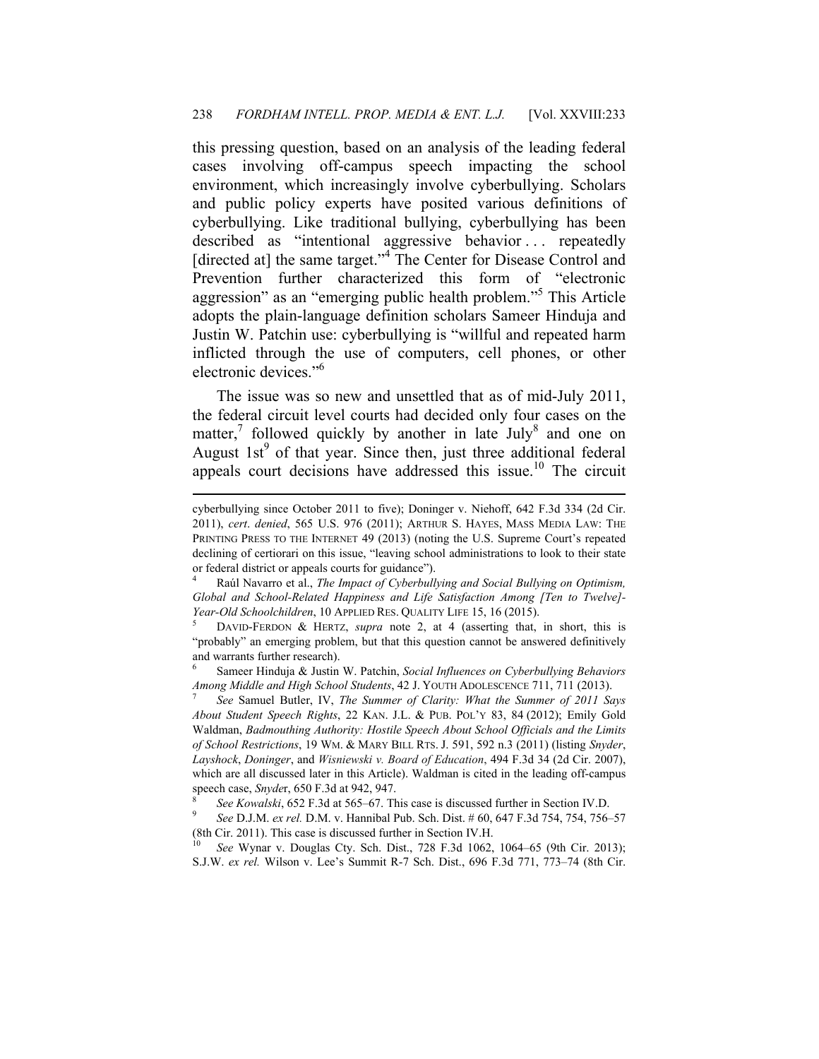this pressing question, based on an analysis of the leading federal cases involving off-campus speech impacting the school environment, which increasingly involve cyberbullying. Scholars and public policy experts have posited various definitions of cyberbullying. Like traditional bullying, cyberbullying has been described as "intentional aggressive behavior . . . repeatedly [directed at] the same target."[4] The Center for Disease Control and Prevention further characterized this form of "electronic aggression" as an "emerging public health problem."[5] This Article adopts the plain-language definition scholars Sameer Hinduja and Justin W. Patchin use: cyberbullying is "willful and repeated harm inflicted through the use of computers, cell phones, or other electronic devices."[6]

The issue was so new and unsettled that as of mid-July 2011, the federal circuit level courts had decided only four cases on the matter,[7] followed quickly by another in late July[8] and one on August 1st[9] of that year. Since then, just three additional federal appeals court decisions have addressed this issue.[10] The circuit

---

cyberbullying since October 2011 to five); Doninger v. Niehoff, 642 F.3d 334 (2d Cir. 2011), *cert. denied*, 565 U.S. 976 (2011); ARTHUR S. HAYES, MASS MEDIA LAW: THE PRINTING PRESS TO THE INTERNET 49 (2013) (noting the U.S. Supreme Court's repeated declining of certiorari on this issue, "leaving school administrations to look to their state or federal district or appeals courts for guidance").

[4] Raúl Navarro et al., *The Impact of Cyberbullying and Social Bullying on Optimism, Global and School-Related Happiness and Life Satisfaction Among [Ten to Twelve]-Year-Old Schoolchildren*, 10 APPLIED RES. QUALITY LIFE 15, 16 (2015).

[5] DAVID-FERDON & HERTZ, *supra* note 2, at 4 (asserting that, in short, this is "probably" an emerging problem, but that this question cannot be answered definitively and warrants further research).

[6] Sameer Hinduja & Justin W. Patchin, *Social Influences on Cyberbullying Behaviors Among Middle and High School Students*, 42 J. YOUTH ADOLESCENCE 711, 711 (2013).

[7] *See* Samuel Butler, IV, *The Summer of Clarity: What the Summer of 2011 Says About Student Speech Rights*, 22 KAN. J.L. & PUB. POL'Y 83, 84 (2012); Emily Gold Waldman, *Badmouthing Authority: Hostile Speech About School Officials and the Limits of School Restrictions*, 19 WM. & MARY BILL RTS. J. 591, 592 n.3 (2011) (listing *Snyder*, *Layshock*, *Doninger*, and *Wisniewski v. Board of Education*, 494 F.3d 34 (2d Cir. 2007), which are all discussed later in this Article). Waldman is cited in the leading off-campus speech case, *Snyder*, 650 F.3d at 942, 947.

[8] *See Kowalski*, 652 F.3d at 565–67. This case is discussed further in Section IV.D.

[9] *See* D.J.M. *ex rel.* D.M. v. Hannibal Pub. Sch. Dist. # 60, 647 F.3d 754, 754, 756–57 (8th Cir. 2011). This case is discussed further in Section IV.H.

[10] *See* Wynar v. Douglas Cty. Sch. Dist., 728 F.3d 1062, 1064–65 (9th Cir. 2013); S.J.W. *ex rel.* Wilson v. Lee's Summit R-7 Sch. Dist., 696 F.3d 771, 773–74 (8th Cir.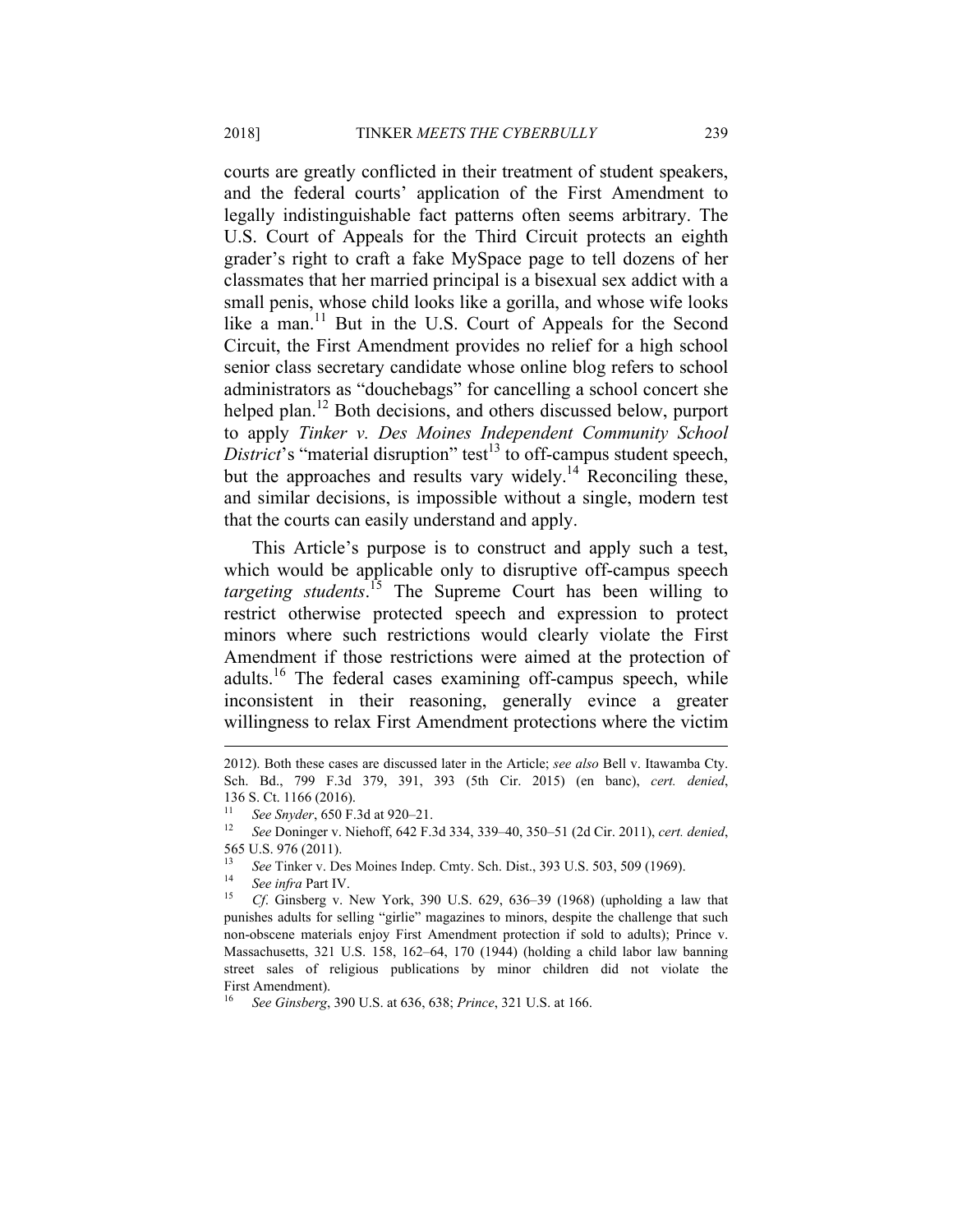courts are greatly conflicted in their treatment of student speakers, and the federal courts' application of the First Amendment to legally indistinguishable fact patterns often seems arbitrary. The U.S. Court of Appeals for the Third Circuit protects an eighth grader's right to craft a fake MySpace page to tell dozens of her classmates that her married principal is a bisexual sex addict with a small penis, whose child looks like a gorilla, and whose wife looks like a man.[11] But in the U.S. Court of Appeals for the Second Circuit, the First Amendment provides no relief for a high school senior class secretary candidate whose online blog refers to school administrators as "douchebags" for cancelling a school concert she helped plan.[12] Both decisions, and others discussed below, purport to apply *Tinker v. Des Moines Independent Community School District*'s "material disruption" test[13] to off-campus student speech, but the approaches and results vary widely.[14] Reconciling these, and similar decisions, is impossible without a single, modern test that the courts can easily understand and apply.

This Article's purpose is to construct and apply such a test, which would be applicable only to disruptive off-campus speech *targeting students*.[15] The Supreme Court has been willing to restrict otherwise protected speech and expression to protect minors where such restrictions would clearly violate the First Amendment if those restrictions were aimed at the protection of adults.[16] The federal cases examining off-campus speech, while inconsistent in their reasoning, generally evince a greater willingness to relax First Amendment protections where the victim

---

2012). Both these cases are discussed later in the Article; *see also* Bell v. Itawamba Cty. Sch. Bd., 799 F.3d 379, 391, 393 (5th Cir. 2015) (en banc), *cert. denied*, 136 S. Ct. 1166 (2016).

[11] *See Snyder*, 650 F.3d at 920–21.

[12] *See* Doninger v. Niehoff, 642 F.3d 334, 339–40, 350–51 (2d Cir. 2011), *cert. denied*, 565 U.S. 976 (2011).

[13] *See* Tinker v. Des Moines Indep. Cmty. Sch. Dist., 393 U.S. 503, 509 (1969).

[14] *See infra* Part IV.

[15] *Cf*. Ginsberg v. New York, 390 U.S. 629, 636–39 (1968) (upholding a law that punishes adults for selling "girlie" magazines to minors, despite the challenge that such non-obscene materials enjoy First Amendment protection if sold to adults); Prince v. Massachusetts, 321 U.S. 158, 162–64, 170 (1944) (holding a child labor law banning street sales of religious publications by minor children did not violate the First Amendment).

[16] *See Ginsberg*, 390 U.S. at 636, 638; *Prince*, 321 U.S. at 166.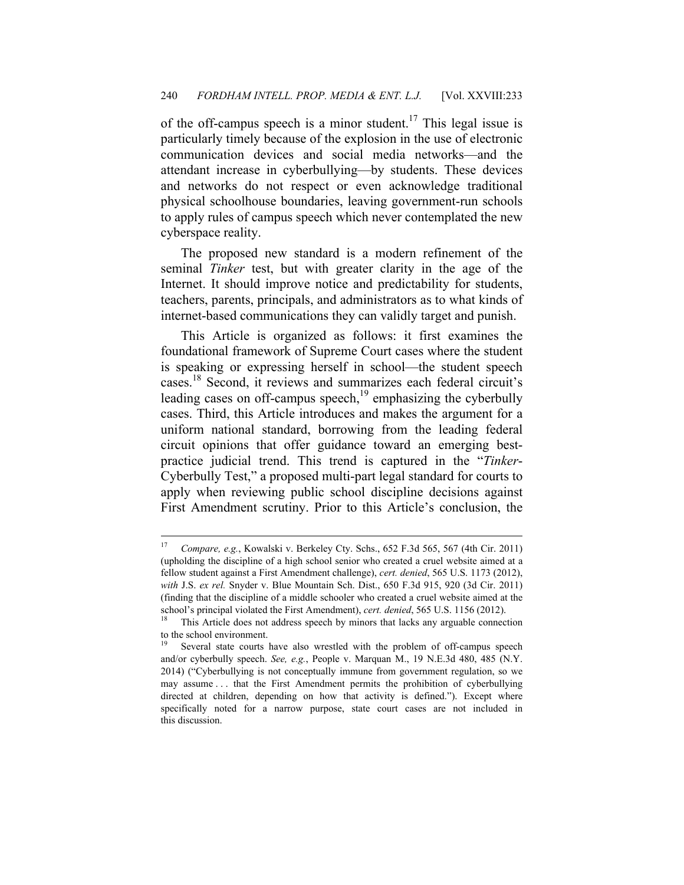of the off-campus speech is a minor student.[17] This legal issue is particularly timely because of the explosion in the use of electronic communication devices and social media networks—and the attendant increase in cyberbullying—by students. These devices and networks do not respect or even acknowledge traditional physical schoolhouse boundaries, leaving government-run schools to apply rules of campus speech which never contemplated the new cyberspace reality.

The proposed new standard is a modern refinement of the seminal *Tinker* test, but with greater clarity in the age of the Internet. It should improve notice and predictability for students, teachers, parents, principals, and administrators as to what kinds of internet-based communications they can validly target and punish.

This Article is organized as follows: it first examines the foundational framework of Supreme Court cases where the student is speaking or expressing herself in school—the student speech cases.[18] Second, it reviews and summarizes each federal circuit's leading cases on off-campus speech,[19] emphasizing the cyberbully cases. Third, this Article introduces and makes the argument for a uniform national standard, borrowing from the leading federal circuit opinions that offer guidance toward an emerging best-practice judicial trend. This trend is captured in the "*Tinker*-Cyberbully Test," a proposed multi-part legal standard for courts to apply when reviewing public school discipline decisions against First Amendment scrutiny. Prior to this Article's conclusion, the

---

[17] *Compare, e.g.*, Kowalski v. Berkeley Cty. Schs., 652 F.3d 565, 567 (4th Cir. 2011) (upholding the discipline of a high school senior who created a cruel website aimed at a fellow student against a First Amendment challenge), *cert. denied*, 565 U.S. 1173 (2012), *with* J.S. *ex rel.* Snyder v. Blue Mountain Sch. Dist., 650 F.3d 915, 920 (3d Cir. 2011) (finding that the discipline of a middle schooler who created a cruel website aimed at the school's principal violated the First Amendment), *cert. denied*, 565 U.S. 1156 (2012).

[18] This Article does not address speech by minors that lacks any arguable connection to the school environment.

[19] Several state courts have also wrestled with the problem of off-campus speech and/or cyberbully speech. *See, e.g.*, People v. Marquan M., 19 N.E.3d 480, 485 (N.Y. 2014) ("Cyberbullying is not conceptually immune from government regulation, so we may assume . . . that the First Amendment permits the prohibition of cyberbullying directed at children, depending on how that activity is defined."). Except where specifically noted for a narrow purpose, state court cases are not included in this discussion.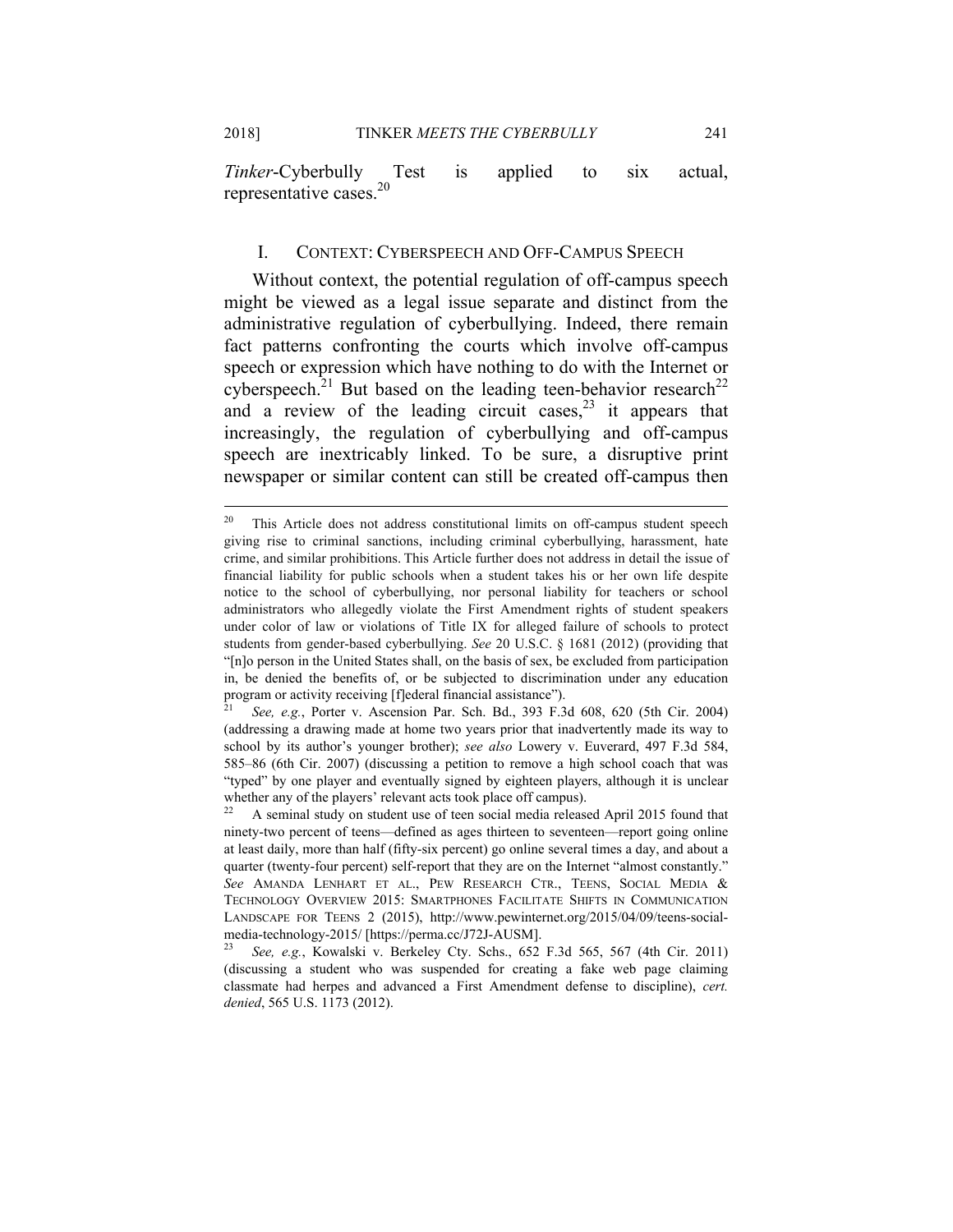*Tinker*-Cyberbully Test is applied to six actual, representative cases.[20]

## I. CONTEXT: CYBERSPEECH AND OFF-CAMPUS SPEECH

Without context, the potential regulation of off-campus speech might be viewed as a legal issue separate and distinct from the administrative regulation of cyberbullying. Indeed, there remain fact patterns confronting the courts which involve off-campus speech or expression which have nothing to do with the Internet or cyberspeech.[21] But based on the leading teen-behavior research[22] and a review of the leading circuit cases,[23] it appears that increasingly, the regulation of cyberbullying and off-campus speech are inextricably linked. To be sure, a disruptive print newspaper or similar content can still be created off-campus then

---

[20] This Article does not address constitutional limits on off-campus student speech giving rise to criminal sanctions, including criminal cyberbullying, harassment, hate crime, and similar prohibitions. This Article further does not address in detail the issue of financial liability for public schools when a student takes his or her own life despite notice to the school of cyberbullying, nor personal liability for teachers or school administrators who allegedly violate the First Amendment rights of student speakers under color of law or violations of Title IX for alleged failure of schools to protect students from gender-based cyberbullying. *See* 20 U.S.C. § 1681 (2012) (providing that "[n]o person in the United States shall, on the basis of sex, be excluded from participation in, be denied the benefits of, or be subjected to discrimination under any education program or activity receiving [f]ederal financial assistance").

[21] *See, e.g.*, Porter v. Ascension Par. Sch. Bd., 393 F.3d 608, 620 (5th Cir. 2004) (addressing a drawing made at home two years prior that inadvertently made its way to school by its author's younger brother); *see also* Lowery v. Euverard, 497 F.3d 584, 585–86 (6th Cir. 2007) (discussing a petition to remove a high school coach that was "typed" by one player and eventually signed by eighteen players, although it is unclear whether any of the players' relevant acts took place off campus).

[22] A seminal study on student use of teen social media released April 2015 found that ninety-two percent of teens—defined as ages thirteen to seventeen—report going online at least daily, more than half (fifty-six percent) go online several times a day, and about a quarter (twenty-four percent) self-report that they are on the Internet "almost constantly." *See* AMANDA LENHART ET AL., PEW RESEARCH CTR., TEENS, SOCIAL MEDIA & TECHNOLOGY OVERVIEW 2015: SMARTPHONES FACILITATE SHIFTS IN COMMUNICATION LANDSCAPE FOR TEENS 2 (2015), http://www.pewinternet.org/2015/04/09/teens-social-media-technology-2015/ [https://perma.cc/J72J-AUSM].

[23] *See, e.g.*, Kowalski v. Berkeley Cty. Schs., 652 F.3d 565, 567 (4th Cir. 2011) (discussing a student who was suspended for creating a fake web page claiming classmate had herpes and advanced a First Amendment defense to discipline), *cert. denied*, 565 U.S. 1173 (2012).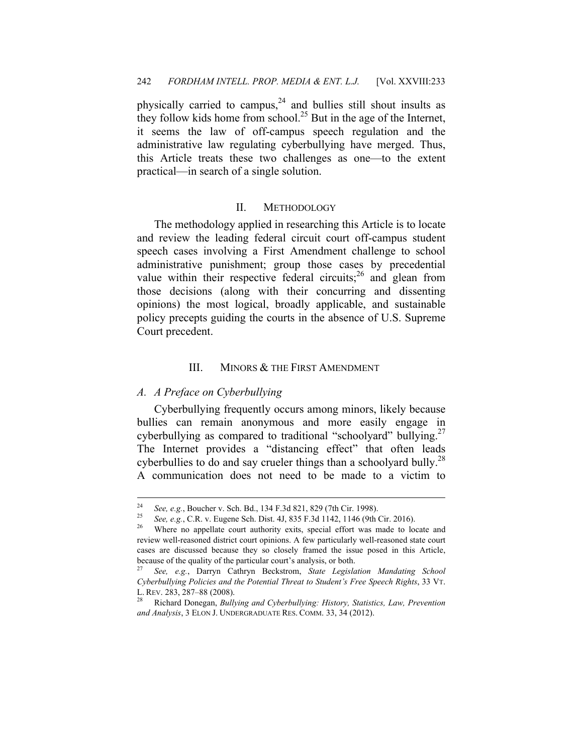physically carried to campus,[24] and bullies still shout insults as they follow kids home from school.[25] But in the age of the Internet, it seems the law of off-campus speech regulation and the administrative law regulating cyberbullying have merged. Thus, this Article treats these two challenges as one—to the extent practical—in search of a single solution.

## II. METHODOLOGY

The methodology applied in researching this Article is to locate and review the leading federal circuit court off-campus student speech cases involving a First Amendment challenge to school administrative punishment; group those cases by precedential value within their respective federal circuits;[26] and glean from those decisions (along with their concurring and dissenting opinions) the most logical, broadly applicable, and sustainable policy precepts guiding the courts in the absence of U.S. Supreme Court precedent.

## III. MINORS & THE FIRST AMENDMENT

### *A. A Preface on Cyberbullying*

Cyberbullying frequently occurs among minors, likely because bullies can remain anonymous and more easily engage in cyberbullying as compared to traditional "schoolyard" bullying.[27] The Internet provides a "distancing effect" that often leads cyberbullies to do and say crueler things than a schoolyard bully.[28] A communication does not need to be made to a victim to

---

[24] *See, e.g.*, Boucher v. Sch. Bd., 134 F.3d 821, 829 (7th Cir. 1998).

[25] *See, e.g.*, C.R. v. Eugene Sch. Dist. 4J, 835 F.3d 1142, 1146 (9th Cir. 2016).

[26] Where no appellate court authority exits, special effort was made to locate and review well-reasoned district court opinions. A few particularly well-reasoned state court cases are discussed because they so closely framed the issue posed in this Article, because of the quality of the particular court's analysis, or both.

[27] *See, e.g.*, Darryn Cathryn Beckstrom, *State Legislation Mandating School Cyberbullying Policies and the Potential Threat to Student's Free Speech Rights*, 33 VT. L. REV. 283, 287–88 (2008).

[28] Richard Donegan, *Bullying and Cyberbullying: History, Statistics, Law, Prevention and Analysis*, 3 ELON J. UNDERGRADUATE RES. COMM. 33, 34 (2012).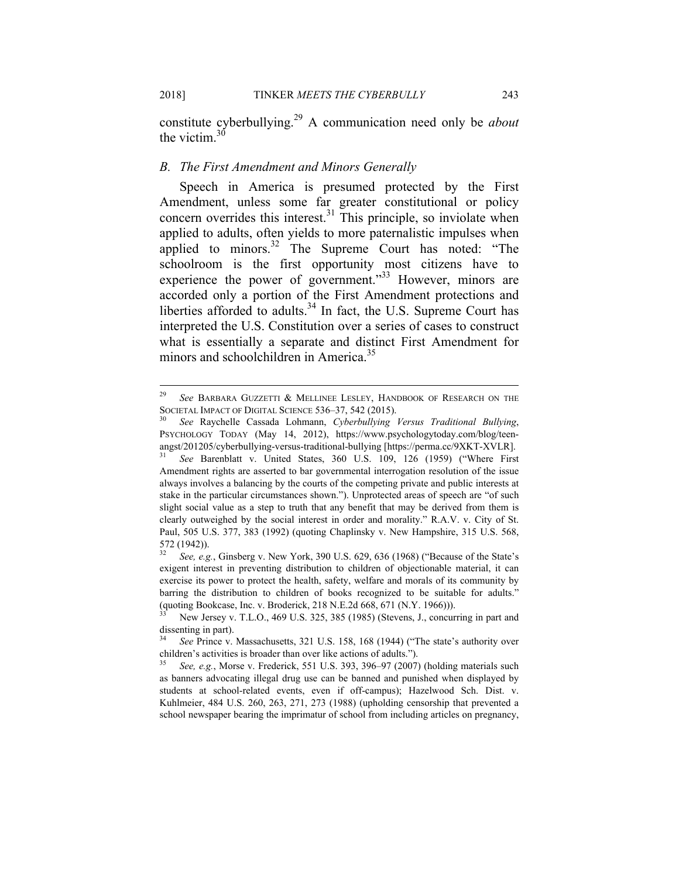constitute cyberbullying.[29] A communication need only be *about* the victim.[30]

### *B. The First Amendment and Minors Generally*

Speech in America is presumed protected by the First Amendment, unless some far greater constitutional or policy concern overrides this interest.[31] This principle, so inviolate when applied to adults, often yields to more paternalistic impulses when applied to minors.[32] The Supreme Court has noted: "The schoolroom is the first opportunity most citizens have to experience the power of government."[33] However, minors are accorded only a portion of the First Amendment protections and liberties afforded to adults.[34] In fact, the U.S. Supreme Court has interpreted the U.S. Constitution over a series of cases to construct what is essentially a separate and distinct First Amendment for minors and schoolchildren in America.[35]

---

[29] *See* BARBARA GUZZETTI & MELLINEE LESLEY, HANDBOOK OF RESEARCH ON THE SOCIETAL IMPACT OF DIGITAL SCIENCE 536–37, 542 (2015).

[30] *See* Raychelle Cassada Lohmann, *Cyberbullying Versus Traditional Bullying*, PSYCHOLOGY TODAY (May 14, 2012), https://www.psychologytoday.com/blog/teen-angst/201205/cyberbullying-versus-traditional-bullying [https://perma.cc/9XKT-XVLR].

[31] *See* Barenblatt v. United States, 360 U.S. 109, 126 (1959) ("Where First Amendment rights are asserted to bar governmental interrogation resolution of the issue always involves a balancing by the courts of the competing private and public interests at stake in the particular circumstances shown."). Unprotected areas of speech are "of such slight social value as a step to truth that any benefit that may be derived from them is clearly outweighed by the social interest in order and morality." R.A.V. v. City of St. Paul, 505 U.S. 377, 383 (1992) (quoting Chaplinsky v. New Hampshire, 315 U.S. 568, 572 (1942)).

[32] *See, e.g.*, Ginsberg v. New York, 390 U.S. 629, 636 (1968) ("Because of the State's exigent interest in preventing distribution to children of objectionable material, it can exercise its power to protect the health, safety, welfare and morals of its community by barring the distribution to children of books recognized to be suitable for adults." (quoting Bookcase, Inc. v. Broderick, 218 N.E.2d 668, 671 (N.Y. 1966))).

[33] New Jersey v. T.L.O., 469 U.S. 325, 385 (1985) (Stevens, J., concurring in part and dissenting in part).

[34] *See* Prince v. Massachusetts, 321 U.S. 158, 168 (1944) ("The state's authority over children's activities is broader than over like actions of adults.").

[35] *See, e.g.*, Morse v. Frederick, 551 U.S. 393, 396–97 (2007) (holding materials such as banners advocating illegal drug use can be banned and punished when displayed by students at school-related events, even if off-campus); Hazelwood Sch. Dist. v. Kuhlmeier, 484 U.S. 260, 263, 271, 273 (1988) (upholding censorship that prevented a school newspaper bearing the imprimatur of school from including articles on pregnancy,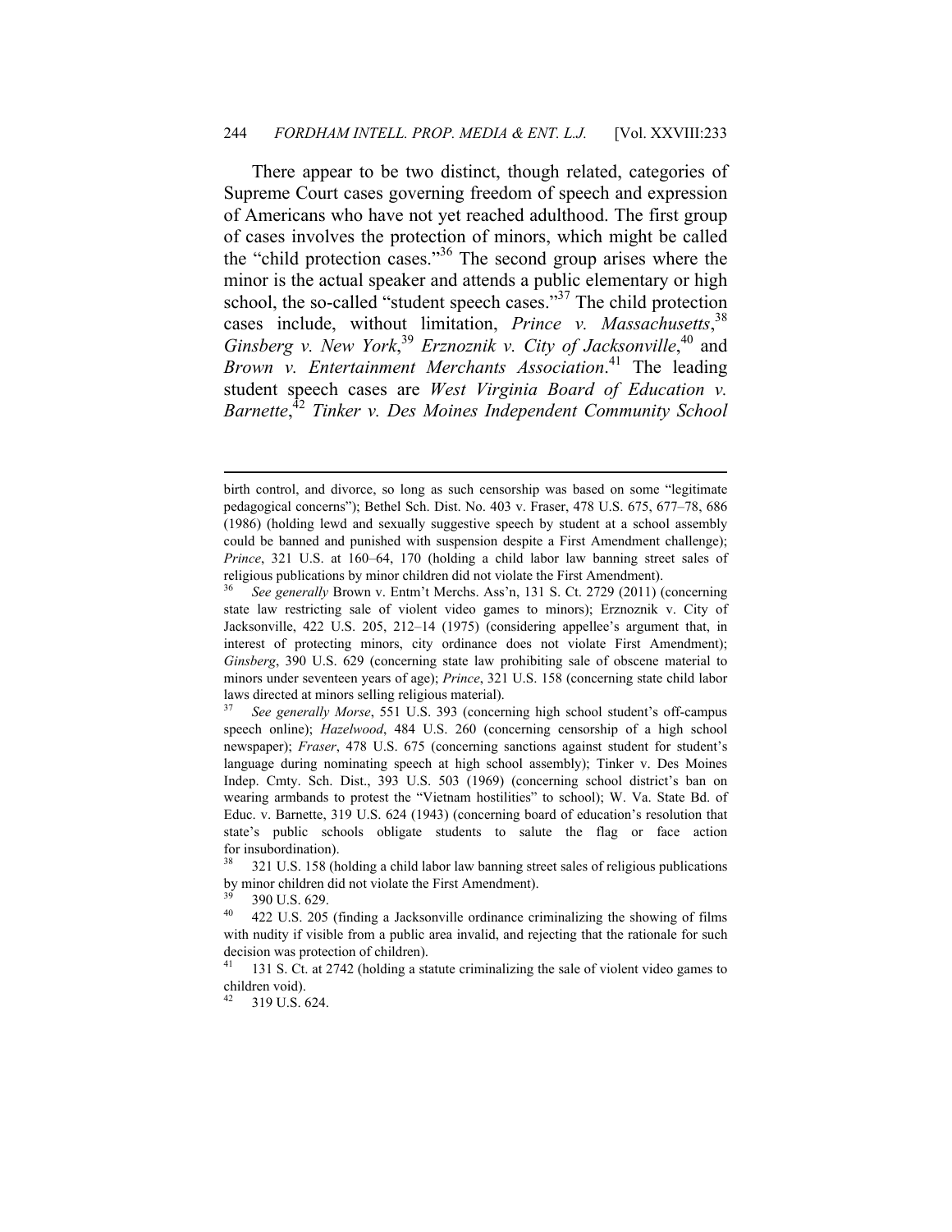There appear to be two distinct, though related, categories of Supreme Court cases governing freedom of speech and expression of Americans who have not yet reached adulthood. The first group of cases involves the protection of minors, which might be called the "child protection cases."[36] The second group arises where the minor is the actual speaker and attends a public elementary or high school, the so-called "student speech cases."[37] The child protection cases include, without limitation, *Prince v. Massachusetts*,[38] *Ginsberg v. New York*,[39] *Erznoznik v. City of Jacksonville*,[40] and *Brown v. Entertainment Merchants Association*.[41] The leading student speech cases are *West Virginia Board of Education v. Barnette*,[42] *Tinker v. Des Moines Independent Community School*

---

birth control, and divorce, so long as such censorship was based on some "legitimate pedagogical concerns"); Bethel Sch. Dist. No. 403 v. Fraser, 478 U.S. 675, 677–78, 686 (1986) (holding lewd and sexually suggestive speech by student at a school assembly could be banned and punished with suspension despite a First Amendment challenge); *Prince*, 321 U.S. at 160–64, 170 (holding a child labor law banning street sales of religious publications by minor children did not violate the First Amendment).

[36] *See generally* Brown v. Entm't Merchs. Ass'n, 131 S. Ct. 2729 (2011) (concerning state law restricting sale of violent video games to minors); Erznoznik v. City of Jacksonville, 422 U.S. 205, 212–14 (1975) (considering appellee's argument that, in interest of protecting minors, city ordinance does not violate First Amendment); *Ginsberg*, 390 U.S. 629 (concerning state law prohibiting sale of obscene material to minors under seventeen years of age); *Prince*, 321 U.S. 158 (concerning state child labor laws directed at minors selling religious material).

[37] *See generally Morse*, 551 U.S. 393 (concerning high school student's off-campus speech online); *Hazelwood*, 484 U.S. 260 (concerning censorship of a high school newspaper); *Fraser*, 478 U.S. 675 (concerning sanctions against student for student's language during nominating speech at high school assembly); Tinker v. Des Moines Indep. Cmty. Sch. Dist., 393 U.S. 503 (1969) (concerning school district's ban on wearing armbands to protest the "Vietnam hostilities" to school); W. Va. State Bd. of Educ. v. Barnette, 319 U.S. 624 (1943) (concerning board of education's resolution that state's public schools obligate students to salute the flag or face action for insubordination).

[38] 321 U.S. 158 (holding a child labor law banning street sales of religious publications by minor children did not violate the First Amendment).

[39] 390 U.S. 629.

[40] 422 U.S. 205 (finding a Jacksonville ordinance criminalizing the showing of films with nudity if visible from a public area invalid, and rejecting that the rationale for such decision was protection of children).

[41] 131 S. Ct. at 2742 (holding a statute criminalizing the sale of violent video games to children void).

[42] 319 U.S. 624.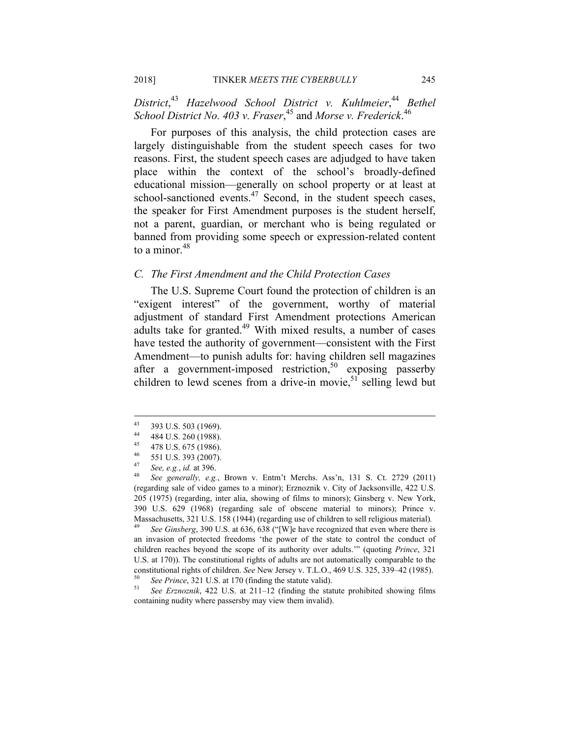*District*,[43] *Hazelwood School District v. Kuhlmeier*,[44] *Bethel School District No. 403 v. Fraser*,[45] and *Morse v. Frederick*.[46]

For purposes of this analysis, the child protection cases are largely distinguishable from the student speech cases for two reasons. First, the student speech cases are adjudged to have taken place within the context of the school's broadly-defined educational mission—generally on school property or at least at school-sanctioned events.[47] Second, in the student speech cases, the speaker for First Amendment purposes is the student herself, not a parent, guardian, or merchant who is being regulated or banned from providing some speech or expression-related content to a minor.[48]

### *C. The First Amendment and the Child Protection Cases*

The U.S. Supreme Court found the protection of children is an "exigent interest" of the government, worthy of material adjustment of standard First Amendment protections American adults take for granted.[49] With mixed results, a number of cases have tested the authority of government—consistent with the First Amendment—to punish adults for: having children sell magazines after a government-imposed restriction,[50] exposing passerby children to lewd scenes from a drive-in movie,[51] selling lewd but

---

[43] 393 U.S. 503 (1969).

[44] 484 U.S. 260 (1988).

[45] 478 U.S. 675 (1986).

[46] 551 U.S. 393 (2007).

[47] *See, e.g.*, *id.* at 396.

[48] *See generally, e.g.*, Brown v. Entm't Merchs. Ass'n, 131 S. Ct. 2729 (2011) (regarding sale of video games to a minor); Erznoznik v. City of Jacksonville, 422 U.S. 205 (1975) (regarding, inter alia, showing of films to minors); Ginsberg v. New York, 390 U.S. 629 (1968) (regarding sale of obscene material to minors); Prince v. Massachusetts, 321 U.S. 158 (1944) (regarding use of children to sell religious material).

[49] *See Ginsberg*, 390 U.S. at 636, 638 ("[W]e have recognized that even where there is an invasion of protected freedoms 'the power of the state to control the conduct of children reaches beyond the scope of its authority over adults.'" (quoting *Prince*, 321 U.S. at 170)). The constitutional rights of adults are not automatically comparable to the constitutional rights of children. *See* New Jersey v. T.L.O., 469 U.S. 325, 339–42 (1985).

[50] *See Prince*, 321 U.S. at 170 (finding the statute valid).

[51] *See Erznoznik*, 422 U.S. at 211–12 (finding the statute prohibited showing films containing nudity where passersby may view them invalid).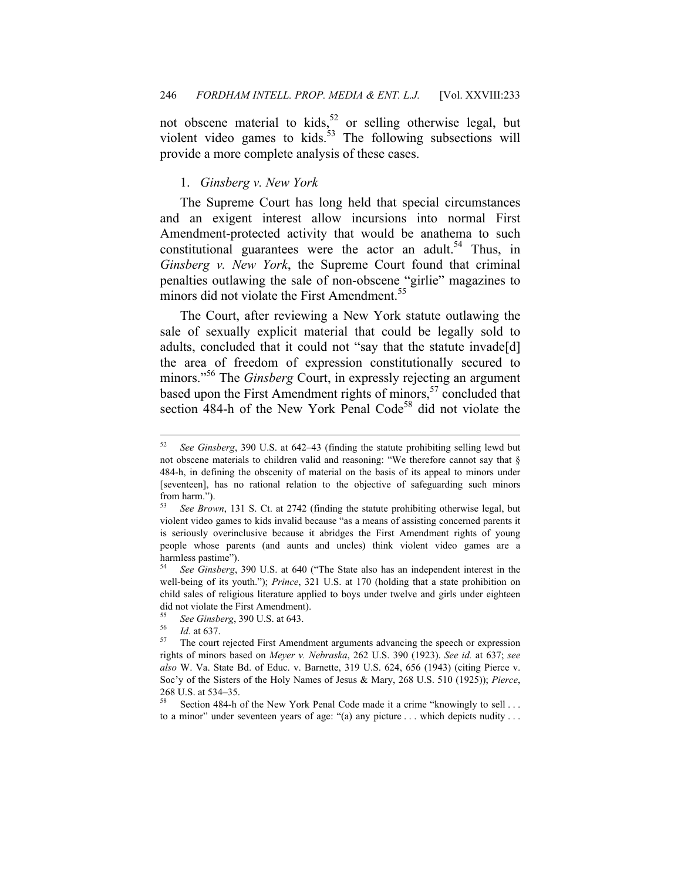not obscene material to kids,[52] or selling otherwise legal, but violent video games to kids.[53] The following subsections will provide a more complete analysis of these cases.

### 1. *Ginsberg v. New York*

The Supreme Court has long held that special circumstances and an exigent interest allow incursions into normal First Amendment-protected activity that would be anathema to such constitutional guarantees were the actor an adult.[54] Thus, in *Ginsberg v. New York*, the Supreme Court found that criminal penalties outlawing the sale of non-obscene "girlie" magazines to minors did not violate the First Amendment.[55]

The Court, after reviewing a New York statute outlawing the sale of sexually explicit material that could be legally sold to adults, concluded that it could not "say that the statute invade[d] the area of freedom of expression constitutionally secured to minors."[56] The *Ginsberg* Court, in expressly rejecting an argument based upon the First Amendment rights of minors,[57] concluded that section 484-h of the New York Penal Code[58] did not violate the

---

[52] *See Ginsberg*, 390 U.S. at 642–43 (finding the statute prohibiting selling lewd but not obscene materials to children valid and reasoning: "We therefore cannot say that § 484-h, in defining the obscenity of material on the basis of its appeal to minors under [seventeen], has no rational relation to the objective of safeguarding such minors from harm.").

[53] *See Brown*, 131 S. Ct. at 2742 (finding the statute prohibiting otherwise legal, but violent video games to kids invalid because "as a means of assisting concerned parents it is seriously overinclusive because it abridges the First Amendment rights of young people whose parents (and aunts and uncles) think violent video games are a harmless pastime").

[54] *See Ginsberg*, 390 U.S. at 640 ("The State also has an independent interest in the well-being of its youth."); *Prince*, 321 U.S. at 170 (holding that a state prohibition on child sales of religious literature applied to boys under twelve and girls under eighteen did not violate the First Amendment).

[55] *See Ginsberg*, 390 U.S. at 643.

[56] *Id.* at 637.

[57] The court rejected First Amendment arguments advancing the speech or expression rights of minors based on *Meyer v. Nebraska*, 262 U.S. 390 (1923). *See id.* at 637; *see also* W. Va. State Bd. of Educ. v. Barnette, 319 U.S. 624, 656 (1943) (citing Pierce v. Soc'y of the Sisters of the Holy Names of Jesus & Mary, 268 U.S. 510 (1925)); *Pierce*, 268 U.S. at 534–35.

[58] Section 484-h of the New York Penal Code made it a crime "knowingly to sell . . . to a minor" under seventeen years of age: "(a) any picture . . . which depicts nudity . . .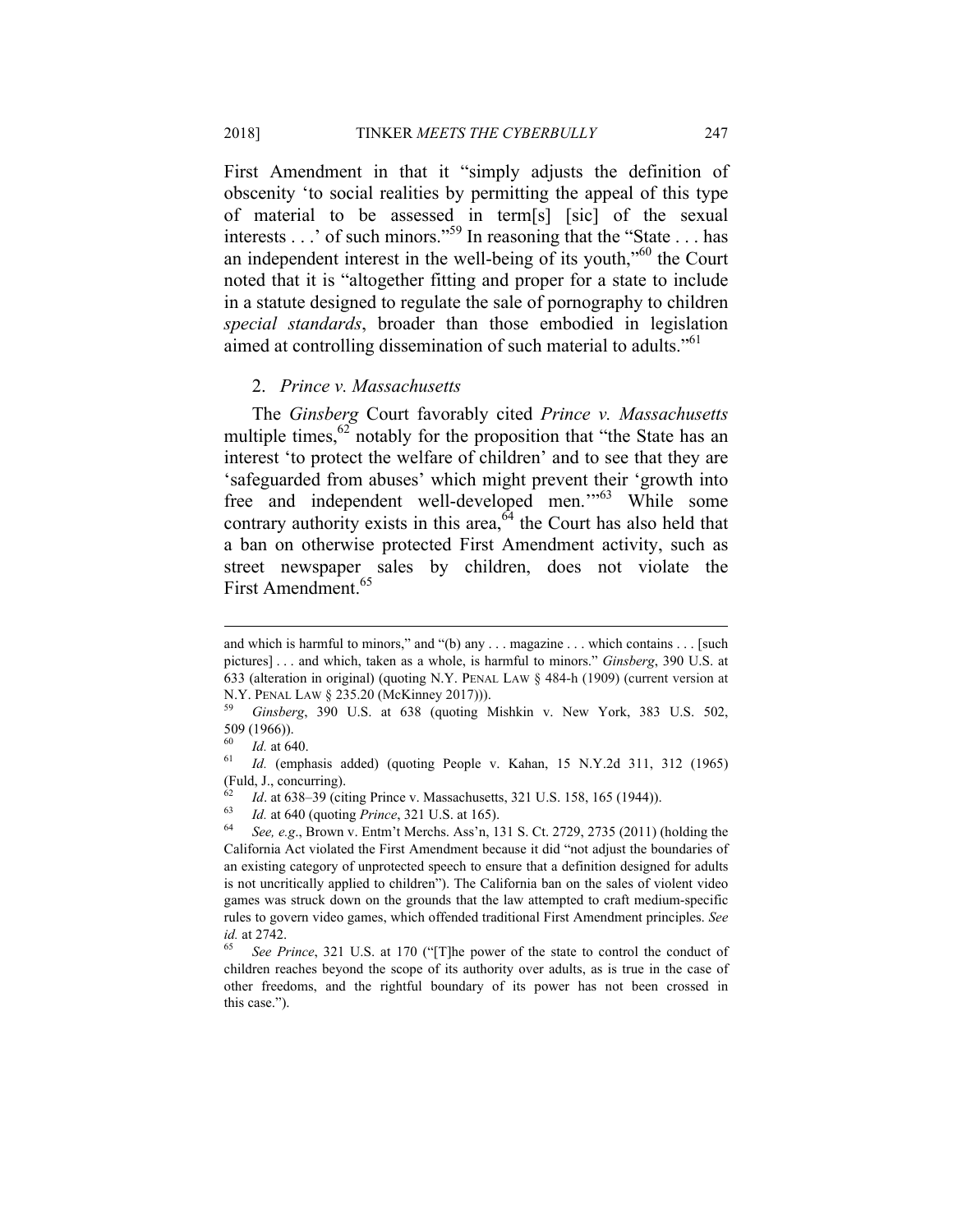First Amendment in that it "simply adjusts the definition of obscenity 'to social realities by permitting the appeal of this type of material to be assessed in term[s] [sic] of the sexual interests . . .' of such minors."[59] In reasoning that the "State . . . has an independent interest in the well-being of its youth,"[60] the Court noted that it is "altogether fitting and proper for a state to include in a statute designed to regulate the sale of pornography to children *special standards*, broader than those embodied in legislation aimed at controlling dissemination of such material to adults."[61]

2. *Prince v. Massachusetts*

The *Ginsberg* Court favorably cited *Prince v. Massachusetts* multiple times,[62] notably for the proposition that "the State has an interest 'to protect the welfare of children' and to see that they are 'safeguarded from abuses' which might prevent their 'growth into free and independent well-developed men.'"[63] While some contrary authority exists in this area,[64] the Court has also held that a ban on otherwise protected First Amendment activity, such as street newspaper sales by children, does not violate the First Amendment.[65]

---

and which is harmful to minors," and "(b) any . . . magazine . . . which contains . . . [such pictures] . . . and which, taken as a whole, is harmful to minors." *Ginsberg*, 390 U.S. at 633 (alteration in original) (quoting N.Y. PENAL LAW § 484-h (1909) (current version at N.Y. PENAL LAW § 235.20 (McKinney 2017))).

[59] *Ginsberg*, 390 U.S. at 638 (quoting Mishkin v. New York, 383 U.S. 502, 509 (1966)).

[60] *Id.* at 640.

[61] *Id.* (emphasis added) (quoting People v. Kahan, 15 N.Y.2d 311, 312 (1965) (Fuld, J., concurring).

[62] *Id*. at 638–39 (citing Prince v. Massachusetts, 321 U.S. 158, 165 (1944)).

[63] *Id.* at 640 (quoting *Prince*, 321 U.S. at 165).

[64] *See, e.g*., Brown v. Entm't Merchs. Ass'n, 131 S. Ct. 2729, 2735 (2011) (holding the California Act violated the First Amendment because it did "not adjust the boundaries of an existing category of unprotected speech to ensure that a definition designed for adults is not uncritically applied to children"). The California ban on the sales of violent video games was struck down on the grounds that the law attempted to craft medium-specific rules to govern video games, which offended traditional First Amendment principles. *See id.* at 2742.

[65] *See Prince*, 321 U.S. at 170 ("[T]he power of the state to control the conduct of children reaches beyond the scope of its authority over adults, as is true in the case of other freedoms, and the rightful boundary of its power has not been crossed in this case.").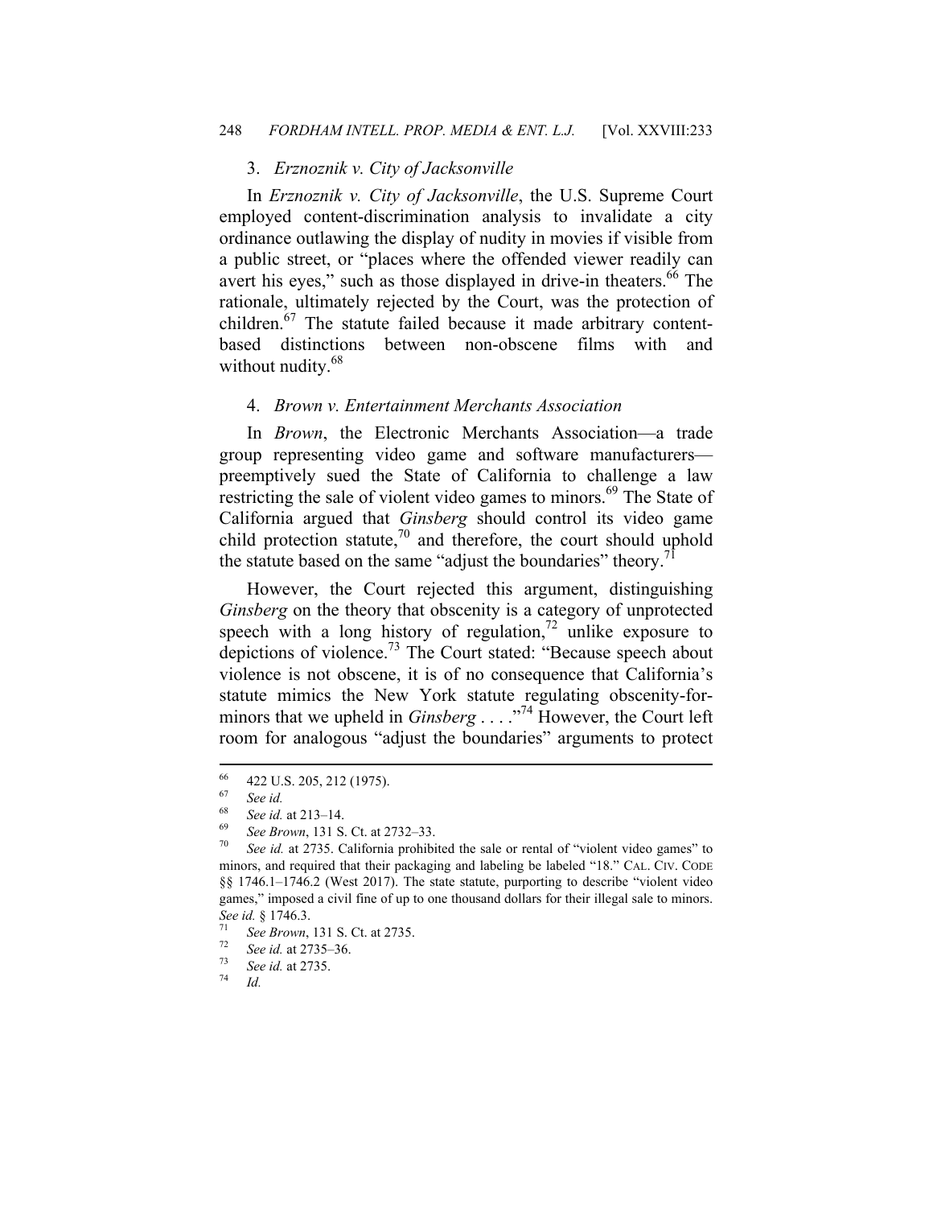### 3. *Erznoznik v. City of Jacksonville*

In *Erznoznik v. City of Jacksonville*, the U.S. Supreme Court employed content-discrimination analysis to invalidate a city ordinance outlawing the display of nudity in movies if visible from a public street, or "places where the offended viewer readily can avert his eyes," such as those displayed in drive-in theaters.[66] The rationale, ultimately rejected by the Court, was the protection of children.[67] The statute failed because it made arbitrary content-based distinctions between non-obscene films with and without nudity.[68]

### 4. *Brown v. Entertainment Merchants Association*

In *Brown*, the Electronic Merchants Association—a trade group representing video game and software manufacturers—preemptively sued the State of California to challenge a law restricting the sale of violent video games to minors.[69] The State of California argued that *Ginsberg* should control its video game child protection statute,[70] and therefore, the court should uphold the statute based on the same "adjust the boundaries" theory.[71]

However, the Court rejected this argument, distinguishing *Ginsberg* on the theory that obscenity is a category of unprotected speech with a long history of regulation,[72] unlike exposure to depictions of violence.[73] The Court stated: "Because speech about violence is not obscene, it is of no consequence that California's statute mimics the New York statute regulating obscenity-for-minors that we upheld in *Ginsberg* . . . ."[74] However, the Court left room for analogous "adjust the boundaries" arguments to protect

---

[66] 422 U.S. 205, 212 (1975).

[67] *See id.*

[68] *See id.* at 213–14.

[69] *See Brown*, 131 S. Ct. at 2732–33.

[70] *See id.* at 2735. California prohibited the sale or rental of "violent video games" to minors, and required that their packaging and labeling be labeled "18." CAL. CIV. CODE §§ 1746.1–1746.2 (West 2017). The state statute, purporting to describe "violent video games," imposed a civil fine of up to one thousand dollars for their illegal sale to minors. *See id.* § 1746.3.

[71] *See Brown*, 131 S. Ct. at 2735.

[72] *See id.* at 2735–36.

[73] *See id.* at 2735.

[74] *Id.*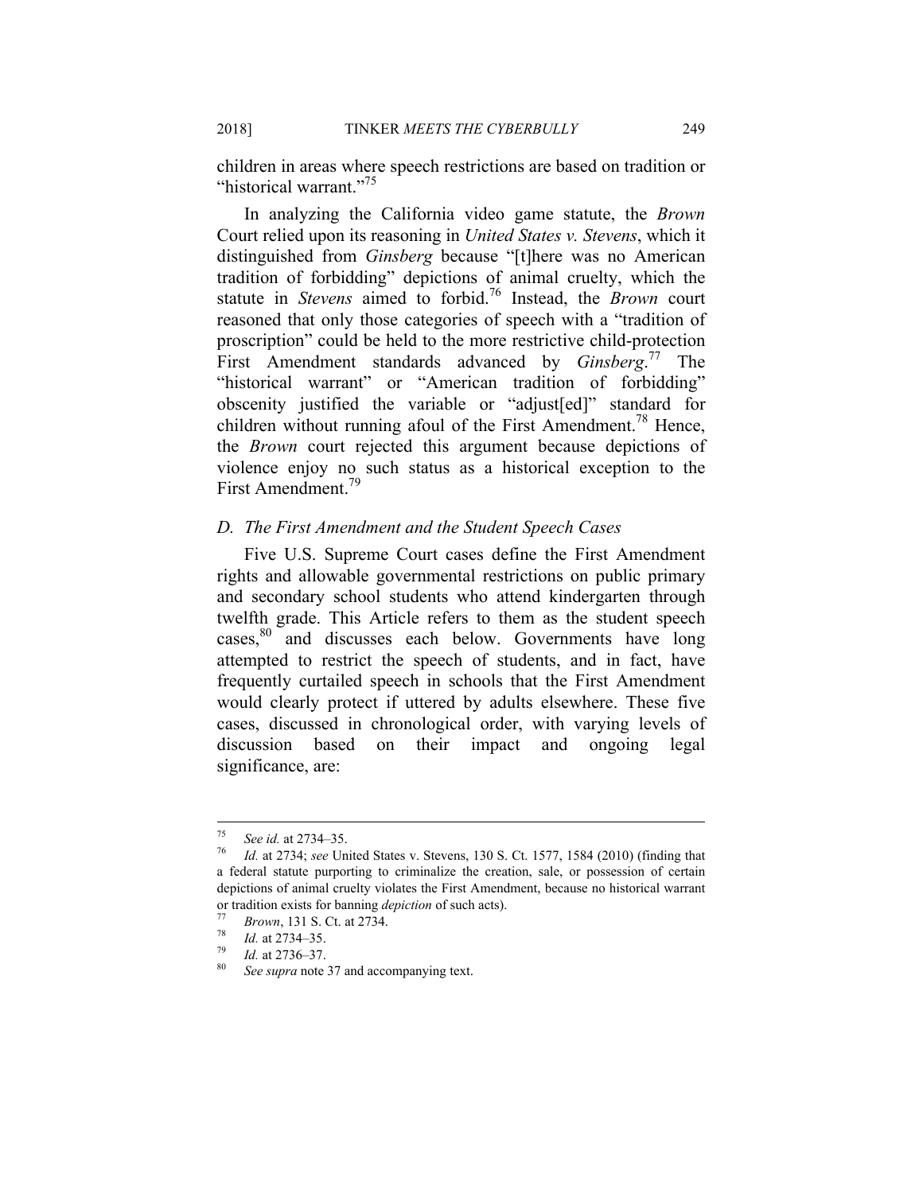children in areas where speech restrictions are based on tradition or "historical warrant."[75]

In analyzing the California video game statute, the *Brown* Court relied upon its reasoning in *United States v. Stevens*, which it distinguished from *Ginsberg* because "[t]here was no American tradition of forbidding" depictions of animal cruelty, which the statute in *Stevens* aimed to forbid.[76] Instead, the *Brown* court reasoned that only those categories of speech with a "tradition of proscription" could be held to the more restrictive child-protection First Amendment standards advanced by *Ginsberg*.[77] The "historical warrant" or "American tradition of forbidding" obscenity justified the variable or "adjust[ed]" standard for children without running afoul of the First Amendment.[78] Hence, the *Brown* court rejected this argument because depictions of violence enjoy no such status as a historical exception to the First Amendment.[79]

### *D. The First Amendment and the Student Speech Cases*

Five U.S. Supreme Court cases define the First Amendment rights and allowable governmental restrictions on public primary and secondary school students who attend kindergarten through twelfth grade. This Article refers to them as the student speech cases,[80] and discusses each below. Governments have long attempted to restrict the speech of students, and in fact, have frequently curtailed speech in schools that the First Amendment would clearly protect if uttered by adults elsewhere. These five cases, discussed in chronological order, with varying levels of discussion based on their impact and ongoing legal significance, are:

---

[75] *See id.* at 2734–35.

[76] *Id.* at 2734; *see* United States v. Stevens, 130 S. Ct. 1577, 1584 (2010) (finding that a federal statute purporting to criminalize the creation, sale, or possession of certain depictions of animal cruelty violates the First Amendment, because no historical warrant or tradition exists for banning *depiction* of such acts).

[77] *Brown*, 131 S. Ct. at 2734.

[78] *Id.* at 2734–35.

[79] *Id.* at 2736–37.

[80] *See supra* note 37 and accompanying text.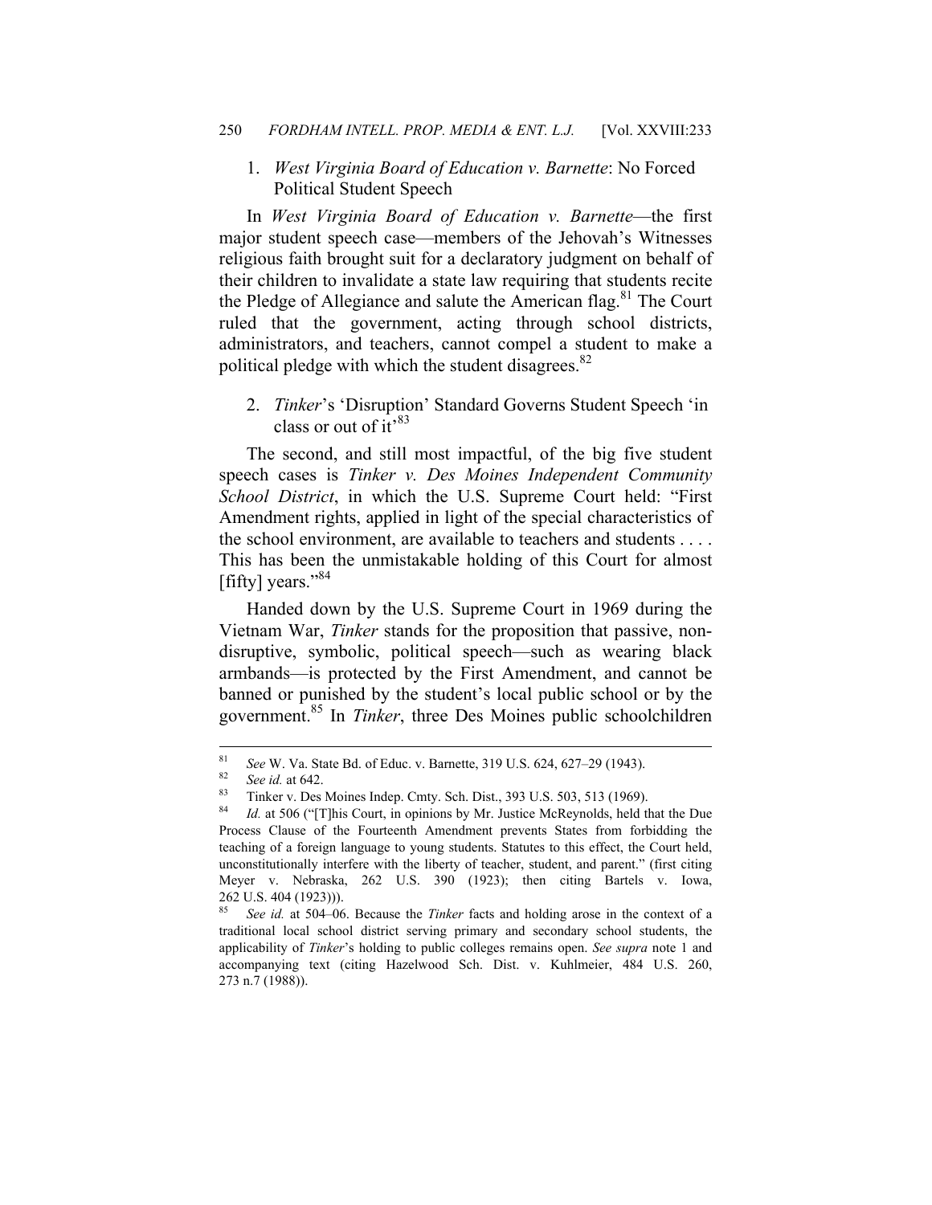### 1. *West Virginia Board of Education v. Barnette*: No Forced Political Student Speech

In *West Virginia Board of Education v. Barnette*—the first major student speech case—members of the Jehovah's Witnesses religious faith brought suit for a declaratory judgment on behalf of their children to invalidate a state law requiring that students recite the Pledge of Allegiance and salute the American flag.[81] The Court ruled that the government, acting through school districts, administrators, and teachers, cannot compel a student to make a political pledge with which the student disagrees.[82]

### 2. *Tinker*'s 'Disruption' Standard Governs Student Speech 'in class or out of it'[83]

The second, and still most impactful, of the big five student speech cases is *Tinker v. Des Moines Independent Community School District*, in which the U.S. Supreme Court held: "First Amendment rights, applied in light of the special characteristics of the school environment, are available to teachers and students . . . . This has been the unmistakable holding of this Court for almost [fifty] years."[84]

Handed down by the U.S. Supreme Court in 1969 during the Vietnam War, *Tinker* stands for the proposition that passive, non-disruptive, symbolic, political speech—such as wearing black armbands—is protected by the First Amendment, and cannot be banned or punished by the student's local public school or by the government.[85] In *Tinker*, three Des Moines public schoolchildren

---

[81] *See* W. Va. State Bd. of Educ. v. Barnette, 319 U.S. 624, 627–29 (1943).

[82] *See id.* at 642.

[83] Tinker v. Des Moines Indep. Cmty. Sch. Dist., 393 U.S. 503, 513 (1969).

[84] *Id.* at 506 ("[T]his Court, in opinions by Mr. Justice McReynolds, held that the Due Process Clause of the Fourteenth Amendment prevents States from forbidding the teaching of a foreign language to young students. Statutes to this effect, the Court held, unconstitutionally interfere with the liberty of teacher, student, and parent." (first citing Meyer v. Nebraska, 262 U.S. 390 (1923); then citing Bartels v. Iowa, 262 U.S. 404 (1923))).

[85] *See id.* at 504–06. Because the *Tinker* facts and holding arose in the context of a traditional local school district serving primary and secondary school students, the applicability of *Tinker*'s holding to public colleges remains open. *See supra* note 1 and accompanying text (citing Hazelwood Sch. Dist. v. Kuhlmeier, 484 U.S. 260, 273 n.7 (1988)).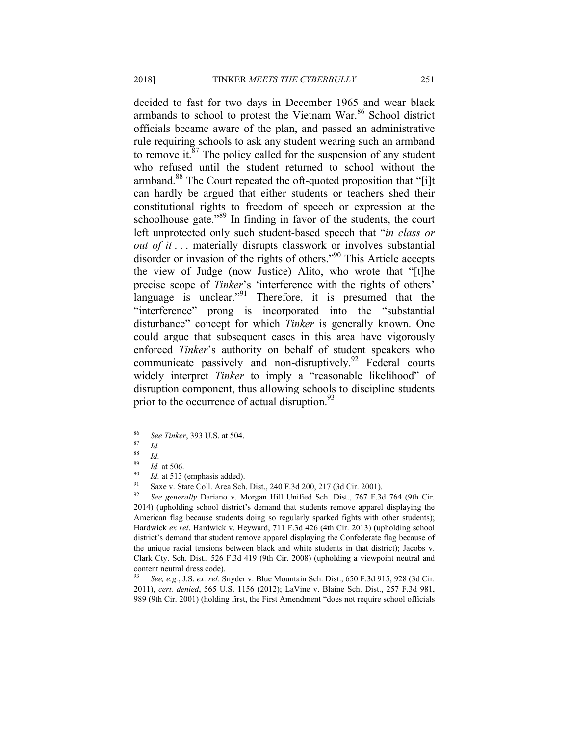decided to fast for two days in December 1965 and wear black armbands to school to protest the Vietnam War.[86] School district officials became aware of the plan, and passed an administrative rule requiring schools to ask any student wearing such an armband to remove it.[87] The policy called for the suspension of any student who refused until the student returned to school without the armband.[88] The Court repeated the oft-quoted proposition that "[i]t can hardly be argued that either students or teachers shed their constitutional rights to freedom of speech or expression at the schoolhouse gate."[89] In finding in favor of the students, the court left unprotected only such student-based speech that "*in class or out of it* . . . materially disrupts classwork or involves substantial disorder or invasion of the rights of others."[90] This Article accepts the view of Judge (now Justice) Alito, who wrote that "[t]he precise scope of *Tinker*'s 'interference with the rights of others' language is unclear."[91] Therefore, it is presumed that the "interference" prong is incorporated into the "substantial disturbance" concept for which *Tinker* is generally known. One could argue that subsequent cases in this area have vigorously enforced *Tinker*'s authority on behalf of student speakers who communicate passively and non-disruptively.[92] Federal courts widely interpret *Tinker* to imply a "reasonable likelihood" of disruption component, thus allowing schools to discipline students prior to the occurrence of actual disruption.[93]

---

[86] *See Tinker*, 393 U.S. at 504.

[87] *Id.*

[88] *Id.*

[89] *Id.* at 506.

[90] *Id.* at 513 (emphasis added).

[91] Saxe v. State Coll. Area Sch. Dist., 240 F.3d 200, 217 (3d Cir. 2001).

[92] *See generally* Dariano v. Morgan Hill Unified Sch. Dist., 767 F.3d 764 (9th Cir. 2014) (upholding school district's demand that students remove apparel displaying the American flag because students doing so regularly sparked fights with other students); Hardwick *ex rel*. Hardwick v. Heyward, 711 F.3d 426 (4th Cir. 2013) (upholding school district's demand that student remove apparel displaying the Confederate flag because of the unique racial tensions between black and white students in that district); Jacobs v. Clark Cty. Sch. Dist., 526 F.3d 419 (9th Cir. 2008) (upholding a viewpoint neutral and content neutral dress code).

[93] *See, e.g.*, J.S. *ex. rel.* Snyder v. Blue Mountain Sch. Dist., 650 F.3d 915, 928 (3d Cir. 2011), *cert. denied*, 565 U.S. 1156 (2012); LaVine v. Blaine Sch. Dist., 257 F.3d 981, 989 (9th Cir. 2001) (holding first, the First Amendment "does not require school officials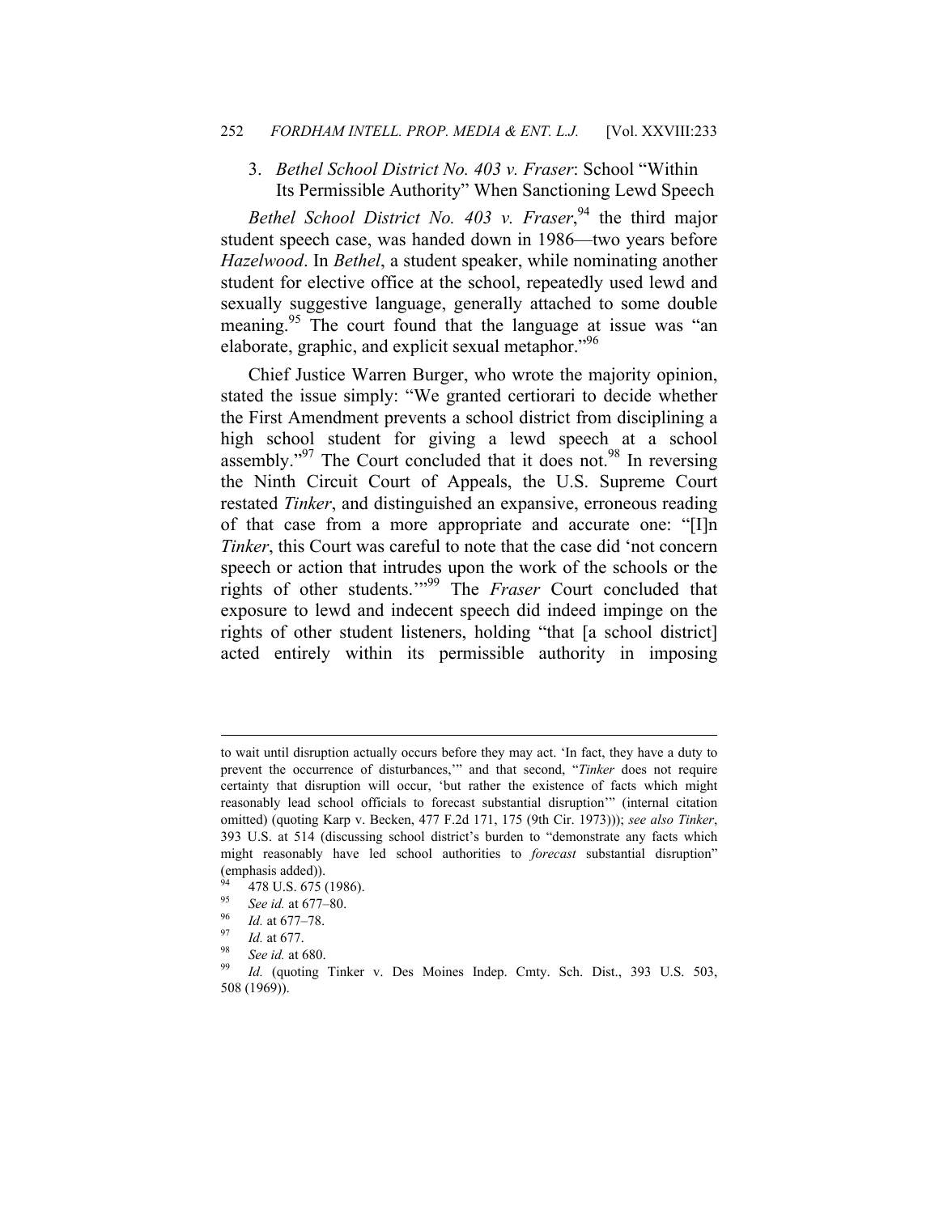### 3. *Bethel School District No. 403 v. Fraser*: School "Within Its Permissible Authority" When Sanctioning Lewd Speech

*Bethel School District No. 403 v. Fraser*,[94] the third major student speech case, was handed down in 1986—two years before *Hazelwood*. In *Bethel*, a student speaker, while nominating another student for elective office at the school, repeatedly used lewd and sexually suggestive language, generally attached to some double meaning.[95] The court found that the language at issue was "an elaborate, graphic, and explicit sexual metaphor."[96]

Chief Justice Warren Burger, who wrote the majority opinion, stated the issue simply: "We granted certiorari to decide whether the First Amendment prevents a school district from disciplining a high school student for giving a lewd speech at a school assembly."[97] The Court concluded that it does not.[98] In reversing the Ninth Circuit Court of Appeals, the U.S. Supreme Court restated *Tinker*, and distinguished an expansive, erroneous reading of that case from a more appropriate and accurate one: "[I]n *Tinker*, this Court was careful to note that the case did 'not concern speech or action that intrudes upon the work of the schools or the rights of other students.'"[99] The *Fraser* Court concluded that exposure to lewd and indecent speech did indeed impinge on the rights of other student listeners, holding "that [a school district] acted entirely within its permissible authority in imposing

---

to wait until disruption actually occurs before they may act. 'In fact, they have a duty to prevent the occurrence of disturbances,'" and that second, "*Tinker* does not require certainty that disruption will occur, 'but rather the existence of facts which might reasonably lead school officials to forecast substantial disruption'" (internal citation omitted) (quoting Karp v. Becken, 477 F.2d 171, 175 (9th Cir. 1973))); *see also Tinker*, 393 U.S. at 514 (discussing school district's burden to "demonstrate any facts which might reasonably have led school authorities to *forecast* substantial disruption" (emphasis added)).

[94] 478 U.S. 675 (1986).

[95] *See id.* at 677–80.

[96] *Id.* at 677–78.

[97] *Id.* at 677.

[98] *See id.* at 680.

[99] *Id.* (quoting Tinker v. Des Moines Indep. Cmty. Sch. Dist., 393 U.S. 503, 508 (1969)).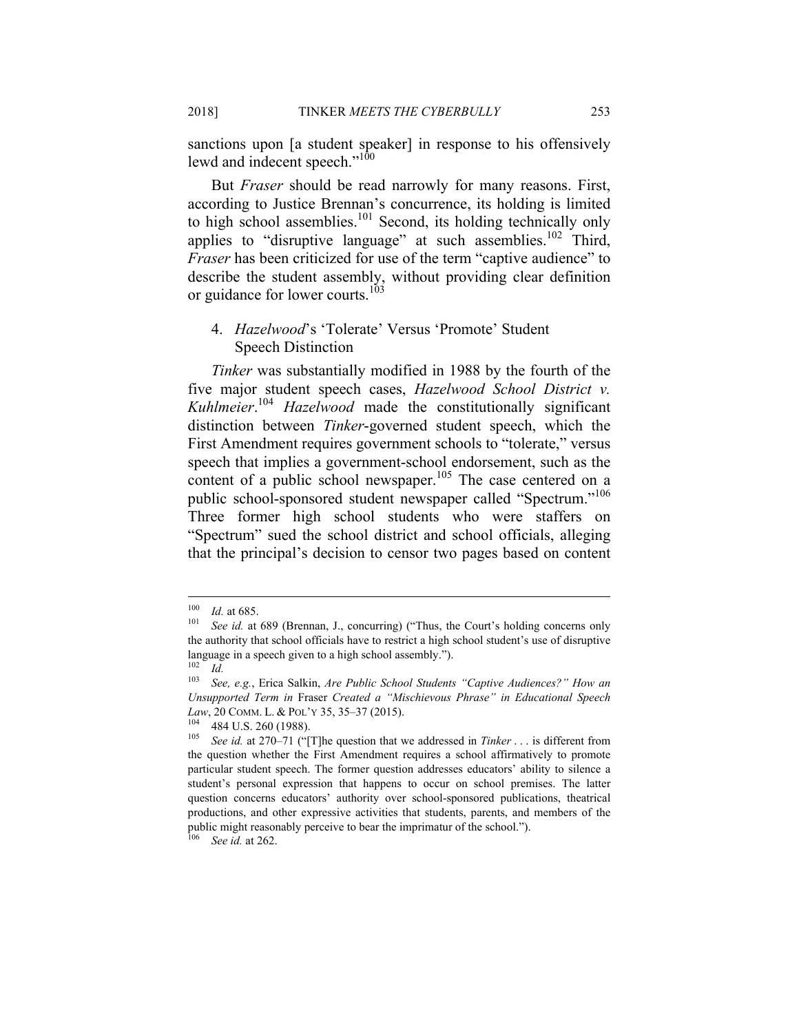sanctions upon [a student speaker] in response to his offensively lewd and indecent speech."[100]

But *Fraser* should be read narrowly for many reasons. First, according to Justice Brennan's concurrence, its holding is limited to high school assemblies.[101] Second, its holding technically only applies to "disruptive language" at such assemblies.[102] Third, *Fraser* has been criticized for use of the term "captive audience" to describe the student assembly, without providing clear definition or guidance for lower courts.[103]

### 4. *Hazelwood*'s 'Tolerate' Versus 'Promote' Student Speech Distinction

*Tinker* was substantially modified in 1988 by the fourth of the five major student speech cases, *Hazelwood School District v. Kuhlmeier*.[104] *Hazelwood* made the constitutionally significant distinction between *Tinker*-governed student speech, which the First Amendment requires government schools to "tolerate," versus speech that implies a government-school endorsement, such as the content of a public school newspaper.[105] The case centered on a public school-sponsored student newspaper called "Spectrum."[106] Three former high school students who were staffers on "Spectrum" sued the school district and school officials, alleging that the principal's decision to censor two pages based on content

---

[100] *Id.* at 685.

[101] *See id.* at 689 (Brennan, J., concurring) ("Thus, the Court's holding concerns only the authority that school officials have to restrict a high school student's use of disruptive language in a speech given to a high school assembly.").

[102] *Id.*

[103] *See, e.g.*, Erica Salkin, *Are Public School Students "Captive Audiences?" How an Unsupported Term in* Fraser *Created a "Mischievous Phrase" in Educational Speech Law*, 20 COMM. L. & POL'Y 35, 35–37 (2015).

[104] 484 U.S. 260 (1988).

[105] *See id.* at 270–71 ("[T]he question that we addressed in *Tinker* . . . is different from the question whether the First Amendment requires a school affirmatively to promote particular student speech. The former question addresses educators' ability to silence a student's personal expression that happens to occur on school premises. The latter question concerns educators' authority over school-sponsored publications, theatrical productions, and other expressive activities that students, parents, and members of the public might reasonably perceive to bear the imprimatur of the school.").

[106] *See id.* at 262.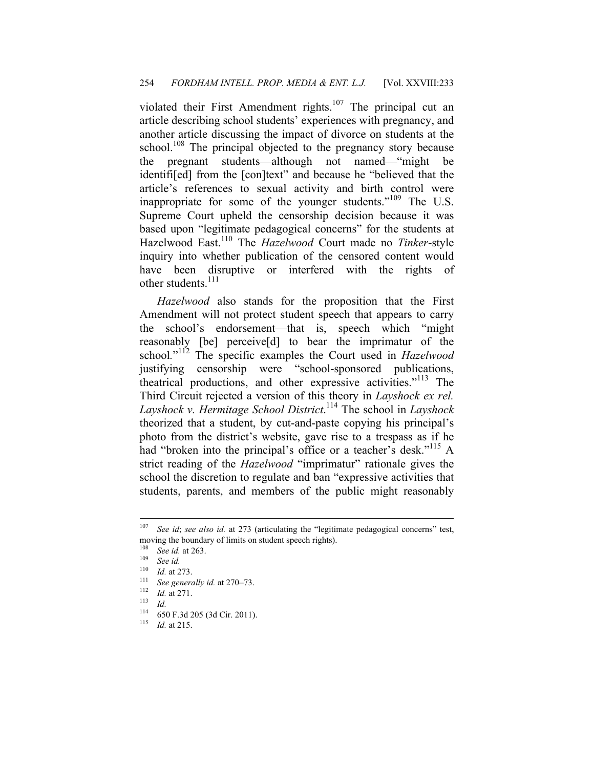violated their First Amendment rights.[107] The principal cut an article describing school students' experiences with pregnancy, and another article discussing the impact of divorce on students at the school.[108] The principal objected to the pregnancy story because the pregnant students—although not named—"might be identifi[ed] from the [con]text" and because he "believed that the article's references to sexual activity and birth control were inappropriate for some of the younger students."[109] The U.S. Supreme Court upheld the censorship decision because it was based upon "legitimate pedagogical concerns" for the students at Hazelwood East.[110] The *Hazelwood* Court made no *Tinker*-style inquiry into whether publication of the censored content would have been disruptive or interfered with the rights of other students.[111]

*Hazelwood* also stands for the proposition that the First Amendment will not protect student speech that appears to carry the school's endorsement—that is, speech which "might reasonably [be] perceive[d] to bear the imprimatur of the school."[112] The specific examples the Court used in *Hazelwood* justifying censorship were "school-sponsored publications, theatrical productions, and other expressive activities."[113] The Third Circuit rejected a version of this theory in *Layshock ex rel. Layshock v. Hermitage School District*.[114] The school in *Layshock* theorized that a student, by cut-and-paste copying his principal's photo from the district's website, gave rise to a trespass as if he had "broken into the principal's office or a teacher's desk."[115] A strict reading of the *Hazelwood* "imprimatur" rationale gives the school the discretion to regulate and ban "expressive activities that students, parents, and members of the public might reasonably

---

[107] *See id*; *see also id.* at 273 (articulating the "legitimate pedagogical concerns" test, moving the boundary of limits on student speech rights).

[108] *See id.* at 263.

[109] *See id.*

[110] *Id.* at 273.

[111] *See generally id.* at 270–73.

[112] *Id.* at 271.

[113] *Id.*

[114] 650 F.3d 205 (3d Cir. 2011).

[115] *Id.* at 215.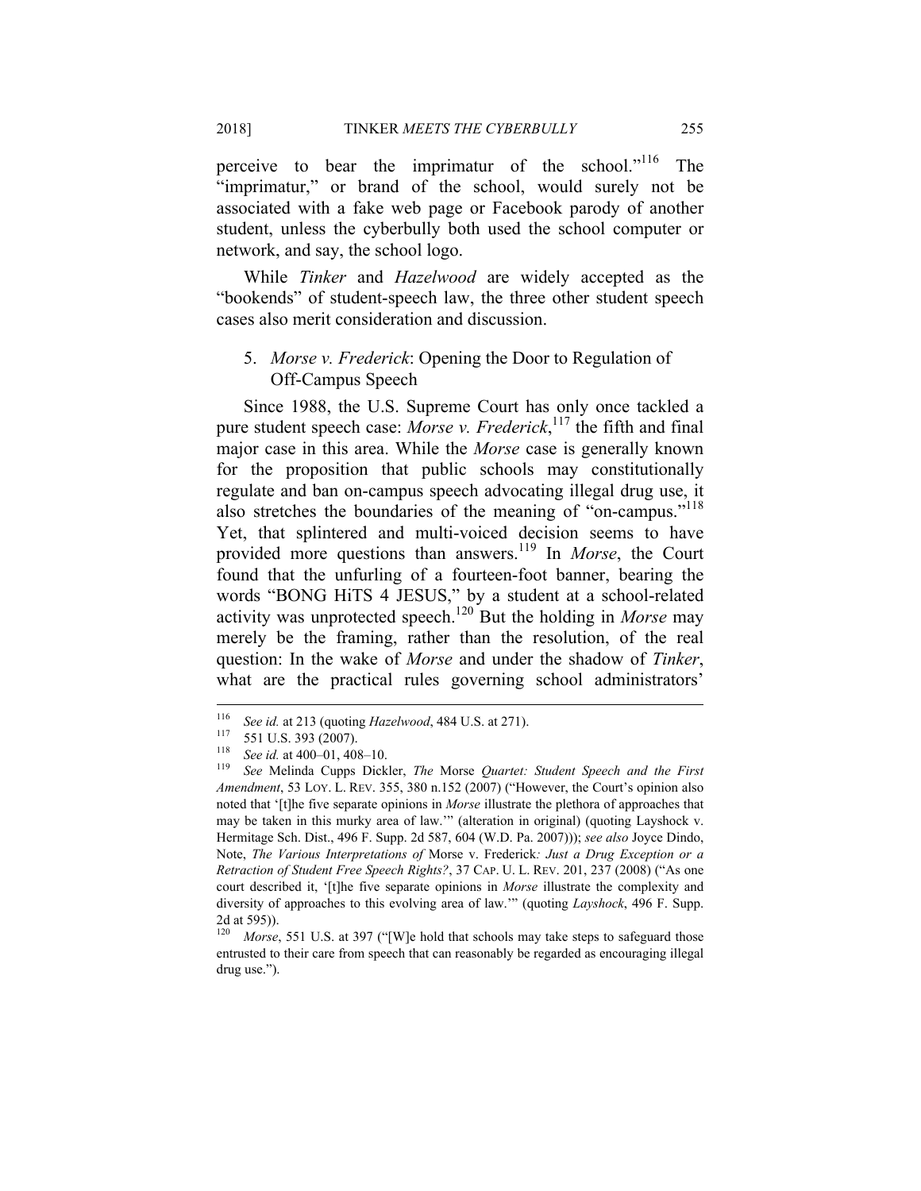perceive to bear the imprimatur of the school."[116] The "imprimatur," or brand of the school, would surely not be associated with a fake web page or Facebook parody of another student, unless the cyberbully both used the school computer or network, and say, the school logo.

While *Tinker* and *Hazelwood* are widely accepted as the "bookends" of student-speech law, the three other student speech cases also merit consideration and discussion.

### 5. *Morse v. Frederick*: Opening the Door to Regulation of Off-Campus Speech

Since 1988, the U.S. Supreme Court has only once tackled a pure student speech case: *Morse v. Frederick*,[117] the fifth and final major case in this area. While the *Morse* case is generally known for the proposition that public schools may constitutionally regulate and ban on-campus speech advocating illegal drug use, it also stretches the boundaries of the meaning of "on-campus."[118] Yet, that splintered and multi-voiced decision seems to have provided more questions than answers.[119] In *Morse*, the Court found that the unfurling of a fourteen-foot banner, bearing the words "BONG HiTS 4 JESUS," by a student at a school-related activity was unprotected speech.[120] But the holding in *Morse* may merely be the framing, rather than the resolution, of the real question: In the wake of *Morse* and under the shadow of *Tinker*, what are the practical rules governing school administrators'

---

[116] *See id.* at 213 (quoting *Hazelwood*, 484 U.S. at 271).

[117] 551 U.S. 393 (2007).

[118] *See id.* at 400–01, 408–10.

[119] *See* Melinda Cupps Dickler, *The* Morse *Quartet: Student Speech and the First Amendment*, 53 LOY. L. REV. 355, 380 n.152 (2007) ("However, the Court's opinion also noted that '[t]he five separate opinions in *Morse* illustrate the plethora of approaches that may be taken in this murky area of law.'" (alteration in original) (quoting Layshock v. Hermitage Sch. Dist., 496 F. Supp. 2d 587, 604 (W.D. Pa. 2007))); *see also* Joyce Dindo, Note, *The Various Interpretations of* Morse v. Frederick*: Just a Drug Exception or a Retraction of Student Free Speech Rights?*, 37 CAP. U. L. REV. 201, 237 (2008) ("As one court described it, '[t]he five separate opinions in *Morse* illustrate the complexity and diversity of approaches to this evolving area of law.'" (quoting *Layshock*, 496 F. Supp. 2d at 595)).

[120] *Morse*, 551 U.S. at 397 ("[W]e hold that schools may take steps to safeguard those entrusted to their care from speech that can reasonably be regarded as encouraging illegal drug use.").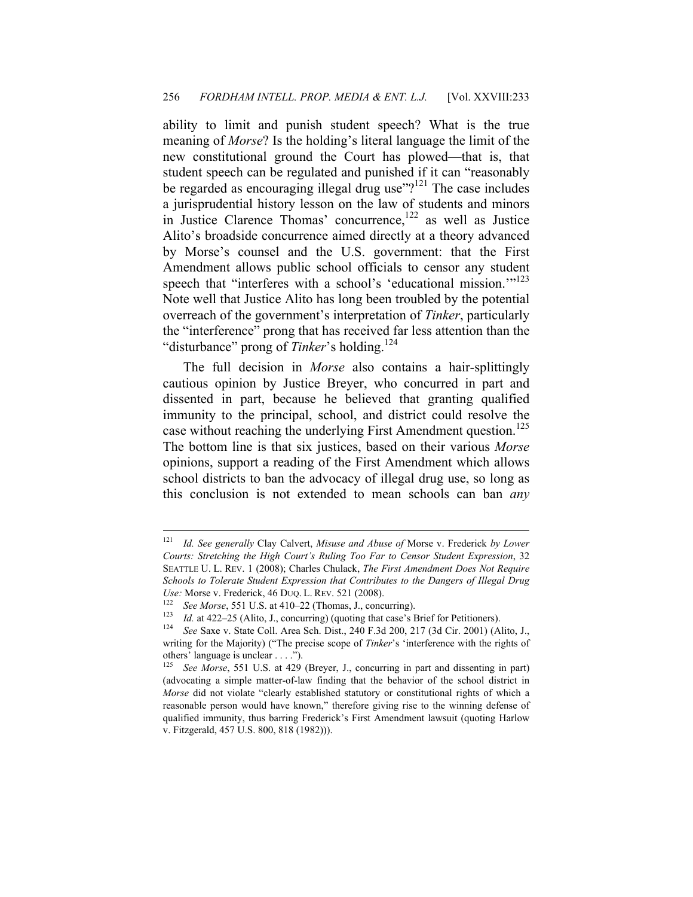ability to limit and punish student speech? What is the true meaning of *Morse*? Is the holding's literal language the limit of the new constitutional ground the Court has plowed—that is, that student speech can be regulated and punished if it can "reasonably be regarded as encouraging illegal drug use"?[121] The case includes a jurisprudential history lesson on the law of students and minors in Justice Clarence Thomas' concurrence,[122] as well as Justice Alito's broadside concurrence aimed directly at a theory advanced by Morse's counsel and the U.S. government: that the First Amendment allows public school officials to censor any student speech that "interferes with a school's 'educational mission.'"[123] Note well that Justice Alito has long been troubled by the potential overreach of the government's interpretation of *Tinker*, particularly the "interference" prong that has received far less attention than the "disturbance" prong of *Tinker*'s holding.[124]

The full decision in *Morse* also contains a hair-splittingly cautious opinion by Justice Breyer, who concurred in part and dissented in part, because he believed that granting qualified immunity to the principal, school, and district could resolve the case without reaching the underlying First Amendment question.[125] The bottom line is that six justices, based on their various *Morse* opinions, support a reading of the First Amendment which allows school districts to ban the advocacy of illegal drug use, so long as this conclusion is not extended to mean schools can ban *any*

---

[121] *Id. See generally* Clay Calvert, *Misuse and Abuse of* Morse v. Frederick *by Lower Courts: Stretching the High Court's Ruling Too Far to Censor Student Expression*, 32 SEATTLE U. L. REV. 1 (2008); Charles Chulack, *The First Amendment Does Not Require Schools to Tolerate Student Expression that Contributes to the Dangers of Illegal Drug Use:* Morse v. Frederick, 46 DUQ. L. REV. 521 (2008).

[122] *See Morse*, 551 U.S. at 410–22 (Thomas, J., concurring).

[123] *Id.* at 422–25 (Alito, J., concurring) (quoting that case's Brief for Petitioners).

[124] *See* Saxe v. State Coll. Area Sch. Dist., 240 F.3d 200, 217 (3d Cir. 2001) (Alito, J., writing for the Majority) ("The precise scope of *Tinker*'s 'interference with the rights of others' language is unclear . . . .").

[125] *See Morse*, 551 U.S. at 429 (Breyer, J., concurring in part and dissenting in part) (advocating a simple matter-of-law finding that the behavior of the school district in *Morse* did not violate "clearly established statutory or constitutional rights of which a reasonable person would have known," therefore giving rise to the winning defense of qualified immunity, thus barring Frederick's First Amendment lawsuit (quoting Harlow v. Fitzgerald, 457 U.S. 800, 818 (1982))).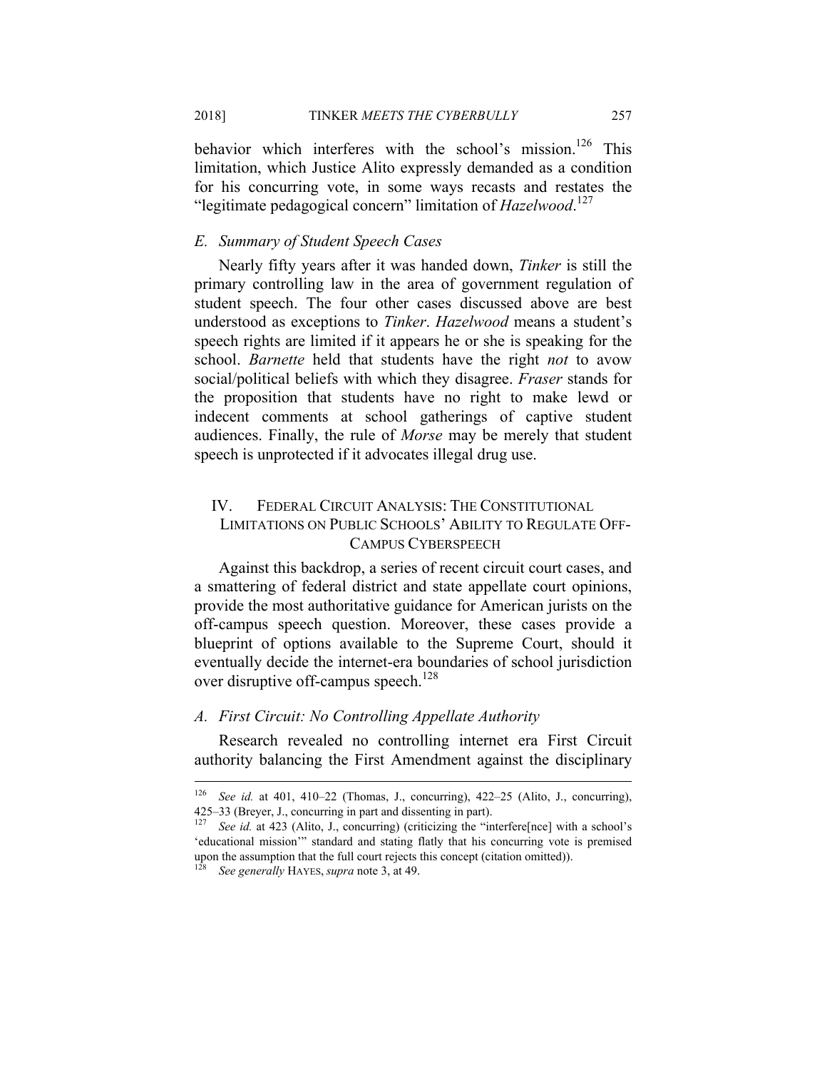behavior which interferes with the school's mission.[126] This limitation, which Justice Alito expressly demanded as a condition for his concurring vote, in some ways recasts and restates the "legitimate pedagogical concern" limitation of *Hazelwood*.[127]

### *E. Summary of Student Speech Cases*

Nearly fifty years after it was handed down, *Tinker* is still the primary controlling law in the area of government regulation of student speech. The four other cases discussed above are best understood as exceptions to *Tinker*. *Hazelwood* means a student's speech rights are limited if it appears he or she is speaking for the school. *Barnette* held that students have the right *not* to avow social/political beliefs with which they disagree. *Fraser* stands for the proposition that students have no right to make lewd or indecent comments at school gatherings of captive student audiences. Finally, the rule of *Morse* may be merely that student speech is unprotected if it advocates illegal drug use.

## IV. FEDERAL CIRCUIT ANALYSIS: THE CONSTITUTIONAL LIMITATIONS ON PUBLIC SCHOOLS' ABILITY TO REGULATE OFF-CAMPUS CYBERSPEECH

Against this backdrop, a series of recent circuit court cases, and a smattering of federal district and state appellate court opinions, provide the most authoritative guidance for American jurists on the off-campus speech question. Moreover, these cases provide a blueprint of options available to the Supreme Court, should it eventually decide the internet-era boundaries of school jurisdiction over disruptive off-campus speech.[128]

### *A. First Circuit: No Controlling Appellate Authority*

Research revealed no controlling internet era First Circuit authority balancing the First Amendment against the disciplinary

---

[126] *See id.* at 401, 410–22 (Thomas, J., concurring), 422–25 (Alito, J., concurring), 425–33 (Breyer, J., concurring in part and dissenting in part).

[127] *See id.* at 423 (Alito, J., concurring) (criticizing the "interfere[nce] with a school's 'educational mission'" standard and stating flatly that his concurring vote is premised upon the assumption that the full court rejects this concept (citation omitted)).

[128] *See generally* HAYES, *supra* note 3, at 49.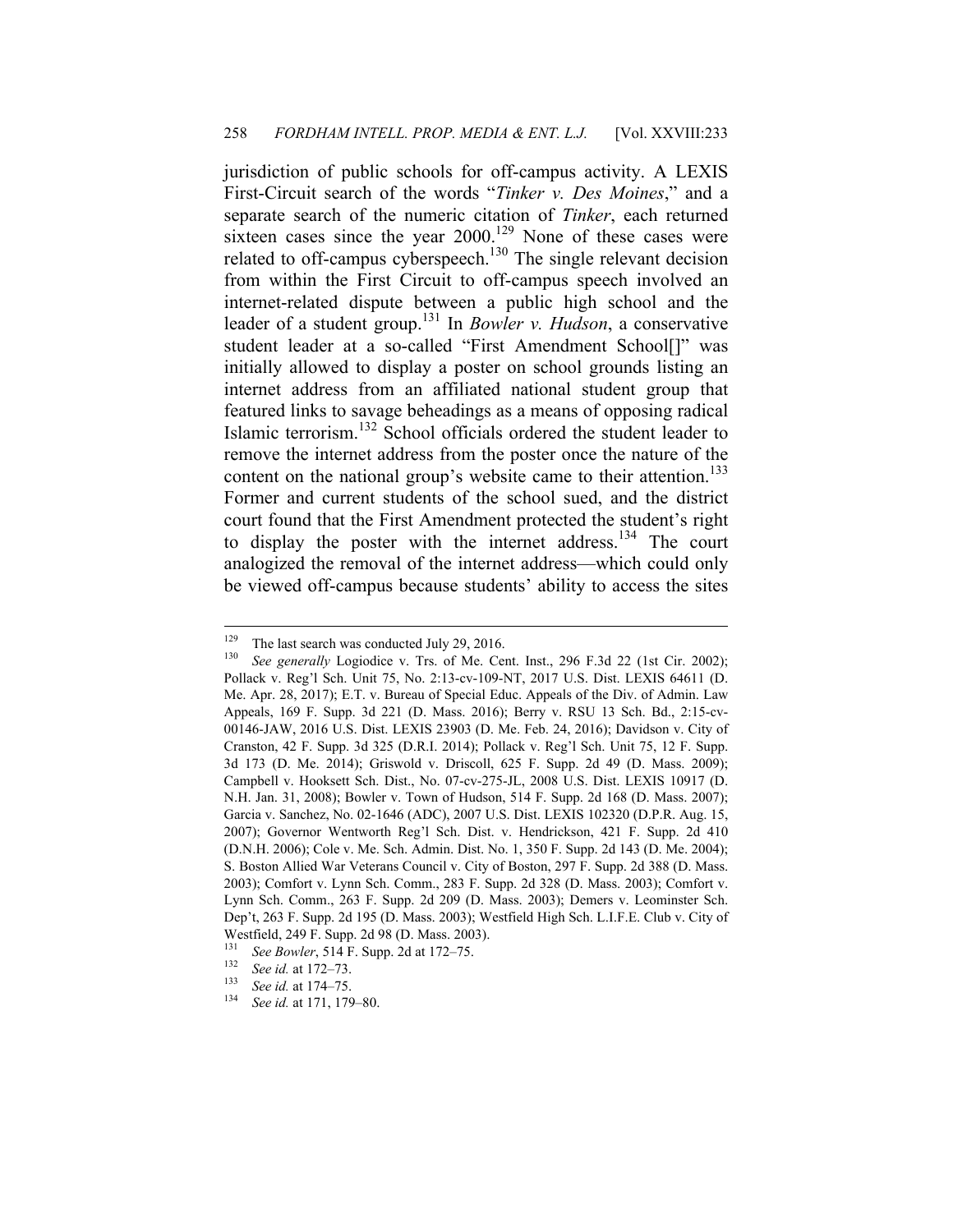jurisdiction of public schools for off-campus activity. A LEXIS First-Circuit search of the words "*Tinker v. Des Moines*," and a separate search of the numeric citation of *Tinker*, each returned sixteen cases since the year 2000.[129] None of these cases were related to off-campus cyberspeech.[130] The single relevant decision from within the First Circuit to off-campus speech involved an internet-related dispute between a public high school and the leader of a student group.[131] In *Bowler v. Hudson*, a conservative student leader at a so-called "First Amendment School[]" was initially allowed to display a poster on school grounds listing an internet address from an affiliated national student group that featured links to savage beheadings as a means of opposing radical Islamic terrorism.[132] School officials ordered the student leader to remove the internet address from the poster once the nature of the content on the national group's website came to their attention.[133] Former and current students of the school sued, and the district court found that the First Amendment protected the student's right to display the poster with the internet address.[134] The court analogized the removal of the internet address—which could only be viewed off-campus because students' ability to access the sites

---

[129] The last search was conducted July 29, 2016.

[130] *See generally* Logiodice v. Trs. of Me. Cent. Inst., 296 F.3d 22 (1st Cir. 2002); Pollack v. Reg'l Sch. Unit 75, No. 2:13-cv-109-NT, 2017 U.S. Dist. LEXIS 64611 (D. Me. Apr. 28, 2017); E.T. v. Bureau of Special Educ. Appeals of the Div. of Admin. Law Appeals, 169 F. Supp. 3d 221 (D. Mass. 2016); Berry v. RSU 13 Sch. Bd., 2:15-cv-00146-JAW, 2016 U.S. Dist. LEXIS 23903 (D. Me. Feb. 24, 2016); Davidson v. City of Cranston, 42 F. Supp. 3d 325 (D.R.I. 2014); Pollack v. Reg'l Sch. Unit 75, 12 F. Supp. 3d 173 (D. Me. 2014); Griswold v. Driscoll, 625 F. Supp. 2d 49 (D. Mass. 2009); Campbell v. Hooksett Sch. Dist., No. 07-cv-275-JL, 2008 U.S. Dist. LEXIS 10917 (D. N.H. Jan. 31, 2008); Bowler v. Town of Hudson, 514 F. Supp. 2d 168 (D. Mass. 2007); Garcia v. Sanchez, No. 02-1646 (ADC), 2007 U.S. Dist. LEXIS 102320 (D.P.R. Aug. 15, 2007); Governor Wentworth Reg'l Sch. Dist. v. Hendrickson, 421 F. Supp. 2d 410 (D.N.H. 2006); Cole v. Me. Sch. Admin. Dist. No. 1, 350 F. Supp. 2d 143 (D. Me. 2004); S. Boston Allied War Veterans Council v. City of Boston, 297 F. Supp. 2d 388 (D. Mass. 2003); Comfort v. Lynn Sch. Comm., 283 F. Supp. 2d 328 (D. Mass. 2003); Comfort v. Lynn Sch. Comm., 263 F. Supp. 2d 209 (D. Mass. 2003); Demers v. Leominster Sch. Dep't, 263 F. Supp. 2d 195 (D. Mass. 2003); Westfield High Sch. L.I.F.E. Club v. City of Westfield, 249 F. Supp. 2d 98 (D. Mass. 2003).

[131] *See Bowler*, 514 F. Supp. 2d at 172–75.

[132] *See id.* at 172–73.

[133] *See id.* at 174–75.

[134] *See id.* at 171, 179–80.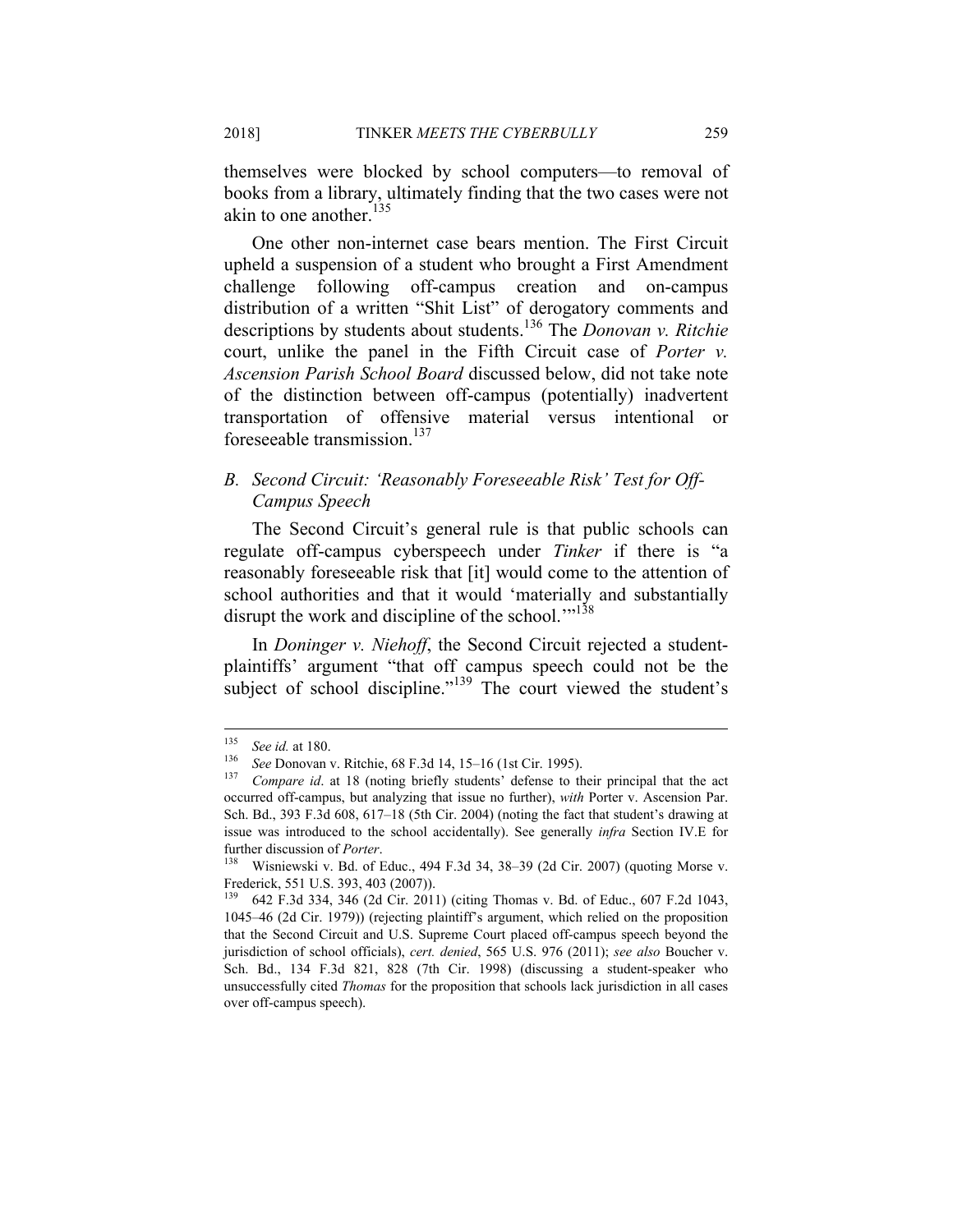themselves were blocked by school computers—to removal of books from a library, ultimately finding that the two cases were not akin to one another.[135]

One other non-internet case bears mention. The First Circuit upheld a suspension of a student who brought a First Amendment challenge following off-campus creation and on-campus distribution of a written "Shit List" of derogatory comments and descriptions by students about students.[136] The *Donovan v. Ritchie* court, unlike the panel in the Fifth Circuit case of *Porter v. Ascension Parish School Board* discussed below, did not take note of the distinction between off-campus (potentially) inadvertent transportation of offensive material versus intentional or foreseeable transmission.[137]

### *B. Second Circuit: 'Reasonably Foreseeable Risk' Test for Off-Campus Speech*

The Second Circuit's general rule is that public schools can regulate off-campus cyberspeech under *Tinker* if there is "a reasonably foreseeable risk that [it] would come to the attention of school authorities and that it would 'materially and substantially disrupt the work and discipline of the school.'"[138]

In *Doninger v. Niehoff*, the Second Circuit rejected a student-plaintiffs' argument "that off campus speech could not be the subject of school discipline."[139] The court viewed the student's

---

[135] *See id.* at 180.

[136] *See* Donovan v. Ritchie, 68 F.3d 14, 15–16 (1st Cir. 1995).

[137] *Compare id*. at 18 (noting briefly students' defense to their principal that the act occurred off-campus, but analyzing that issue no further), *with* Porter v. Ascension Par. Sch. Bd., 393 F.3d 608, 617–18 (5th Cir. 2004) (noting the fact that student's drawing at issue was introduced to the school accidentally). See generally *infra* Section IV.E for further discussion of *Porter*.

[138] Wisniewski v. Bd. of Educ., 494 F.3d 34, 38–39 (2d Cir. 2007) (quoting Morse v. Frederick, 551 U.S. 393, 403 (2007)).

[139] 642 F.3d 334, 346 (2d Cir. 2011) (citing Thomas v. Bd. of Educ., 607 F.2d 1043, 1045–46 (2d Cir. 1979)) (rejecting plaintiff's argument, which relied on the proposition that the Second Circuit and U.S. Supreme Court placed off-campus speech beyond the jurisdiction of school officials), *cert. denied*, 565 U.S. 976 (2011); *see also* Boucher v. Sch. Bd., 134 F.3d 821, 828 (7th Cir. 1998) (discussing a student-speaker who unsuccessfully cited *Thomas* for the proposition that schools lack jurisdiction in all cases over off-campus speech).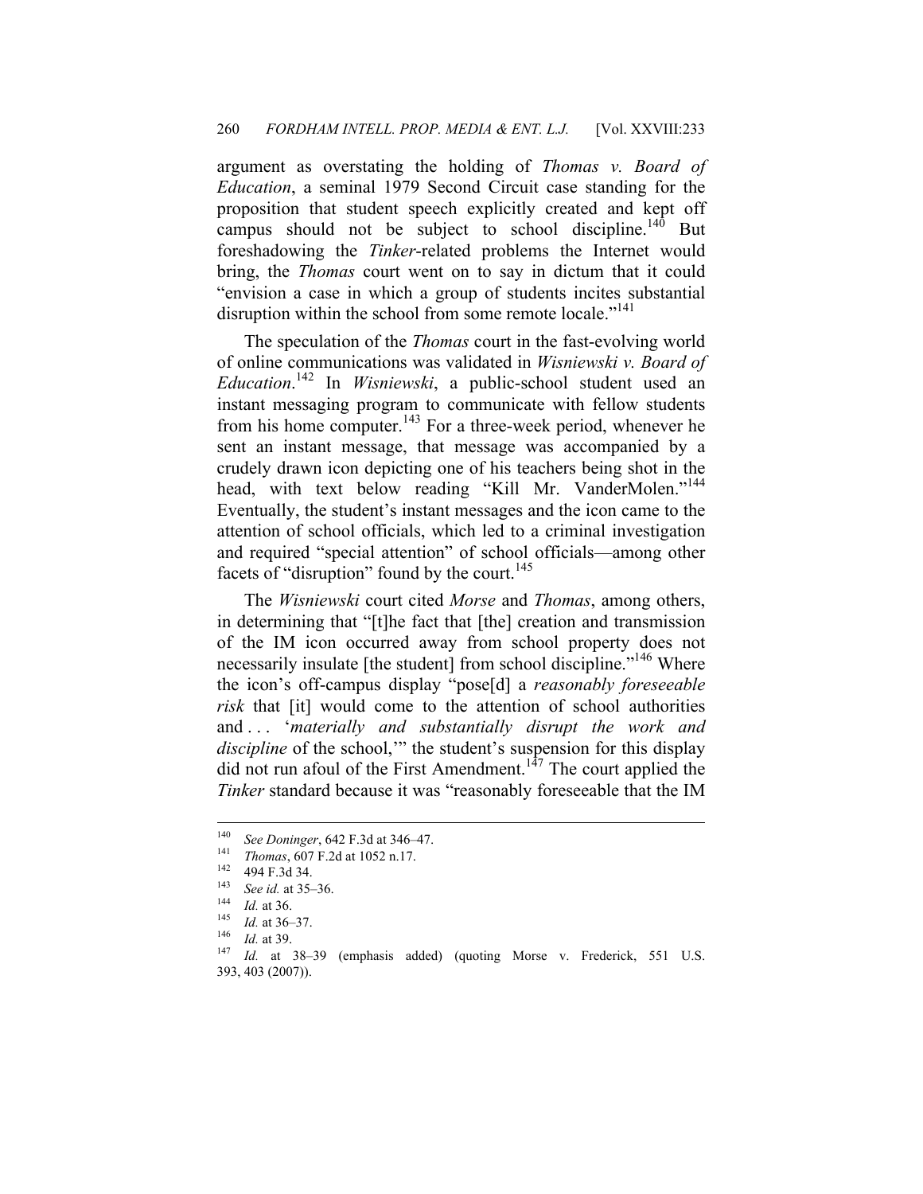argument as overstating the holding of *Thomas v. Board of Education*, a seminal 1979 Second Circuit case standing for the proposition that student speech explicitly created and kept off campus should not be subject to school discipline.[140] But foreshadowing the *Tinker*-related problems the Internet would bring, the *Thomas* court went on to say in dictum that it could "envision a case in which a group of students incites substantial disruption within the school from some remote locale."[141]

The speculation of the *Thomas* court in the fast-evolving world of online communications was validated in *Wisniewski v. Board of Education*.[142] In *Wisniewski*, a public-school student used an instant messaging program to communicate with fellow students from his home computer.[143] For a three-week period, whenever he sent an instant message, that message was accompanied by a crudely drawn icon depicting one of his teachers being shot in the head, with text below reading "Kill Mr. VanderMolen."[144] Eventually, the student's instant messages and the icon came to the attention of school officials, which led to a criminal investigation and required "special attention" of school officials—among other facets of "disruption" found by the court.[145]

The *Wisniewski* court cited *Morse* and *Thomas*, among others, in determining that "[t]he fact that [the] creation and transmission of the IM icon occurred away from school property does not necessarily insulate [the student] from school discipline."[146] Where the icon's off-campus display "pose[d] a *reasonably foreseeable risk* that [it] would come to the attention of school authorities and . . . '*materially and substantially disrupt the work and discipline* of the school,'" the student's suspension for this display did not run afoul of the First Amendment.[147] The court applied the *Tinker* standard because it was "reasonably foreseeable that the IM

---

[140] *See Doninger*, 642 F.3d at 346–47.

[141] *Thomas*, 607 F.2d at 1052 n.17.

[142] 494 F.3d 34.

[143] *See id.* at 35–36.

[144] *Id.* at 36.

[145] *Id.* at 36–37.

[146] *Id.* at 39.

[147] *Id.* at 38–39 (emphasis added) (quoting Morse v. Frederick, 551 U.S. 393, 403 (2007)).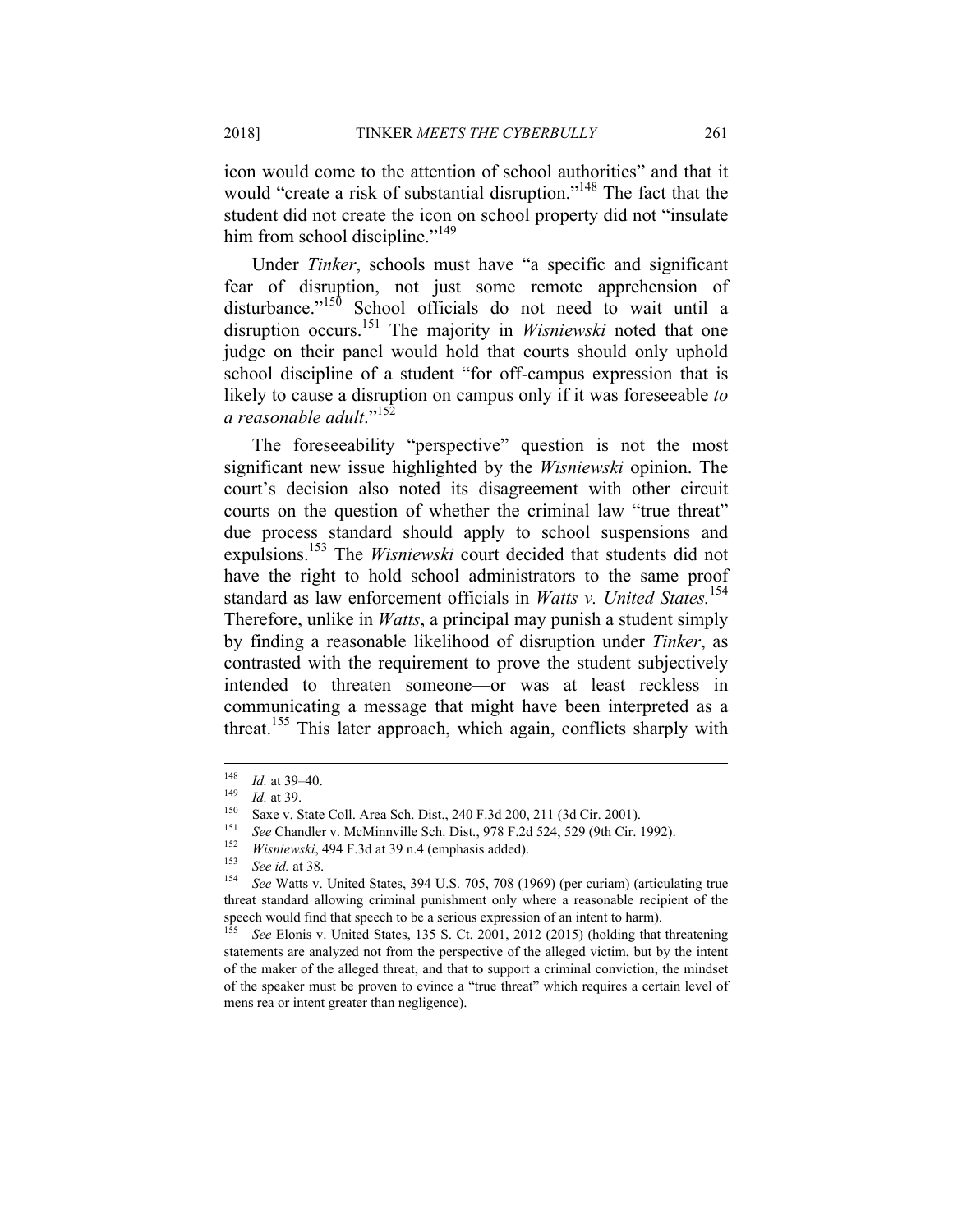icon would come to the attention of school authorities" and that it would "create a risk of substantial disruption."[148] The fact that the student did not create the icon on school property did not "insulate him from school discipline."[149]

Under *Tinker*, schools must have "a specific and significant fear of disruption, not just some remote apprehension of disturbance."[150] School officials do not need to wait until a disruption occurs.[151] The majority in *Wisniewski* noted that one judge on their panel would hold that courts should only uphold school discipline of a student "for off-campus expression that is likely to cause a disruption on campus only if it was foreseeable *to a reasonable adult*."[152]

The foreseeability "perspective" question is not the most significant new issue highlighted by the *Wisniewski* opinion. The court's decision also noted its disagreement with other circuit courts on the question of whether the criminal law "true threat" due process standard should apply to school suspensions and expulsions.[153] The *Wisniewski* court decided that students did not have the right to hold school administrators to the same proof standard as law enforcement officials in *Watts v. United States.*[154] Therefore, unlike in *Watts*, a principal may punish a student simply by finding a reasonable likelihood of disruption under *Tinker*, as contrasted with the requirement to prove the student subjectively intended to threaten someone—or was at least reckless in communicating a message that might have been interpreted as a threat.[155] This later approach, which again, conflicts sharply with

---

[148] *Id.* at 39–40.

[149] *Id.* at 39.

[150] Saxe v. State Coll. Area Sch. Dist., 240 F.3d 200, 211 (3d Cir. 2001).

[151] *See* Chandler v. McMinnville Sch. Dist., 978 F.2d 524, 529 (9th Cir. 1992).

[152] *Wisniewski*, 494 F.3d at 39 n.4 (emphasis added).

[153] *See id.* at 38.

[154] *See* Watts v. United States, 394 U.S. 705, 708 (1969) (per curiam) (articulating true threat standard allowing criminal punishment only where a reasonable recipient of the speech would find that speech to be a serious expression of an intent to harm).

[155] *See* Elonis v. United States, 135 S. Ct. 2001, 2012 (2015) (holding that threatening statements are analyzed not from the perspective of the alleged victim, but by the intent of the maker of the alleged threat, and that to support a criminal conviction, the mindset of the speaker must be proven to evince a "true threat" which requires a certain level of mens rea or intent greater than negligence).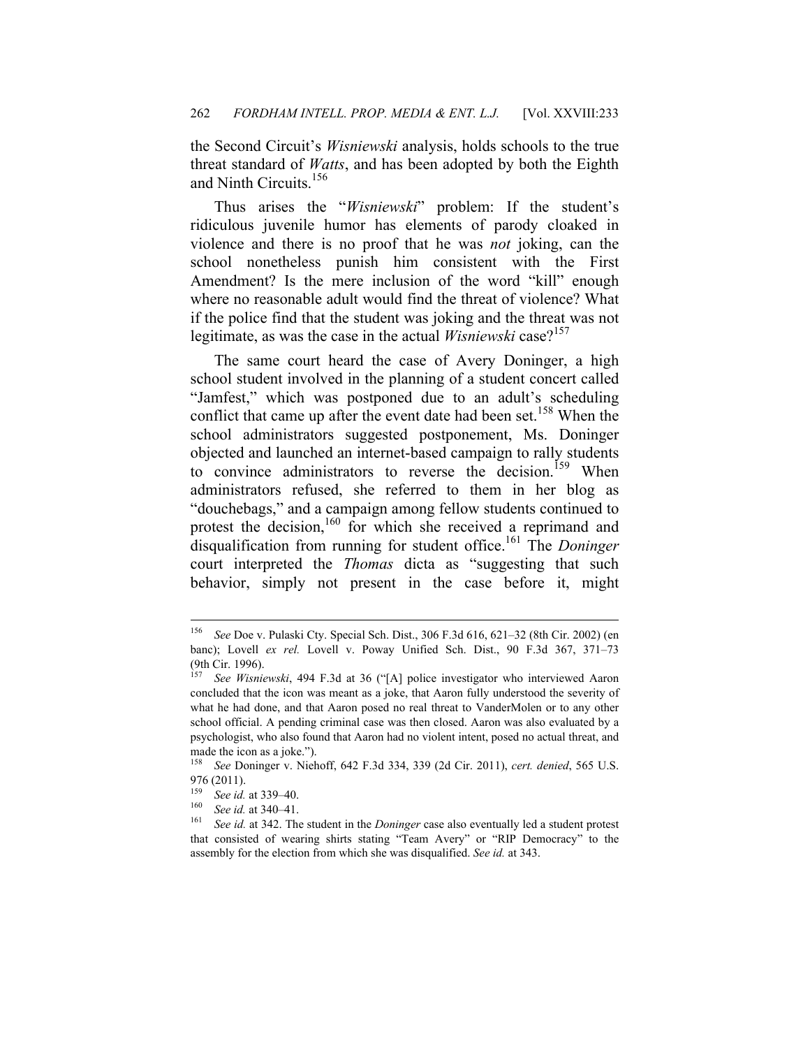the Second Circuit's *Wisniewski* analysis, holds schools to the true threat standard of *Watts*, and has been adopted by both the Eighth and Ninth Circuits.[156]

Thus arises the "*Wisniewski*" problem: If the student's ridiculous juvenile humor has elements of parody cloaked in violence and there is no proof that he was *not* joking, can the school nonetheless punish him consistent with the First Amendment? Is the mere inclusion of the word "kill" enough where no reasonable adult would find the threat of violence? What if the police find that the student was joking and the threat was not legitimate, as was the case in the actual *Wisniewski* case?[157]

The same court heard the case of Avery Doninger, a high school student involved in the planning of a student concert called "Jamfest," which was postponed due to an adult's scheduling conflict that came up after the event date had been set.[158] When the school administrators suggested postponement, Ms. Doninger objected and launched an internet-based campaign to rally students to convince administrators to reverse the decision.[159] When administrators refused, she referred to them in her blog as "douchebags," and a campaign among fellow students continued to protest the decision,[160] for which she received a reprimand and disqualification from running for student office.[161] The *Doninger* court interpreted the *Thomas* dicta as "suggesting that such behavior, simply not present in the case before it, might

---

[156] *See* Doe v. Pulaski Cty. Special Sch. Dist., 306 F.3d 616, 621–32 (8th Cir. 2002) (en banc); Lovell *ex rel.* Lovell v. Poway Unified Sch. Dist., 90 F.3d 367, 371–73 (9th Cir. 1996).

[157] *See Wisniewski*, 494 F.3d at 36 ("[A] police investigator who interviewed Aaron concluded that the icon was meant as a joke, that Aaron fully understood the severity of what he had done, and that Aaron posed no real threat to VanderMolen or to any other school official. A pending criminal case was then closed. Aaron was also evaluated by a psychologist, who also found that Aaron had no violent intent, posed no actual threat, and made the icon as a joke.").

[158] *See* Doninger v. Niehoff, 642 F.3d 334, 339 (2d Cir. 2011), *cert. denied*, 565 U.S. 976 (2011).

[159] *See id.* at 339–40.

[160] *See id.* at 340–41.

[161] *See id.* at 342. The student in the *Doninger* case also eventually led a student protest that consisted of wearing shirts stating "Team Avery" or "RIP Democracy" to the assembly for the election from which she was disqualified. *See id.* at 343.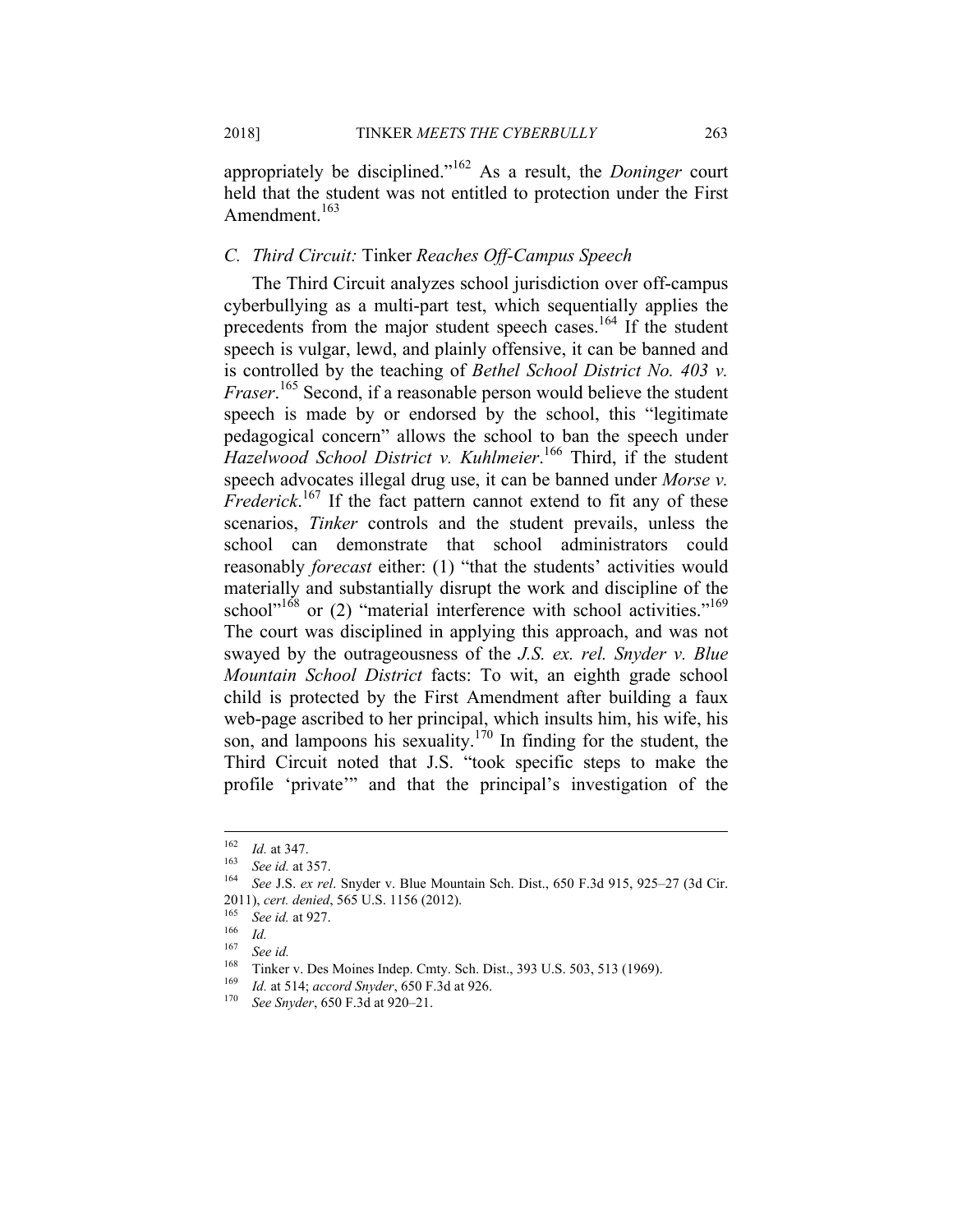appropriately be disciplined."[162] As a result, the *Doninger* court held that the student was not entitled to protection under the First Amendment.[163]

### C. Third Circuit: Tinker *Reaches Off-Campus Speech*

The Third Circuit analyzes school jurisdiction over off-campus cyberbullying as a multi-part test, which sequentially applies the precedents from the major student speech cases.[164] If the student speech is vulgar, lewd, and plainly offensive, it can be banned and is controlled by the teaching of *Bethel School District No. 403 v. Fraser*.[165] Second, if a reasonable person would believe the student speech is made by or endorsed by the school, this "legitimate pedagogical concern" allows the school to ban the speech under *Hazelwood School District v. Kuhlmeier*.[166] Third, if the student speech advocates illegal drug use, it can be banned under *Morse v. Frederick*.[167] If the fact pattern cannot extend to fit any of these scenarios, *Tinker* controls and the student prevails, unless the school can demonstrate that school administrators could reasonably *forecast* either: (1) "that the students' activities would materially and substantially disrupt the work and discipline of the school"[168] or (2) "material interference with school activities."[169] The court was disciplined in applying this approach, and was not swayed by the outrageousness of the *J.S. ex. rel. Snyder v. Blue Mountain School District* facts: To wit, an eighth grade school child is protected by the First Amendment after building a faux web-page ascribed to her principal, which insults him, his wife, his son, and lampoons his sexuality.[170] In finding for the student, the Third Circuit noted that J.S. "took specific steps to make the profile 'private'" and that the principal's investigation of the

---

[162] *Id.* at 347.

[163] *See id.* at 357.

[164] *See* J.S. *ex rel*. Snyder v. Blue Mountain Sch. Dist., 650 F.3d 915, 925–27 (3d Cir. 2011), *cert. denied*, 565 U.S. 1156 (2012).

[165] *See id.* at 927.

[166] *Id.*

[167] *See id.*

[168] Tinker v. Des Moines Indep. Cmty. Sch. Dist., 393 U.S. 503, 513 (1969).

[169] *Id.* at 514; *accord Snyder*, 650 F.3d at 926.

[170] *See Snyder*, 650 F.3d at 920–21.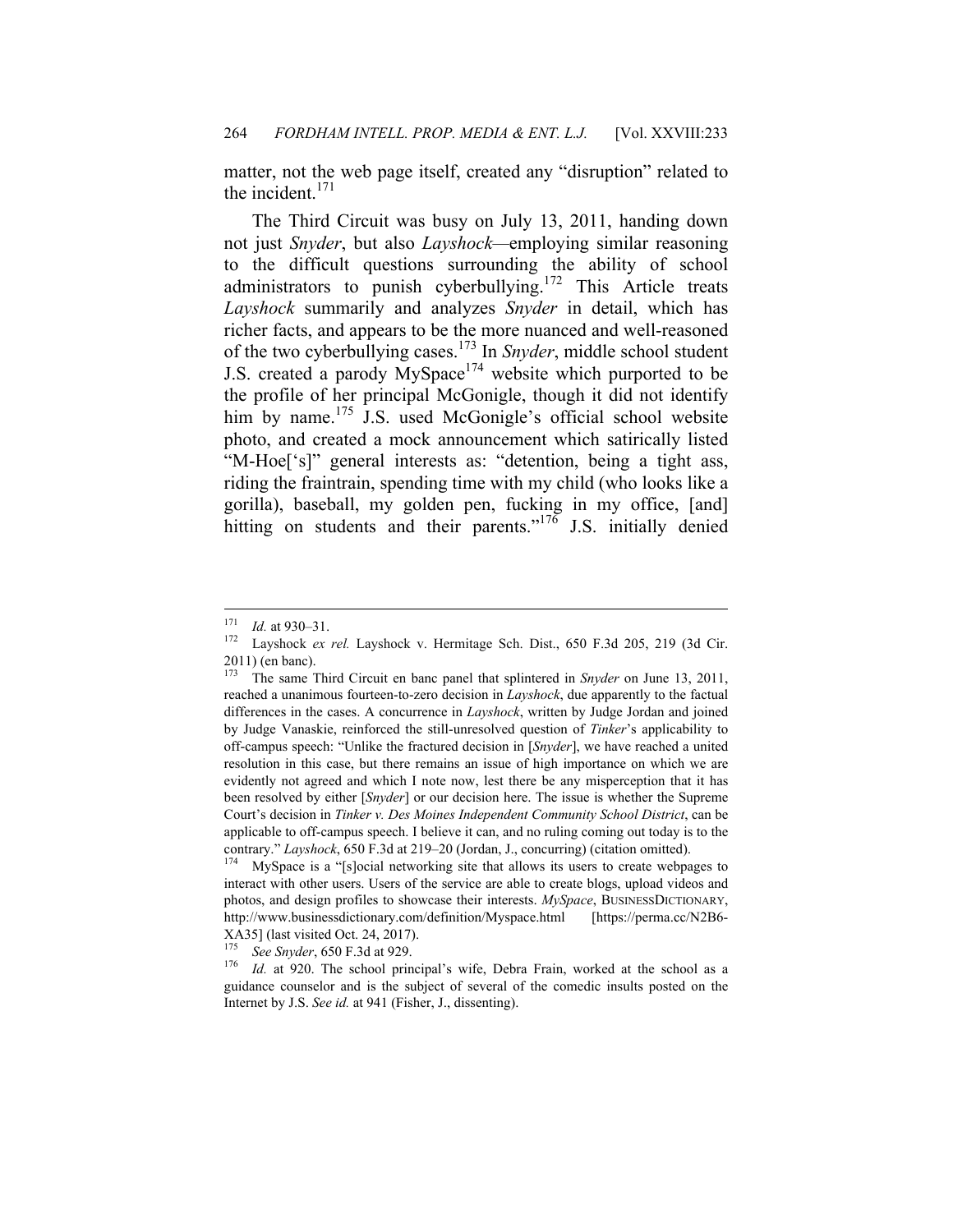matter, not the web page itself, created any "disruption" related to the incident.[171]

The Third Circuit was busy on July 13, 2011, handing down not just *Snyder*, but also *Layshock*—employing similar reasoning to the difficult questions surrounding the ability of school administrators to punish cyberbullying.[172] This Article treats *Layshock* summarily and analyzes *Snyder* in detail, which has richer facts, and appears to be the more nuanced and well-reasoned of the two cyberbullying cases.[173] In *Snyder*, middle school student J.S. created a parody MySpace[174] website which purported to be the profile of her principal McGonigle, though it did not identify him by name.[175] J.S. used McGonigle's official school website photo, and created a mock announcement which satirically listed "M-Hoe['s]" general interests as: "detention, being a tight ass, riding the fraintrain, spending time with my child (who looks like a gorilla), baseball, my golden pen, fucking in my office, [and] hitting on students and their parents."[176] J.S. initially denied

---

[171] *Id.* at 930–31.

[172] Layshock *ex rel.* Layshock v. Hermitage Sch. Dist., 650 F.3d 205, 219 (3d Cir. 2011) (en banc).

[173] The same Third Circuit en banc panel that splintered in *Snyder* on June 13, 2011, reached a unanimous fourteen-to-zero decision in *Layshock*, due apparently to the factual differences in the cases. A concurrence in *Layshock*, written by Judge Jordan and joined by Judge Vanaskie, reinforced the still-unresolved question of *Tinker*'s applicability to off-campus speech: "Unlike the fractured decision in [*Snyder*], we have reached a united resolution in this case, but there remains an issue of high importance on which we are evidently not agreed and which I note now, lest there be any misperception that it has been resolved by either [*Snyder*] or our decision here. The issue is whether the Supreme Court's decision in *Tinker v. Des Moines Independent Community School District*, can be applicable to off-campus speech. I believe it can, and no ruling coming out today is to the contrary." *Layshock*, 650 F.3d at 219–20 (Jordan, J., concurring) (citation omitted).

[174] MySpace is a "[s]ocial networking site that allows its users to create webpages to interact with other users. Users of the service are able to create blogs, upload videos and photos, and design profiles to showcase their interests. *MySpace*, BUSINESSDICTIONARY, http://www.businessdictionary.com/definition/Myspace.html [https://perma.cc/N2B6-XA35] (last visited Oct. 24, 2017).

[175] *See Snyder*, 650 F.3d at 929.

[176] *Id.* at 920. The school principal's wife, Debra Frain, worked at the school as a guidance counselor and is the subject of several of the comedic insults posted on the Internet by J.S. *See id.* at 941 (Fisher, J., dissenting).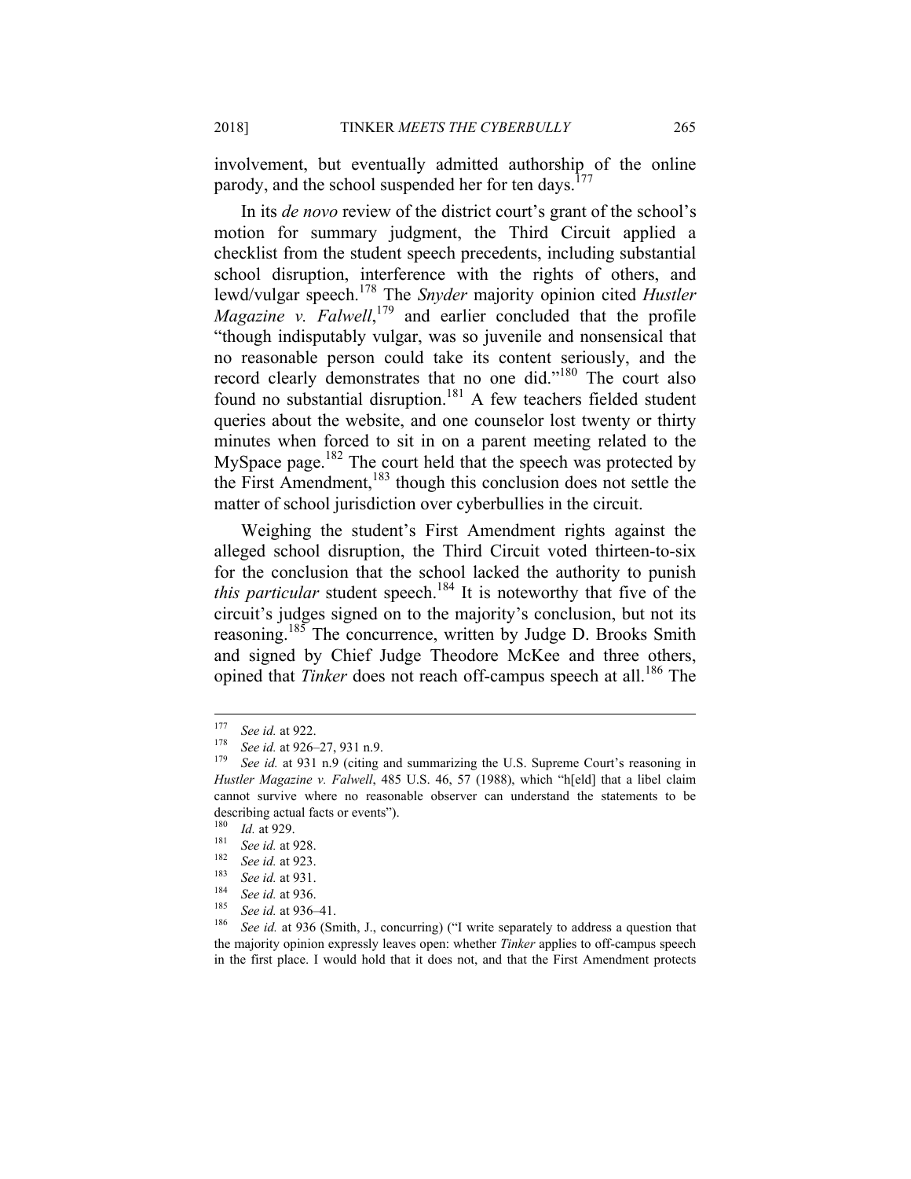involvement, but eventually admitted authorship of the online parody, and the school suspended her for ten days.[177]

In its *de novo* review of the district court's grant of the school's motion for summary judgment, the Third Circuit applied a checklist from the student speech precedents, including substantial school disruption, interference with the rights of others, and lewd/vulgar speech.[178] The *Snyder* majority opinion cited *Hustler Magazine v. Falwell*,[179] and earlier concluded that the profile "though indisputably vulgar, was so juvenile and nonsensical that no reasonable person could take its content seriously, and the record clearly demonstrates that no one did."[180] The court also found no substantial disruption.[181] A few teachers fielded student queries about the website, and one counselor lost twenty or thirty minutes when forced to sit in on a parent meeting related to the MySpace page.[182] The court held that the speech was protected by the First Amendment,[183] though this conclusion does not settle the matter of school jurisdiction over cyberbullies in the circuit.

Weighing the student's First Amendment rights against the alleged school disruption, the Third Circuit voted thirteen-to-six for the conclusion that the school lacked the authority to punish *this particular* student speech.[184] It is noteworthy that five of the circuit's judges signed on to the majority's conclusion, but not its reasoning.[185] The concurrence, written by Judge D. Brooks Smith and signed by Chief Judge Theodore McKee and three others, opined that *Tinker* does not reach off-campus speech at all.[186] The

---

[177] *See id.* at 922.

[178] *See id.* at 926–27, 931 n.9.

[179] *See id.* at 931 n.9 (citing and summarizing the U.S. Supreme Court's reasoning in *Hustler Magazine v. Falwell*, 485 U.S. 46, 57 (1988), which "h[eld] that a libel claim cannot survive where no reasonable observer can understand the statements to be describing actual facts or events").

[180] *Id.* at 929.

[181] *See id.* at 928.

[182] *See id.* at 923.

[183] *See id.* at 931.

[184] *See id.* at 936.

[185] *See id.* at 936–41.

[186] *See id.* at 936 (Smith, J., concurring) ("I write separately to address a question that the majority opinion expressly leaves open: whether *Tinker* applies to off-campus speech in the first place. I would hold that it does not, and that the First Amendment protects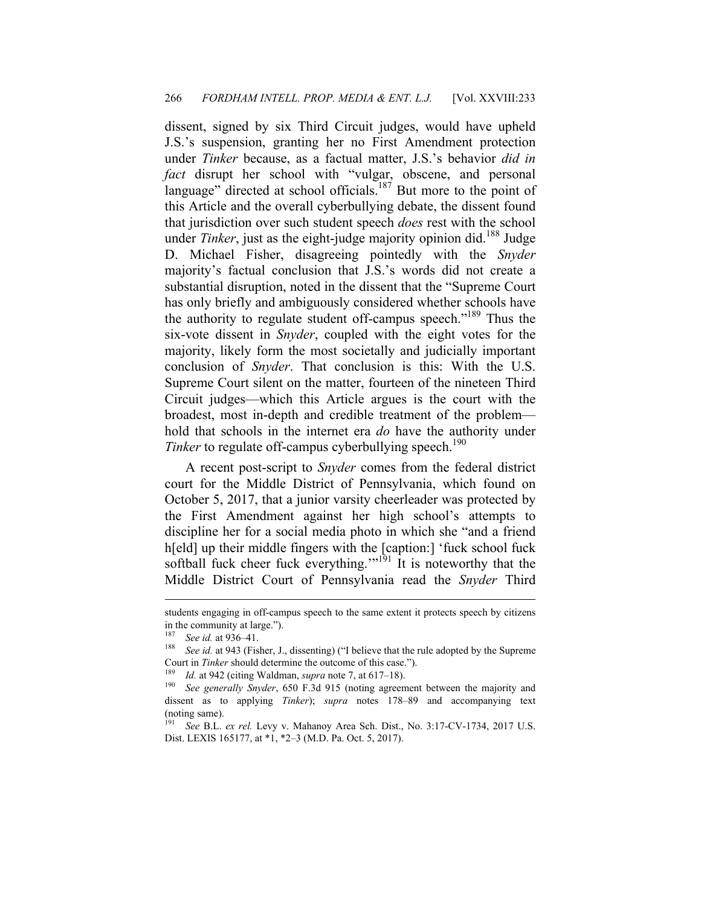dissent, signed by six Third Circuit judges, would have upheld J.S.'s suspension, granting her no First Amendment protection under *Tinker* because, as a factual matter, J.S.'s behavior *did in fact* disrupt her school with "vulgar, obscene, and personal language" directed at school officials.[187] But more to the point of this Article and the overall cyberbullying debate, the dissent found that jurisdiction over such student speech *does* rest with the school under *Tinker*, just as the eight-judge majority opinion did.[188] Judge D. Michael Fisher, disagreeing pointedly with the *Snyder* majority's factual conclusion that J.S.'s words did not create a substantial disruption, noted in the dissent that the "Supreme Court has only briefly and ambiguously considered whether schools have the authority to regulate student off-campus speech."[189] Thus the six-vote dissent in *Snyder*, coupled with the eight votes for the majority, likely form the most societally and judicially important conclusion of *Snyder*. That conclusion is this: With the U.S. Supreme Court silent on the matter, fourteen of the nineteen Third Circuit judges—which this Article argues is the court with the broadest, most in-depth and credible treatment of the problem—hold that schools in the internet era *do* have the authority under *Tinker* to regulate off-campus cyberbullying speech.[190]

A recent post-script to *Snyder* comes from the federal district court for the Middle District of Pennsylvania, which found on October 5, 2017, that a junior varsity cheerleader was protected by the First Amendment against her high school's attempts to discipline her for a social media photo in which she "and a friend h[eld] up their middle fingers with the [caption:] 'fuck school fuck softball fuck cheer fuck everything.'"[191] It is noteworthy that the Middle District Court of Pennsylvania read the *Snyder* Third

---

students engaging in off-campus speech to the same extent it protects speech by citizens in the community at large.").

[187] *See id.* at 936–41.

[188] *See id.* at 943 (Fisher, J., dissenting) ("I believe that the rule adopted by the Supreme Court in *Tinker* should determine the outcome of this case.").

[189] *Id.* at 942 (citing Waldman, *supra* note 7, at 617–18).

[190] *See generally Snyder*, 650 F.3d 915 (noting agreement between the majority and dissent as to applying *Tinker*); *supra* notes 178–89 and accompanying text (noting same).

[191] *See* B.L. *ex rel.* Levy v. Mahanoy Area Sch. Dist., No. 3:17-CV-1734, 2017 U.S. Dist. LEXIS 165177, at *1, *2–3 (M.D. Pa. Oct. 5, 2017).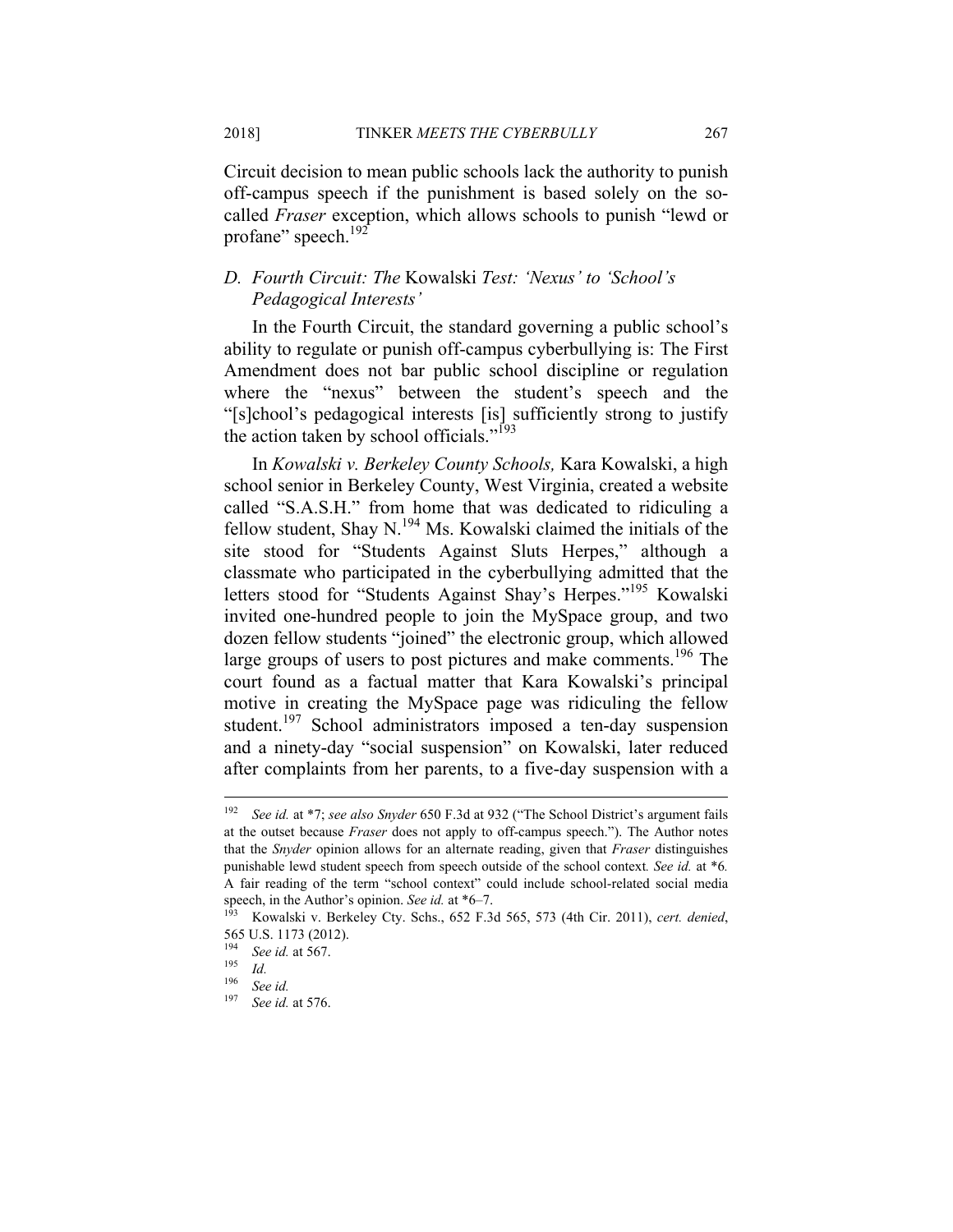Circuit decision to mean public schools lack the authority to punish off-campus speech if the punishment is based solely on the so-called *Fraser* exception, which allows schools to punish "lewd or profane" speech.[192]

### *D. Fourth Circuit: The* Kowalski *Test: 'Nexus' to 'School's Pedagogical Interests'*

In the Fourth Circuit, the standard governing a public school's ability to regulate or punish off-campus cyberbullying is: The First Amendment does not bar public school discipline or regulation where the "nexus" between the student's speech and the "[s]chool's pedagogical interests [is] sufficiently strong to justify the action taken by school officials."[193]

In *Kowalski v. Berkeley County Schools,* Kara Kowalski, a high school senior in Berkeley County, West Virginia, created a website called "S.A.S.H." from home that was dedicated to ridiculing a fellow student, Shay N.[194] Ms. Kowalski claimed the initials of the site stood for "Students Against Sluts Herpes," although a classmate who participated in the cyberbullying admitted that the letters stood for "Students Against Shay's Herpes."[195] Kowalski invited one-hundred people to join the MySpace group, and two dozen fellow students "joined" the electronic group, which allowed large groups of users to post pictures and make comments.[196] The court found as a factual matter that Kara Kowalski's principal motive in creating the MySpace page was ridiculing the fellow student.[197] School administrators imposed a ten-day suspension and a ninety-day "social suspension" on Kowalski, later reduced after complaints from her parents, to a five-day suspension with a

---

[192] *See id.* at *7; *see also Snyder* 650 F.3d at 932 ("The School District's argument fails at the outset because *Fraser* does not apply to off-campus speech."). The Author notes that the *Snyder* opinion allows for an alternate reading, given that *Fraser* distinguishes punishable lewd student speech from speech outside of the school context*. See id.* at *6*.* A fair reading of the term "school context" could include school-related social media speech, in the Author's opinion. *See id.* at *6–7.

[193] Kowalski v. Berkeley Cty. Schs., 652 F.3d 565, 573 (4th Cir. 2011), *cert. denied*, 565 U.S. 1173 (2012).

[194] *See id.* at 567.

[195] *Id.*

[196] *See id.*

[197] *See id.* at 576.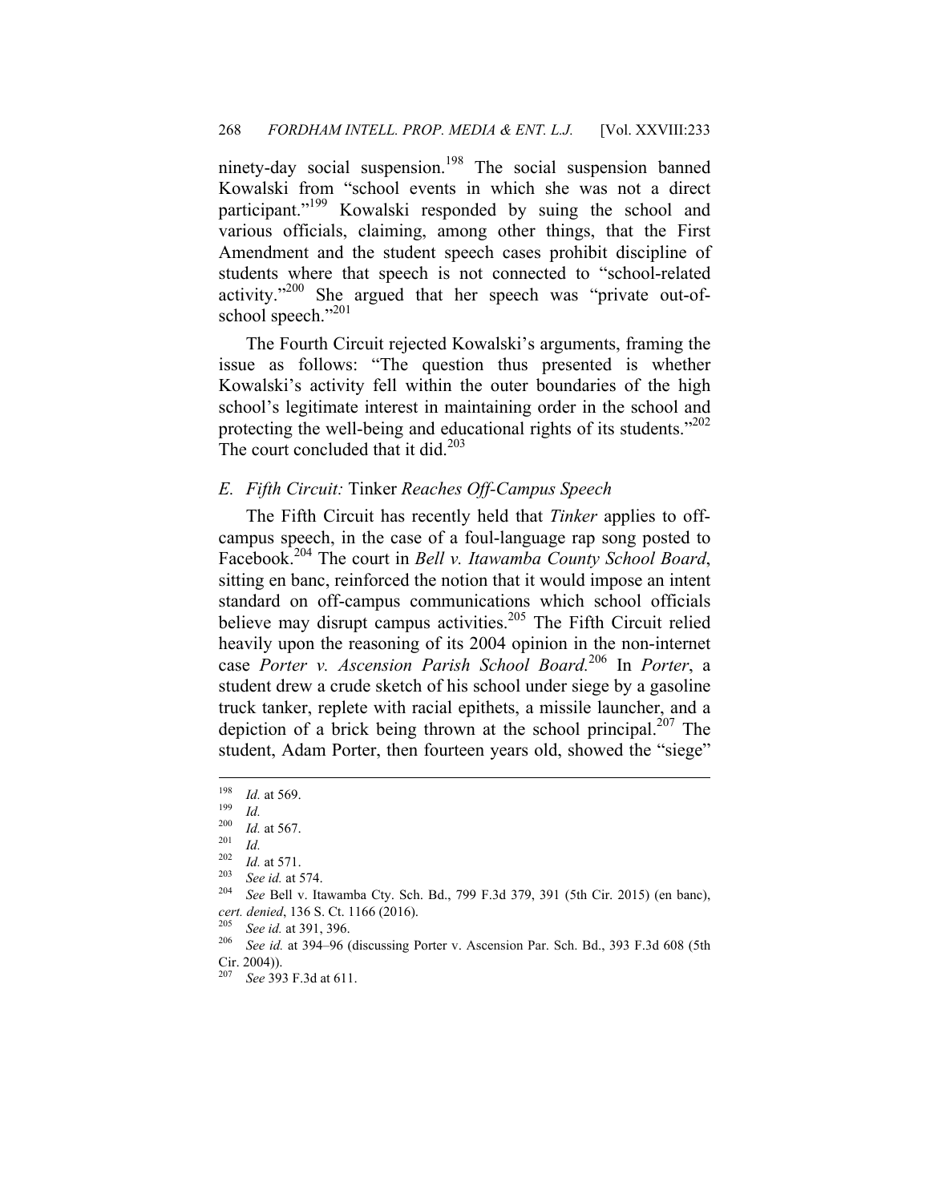ninety-day social suspension.[198] The social suspension banned Kowalski from "school events in which she was not a direct participant."[199] Kowalski responded by suing the school and various officials, claiming, among other things, that the First Amendment and the student speech cases prohibit discipline of students where that speech is not connected to "school-related activity."[200] She argued that her speech was "private out-of-school speech."[201]

The Fourth Circuit rejected Kowalski's arguments, framing the issue as follows: "The question thus presented is whether Kowalski's activity fell within the outer boundaries of the high school's legitimate interest in maintaining order in the school and protecting the well-being and educational rights of its students."[202] The court concluded that it did.[203]

### *E. Fifth Circuit:* Tinker *Reaches Off-Campus Speech*

The Fifth Circuit has recently held that *Tinker* applies to off-campus speech, in the case of a foul-language rap song posted to Facebook.[204] The court in *Bell v. Itawamba County School Board*, sitting en banc, reinforced the notion that it would impose an intent standard on off-campus communications which school officials believe may disrupt campus activities.[205] The Fifth Circuit relied heavily upon the reasoning of its 2004 opinion in the non-internet case *Porter v. Ascension Parish School Board*.[206] In *Porter*, a student drew a crude sketch of his school under siege by a gasoline truck tanker, replete with racial epithets, a missile launcher, and a depiction of a brick being thrown at the school principal.[207] The student, Adam Porter, then fourteen years old, showed the "siege"

---

[198] *Id.* at 569.

[199] *Id.*

[200] *Id.* at 567.

[201] *Id.*

[202] *Id.* at 571.

[203] *See id.* at 574.

[204] *See* Bell v. Itawamba Cty. Sch. Bd., 799 F.3d 379, 391 (5th Cir. 2015) (en banc), *cert. denied*, 136 S. Ct. 1166 (2016).

[205] *See id.* at 391, 396.

[206] *See id.* at 394–96 (discussing Porter v. Ascension Par. Sch. Bd., 393 F.3d 608 (5th Cir. 2004)).

[207] *See* 393 F.3d at 611.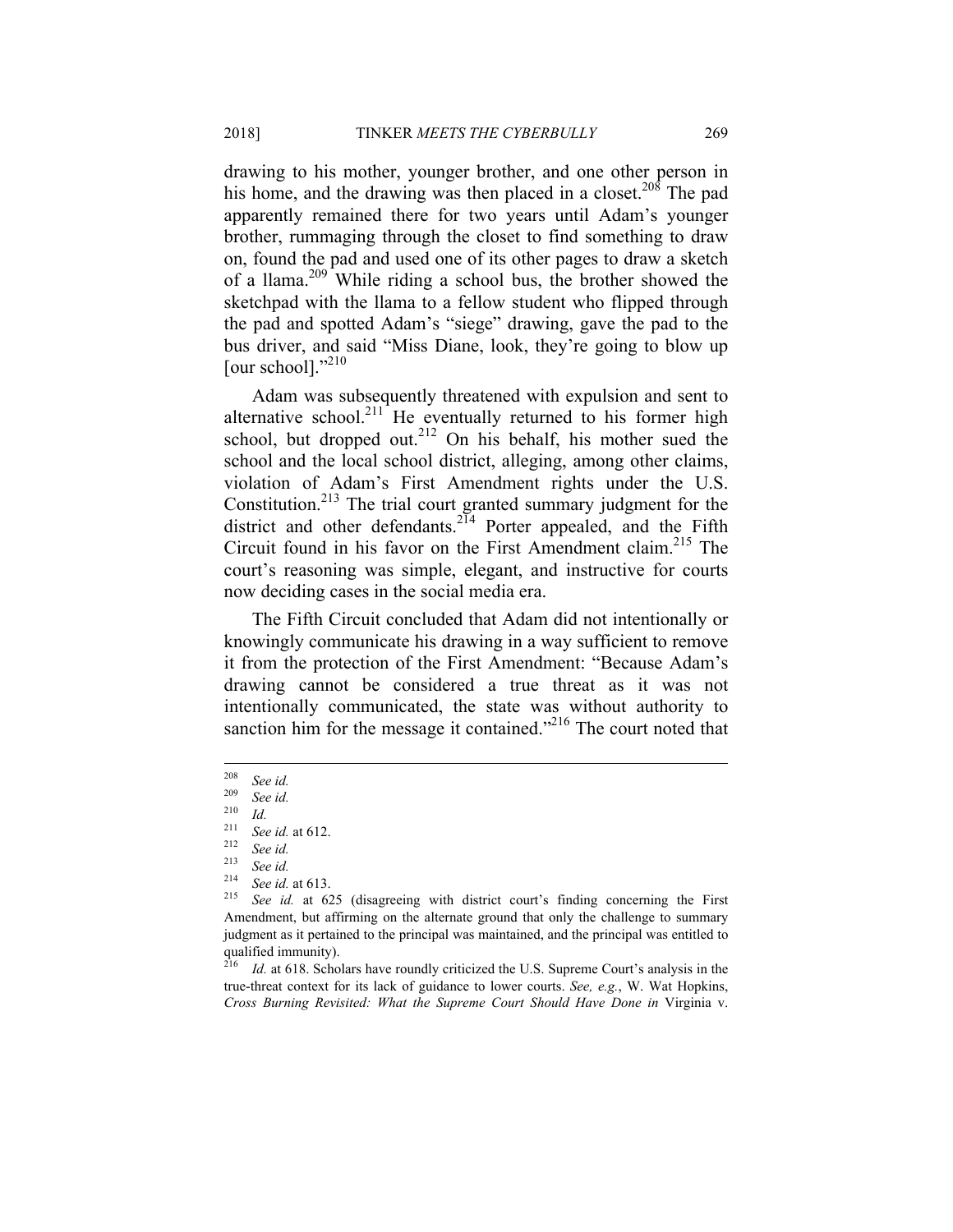drawing to his mother, younger brother, and one other person in his home, and the drawing was then placed in a closet.[208] The pad apparently remained there for two years until Adam's younger brother, rummaging through the closet to find something to draw on, found the pad and used one of its other pages to draw a sketch of a llama.[209] While riding a school bus, the brother showed the sketchpad with the llama to a fellow student who flipped through the pad and spotted Adam's "siege" drawing, gave the pad to the bus driver, and said "Miss Diane, look, they're going to blow up [our school]."[210]

Adam was subsequently threatened with expulsion and sent to alternative school.[211] He eventually returned to his former high school, but dropped out.[212] On his behalf, his mother sued the school and the local school district, alleging, among other claims, violation of Adam's First Amendment rights under the U.S. Constitution.[213] The trial court granted summary judgment for the district and other defendants.[214] Porter appealed, and the Fifth Circuit found in his favor on the First Amendment claim.[215] The court's reasoning was simple, elegant, and instructive for courts now deciding cases in the social media era.

The Fifth Circuit concluded that Adam did not intentionally or knowingly communicate his drawing in a way sufficient to remove it from the protection of the First Amendment: "Because Adam's drawing cannot be considered a true threat as it was not intentionally communicated, the state was without authority to sanction him for the message it contained."[216] The court noted that

---

[208] *See id.*

[209] *See id.*

[210] *Id.*

[211] *See id.* at 612.

[212] *See id.*

[213] *See id.*

[214] *See id.* at 613.

[215] *See id.* at 625 (disagreeing with district court's finding concerning the First Amendment, but affirming on the alternate ground that only the challenge to summary judgment as it pertained to the principal was maintained, and the principal was entitled to qualified immunity).

[216] *Id.* at 618. Scholars have roundly criticized the U.S. Supreme Court's analysis in the true-threat context for its lack of guidance to lower courts. *See, e.g.*, W. Wat Hopkins, *Cross Burning Revisited: What the Supreme Court Should Have Done in* Virginia v.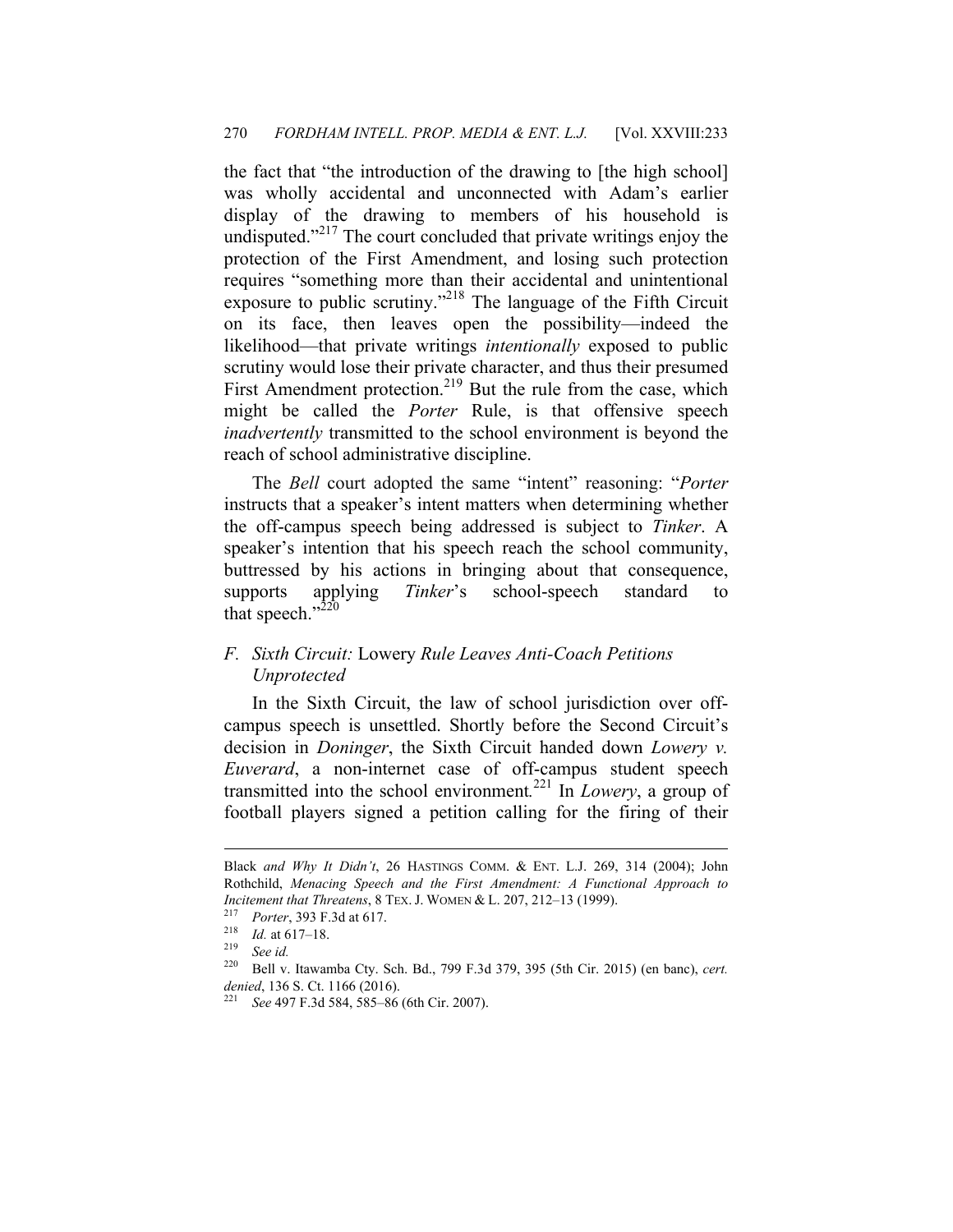the fact that "the introduction of the drawing to [the high school] was wholly accidental and unconnected with Adam's earlier display of the drawing to members of his household is undisputed."[217] The court concluded that private writings enjoy the protection of the First Amendment, and losing such protection requires "something more than their accidental and unintentional exposure to public scrutiny."[218] The language of the Fifth Circuit on its face, then leaves open the possibility—indeed the likelihood—that private writings *intentionally* exposed to public scrutiny would lose their private character, and thus their presumed First Amendment protection.[219] But the rule from the case, which might be called the *Porter* Rule, is that offensive speech *inadvertently* transmitted to the school environment is beyond the reach of school administrative discipline.

The *Bell* court adopted the same "intent" reasoning: "*Porter* instructs that a speaker's intent matters when determining whether the off-campus speech being addressed is subject to *Tinker*. A speaker's intention that his speech reach the school community, buttressed by his actions in bringing about that consequence, supports applying *Tinker*'s school-speech standard to that speech."[220]

### *F. Sixth Circuit:* Lowery *Rule Leaves Anti-Coach Petitions Unprotected*

In the Sixth Circuit, the law of school jurisdiction over off-campus speech is unsettled. Shortly before the Second Circuit's decision in *Doninger*, the Sixth Circuit handed down *Lowery v. Euverard*, a non-internet case of off-campus student speech transmitted into the school environment.[221] In *Lowery*, a group of football players signed a petition calling for the firing of their

---

Black *and Why It Didn't*, 26 HASTINGS COMM. & ENT. L.J. 269, 314 (2004); John Rothchild, *Menacing Speech and the First Amendment: A Functional Approach to Incitement that Threatens*, 8 TEX. J. WOMEN & L. 207, 212–13 (1999).

[217] *Porter*, 393 F.3d at 617.

[218] *Id.* at 617–18.

[219] *See id.*

[220] Bell v. Itawamba Cty. Sch. Bd., 799 F.3d 379, 395 (5th Cir. 2015) (en banc), *cert. denied*, 136 S. Ct. 1166 (2016).

[221] *See* 497 F.3d 584, 585–86 (6th Cir. 2007).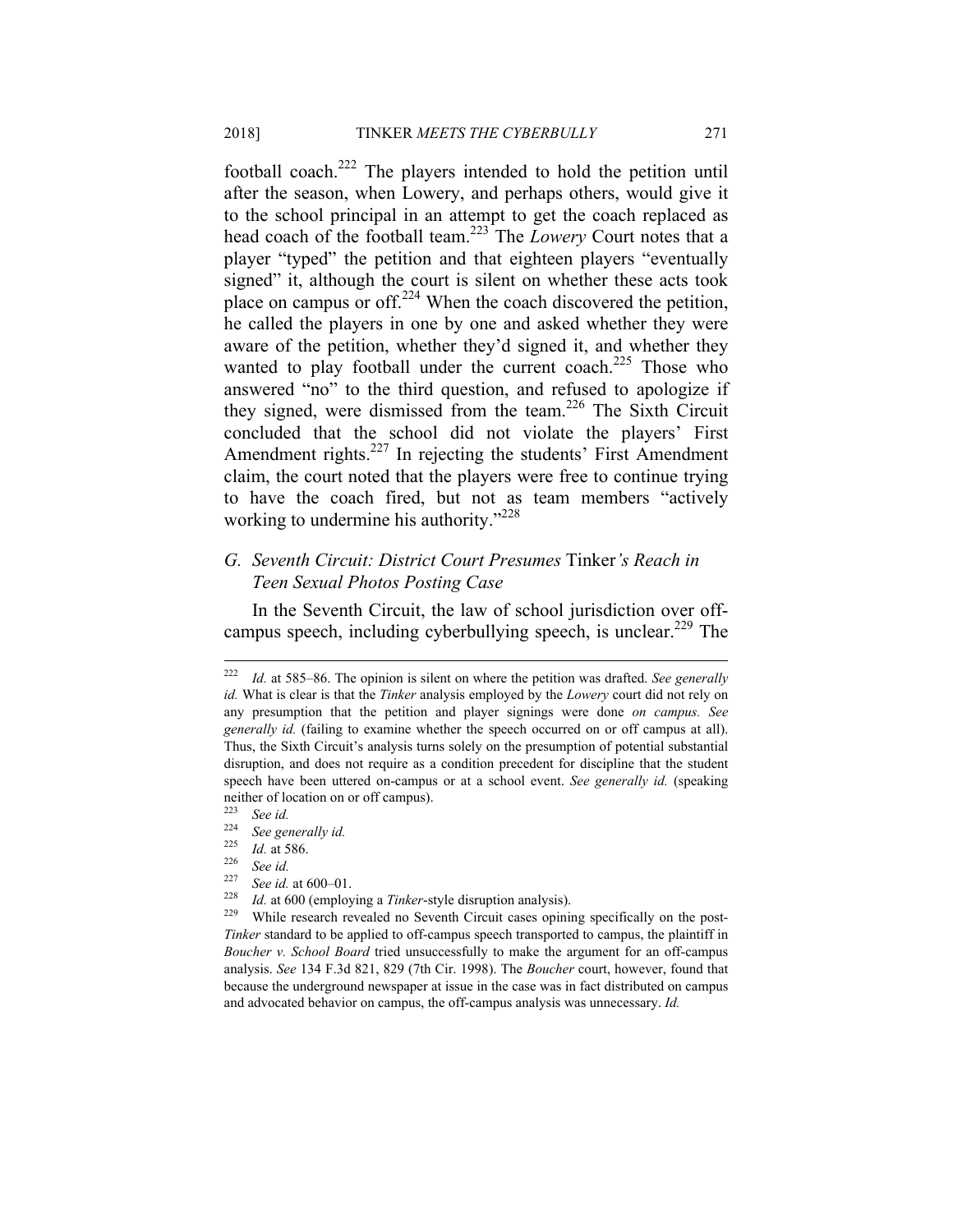football coach.[222] The players intended to hold the petition until after the season, when Lowery, and perhaps others, would give it to the school principal in an attempt to get the coach replaced as head coach of the football team.[223] The *Lowery* Court notes that a player "typed" the petition and that eighteen players "eventually signed" it, although the court is silent on whether these acts took place on campus or off.[224] When the coach discovered the petition, he called the players in one by one and asked whether they were aware of the petition, whether they'd signed it, and whether they wanted to play football under the current coach.[225] Those who answered "no" to the third question, and refused to apologize if they signed, were dismissed from the team.[226] The Sixth Circuit concluded that the school did not violate the players' First Amendment rights.[227] In rejecting the students' First Amendment claim, the court noted that the players were free to continue trying to have the coach fired, but not as team members "actively working to undermine his authority."[228]

### G. Seventh Circuit: District Court Presumes Tinker*'s Reach in Teen Sexual Photos Posting Case*

In the Seventh Circuit, the law of school jurisdiction over off-campus speech, including cyberbullying speech, is unclear.[229] The

---

[222] *Id.* at 585–86. The opinion is silent on where the petition was drafted. *See generally id.* What is clear is that the *Tinker* analysis employed by the *Lowery* court did not rely on any presumption that the petition and player signings were done *on campus. See generally id.* (failing to examine whether the speech occurred on or off campus at all). Thus, the Sixth Circuit's analysis turns solely on the presumption of potential substantial disruption, and does not require as a condition precedent for discipline that the student speech have been uttered on-campus or at a school event. *See generally id.* (speaking neither of location on or off campus).

[223] *See id.*

[224] *See generally id.*

[225] *Id.* at 586.

[226] *See id.*

[227] *See id.* at 600–01.

[228] *Id.* at 600 (employing a *Tinker*-style disruption analysis).

[229] While research revealed no Seventh Circuit cases opining specifically on the post-*Tinker* standard to be applied to off-campus speech transported to campus, the plaintiff in *Boucher v. School Board* tried unsuccessfully to make the argument for an off-campus analysis. *See* 134 F.3d 821, 829 (7th Cir. 1998). The *Boucher* court, however, found that because the underground newspaper at issue in the case was in fact distributed on campus and advocated behavior on campus, the off-campus analysis was unnecessary. *Id.*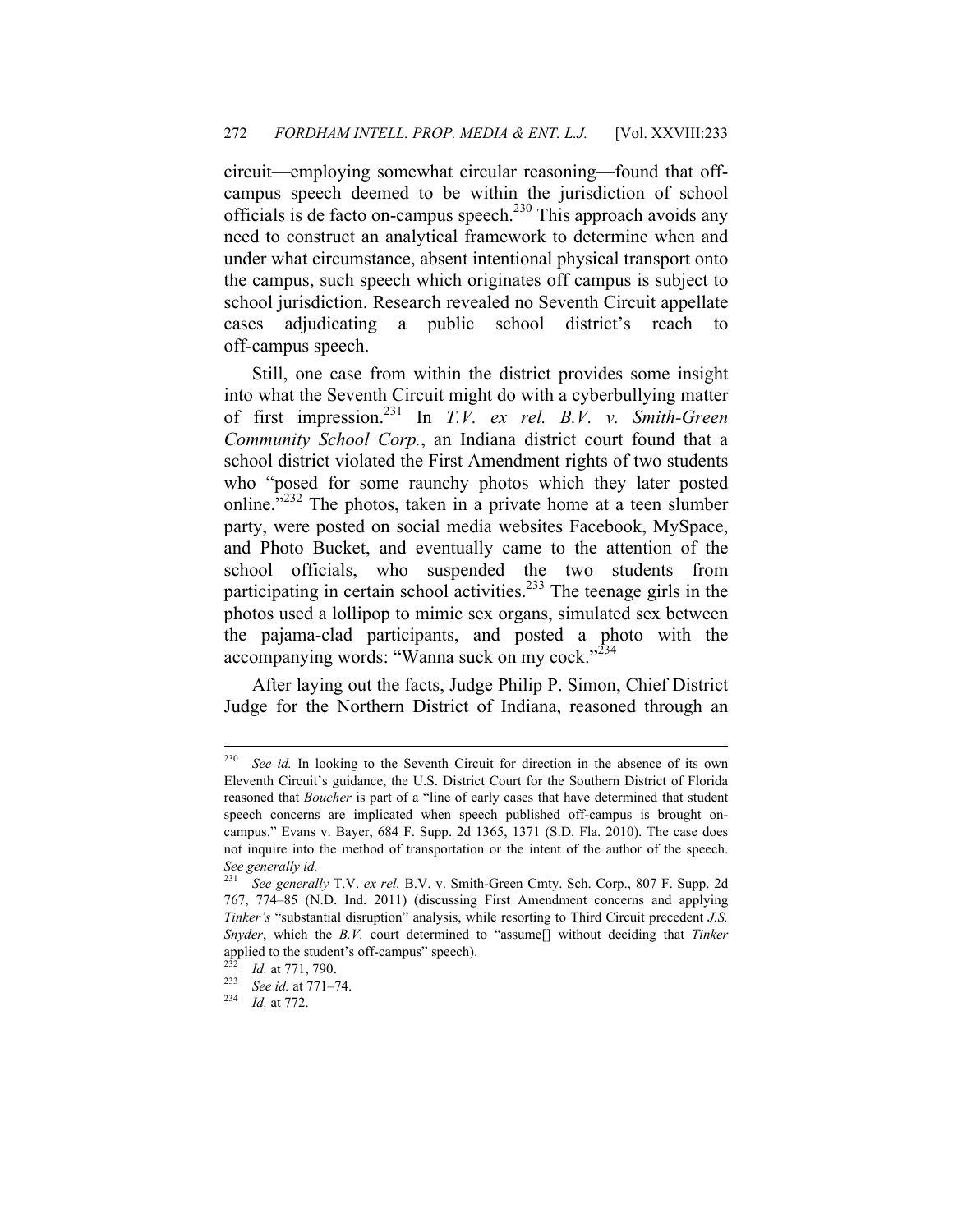circuit—employing somewhat circular reasoning—found that off-campus speech deemed to be within the jurisdiction of school officials is de facto on-campus speech.[230] This approach avoids any need to construct an analytical framework to determine when and under what circumstance, absent intentional physical transport onto the campus, such speech which originates off campus is subject to school jurisdiction. Research revealed no Seventh Circuit appellate cases adjudicating a public school district's reach to off-campus speech.

Still, one case from within the district provides some insight into what the Seventh Circuit might do with a cyberbullying matter of first impression.[231] In *T.V. ex rel. B.V. v. Smith-Green Community School Corp.*, an Indiana district court found that a school district violated the First Amendment rights of two students who "posed for some raunchy photos which they later posted online."[232] The photos, taken in a private home at a teen slumber party, were posted on social media websites Facebook, MySpace, and Photo Bucket, and eventually came to the attention of the school officials, who suspended the two students from participating in certain school activities.[233] The teenage girls in the photos used a lollipop to mimic sex organs, simulated sex between the pajama-clad participants, and posted a photo with the accompanying words: "Wanna suck on my cock."[234]

After laying out the facts, Judge Philip P. Simon, Chief District Judge for the Northern District of Indiana, reasoned through an

---

[230] *See id.* In looking to the Seventh Circuit for direction in the absence of its own Eleventh Circuit's guidance, the U.S. District Court for the Southern District of Florida reasoned that *Boucher* is part of a "line of early cases that have determined that student speech concerns are implicated when speech published off-campus is brought on-campus." Evans v. Bayer, 684 F. Supp. 2d 1365, 1371 (S.D. Fla. 2010). The case does not inquire into the method of transportation or the intent of the author of the speech. *See generally id.*

[231] *See generally* T.V. *ex rel.* B.V. v. Smith-Green Cmty. Sch. Corp., 807 F. Supp. 2d 767, 774–85 (N.D. Ind. 2011) (discussing First Amendment concerns and applying *Tinker's* "substantial disruption" analysis, while resorting to Third Circuit precedent *J.S. Snyder*, which the *B.V.* court determined to "assume[] without deciding that *Tinker* applied to the student's off-campus" speech).

[232] *Id.* at 771, 790.

[233] *See id.* at 771–74.

[234] *Id.* at 772.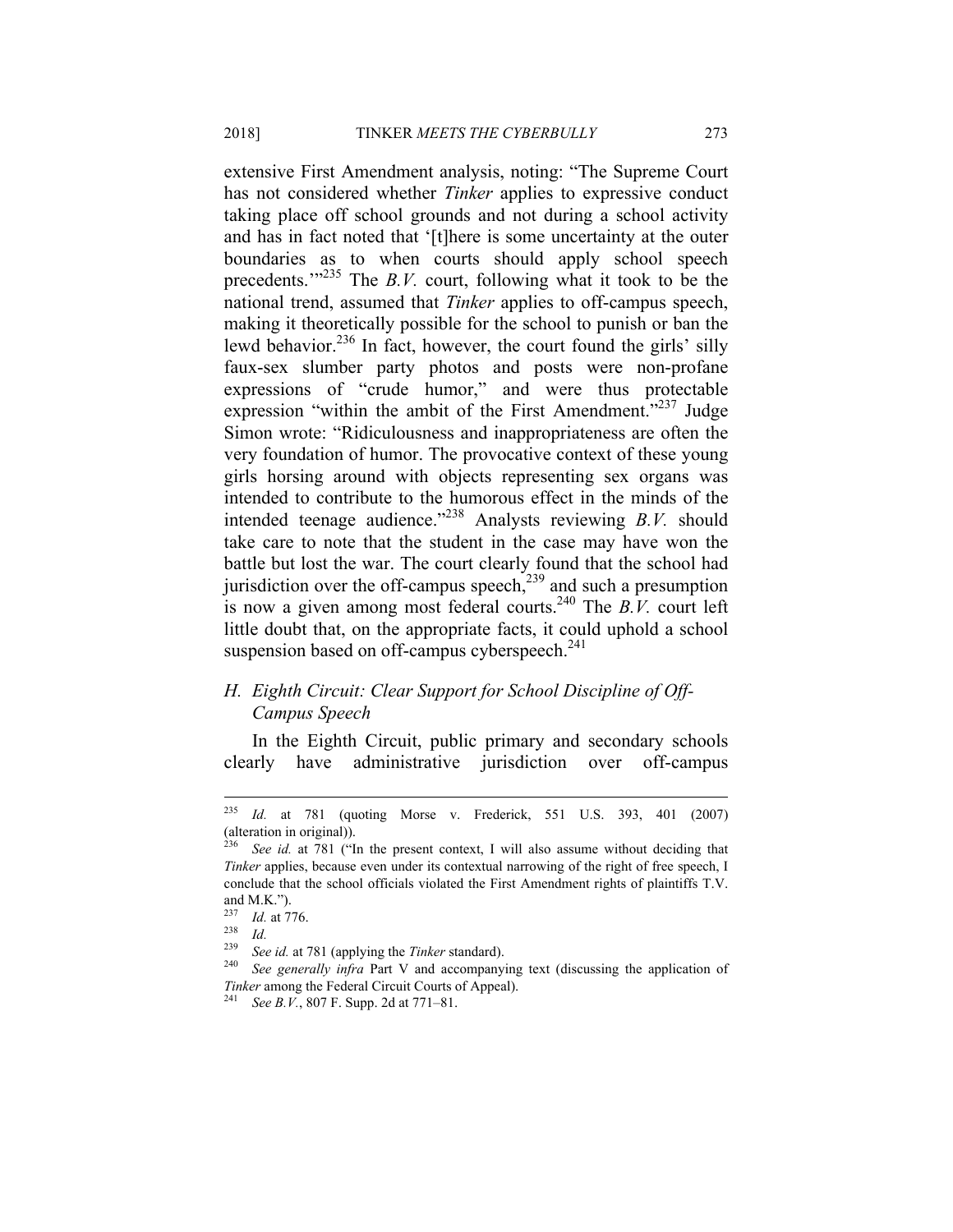extensive First Amendment analysis, noting: "The Supreme Court has not considered whether *Tinker* applies to expressive conduct taking place off school grounds and not during a school activity and has in fact noted that '[t]here is some uncertainty at the outer boundaries as to when courts should apply school speech precedents.'"[235] The *B.V.* court, following what it took to be the national trend, assumed that *Tinker* applies to off-campus speech, making it theoretically possible for the school to punish or ban the lewd behavior.[236] In fact, however, the court found the girls' silly faux-sex slumber party photos and posts were non-profane expressions of "crude humor," and were thus protectable expression "within the ambit of the First Amendment."[237] Judge Simon wrote: "Ridiculousness and inappropriateness are often the very foundation of humor. The provocative context of these young girls horsing around with objects representing sex organs was intended to contribute to the humorous effect in the minds of the intended teenage audience."[238] Analysts reviewing *B.V.* should take care to note that the student in the case may have won the battle but lost the war. The court clearly found that the school had jurisdiction over the off-campus speech,[239] and such a presumption is now a given among most federal courts.[240] The *B.V.* court left little doubt that, on the appropriate facts, it could uphold a school suspension based on off-campus cyberspeech.[241]

### *H. Eighth Circuit: Clear Support for School Discipline of Off-Campus Speech*

In the Eighth Circuit, public primary and secondary schools clearly have administrative jurisdiction over off-campus

---

[235] *Id.* at 781 (quoting Morse v. Frederick, 551 U.S. 393, 401 (2007) (alteration in original)).

[236] *See id.* at 781 ("In the present context, I will also assume without deciding that *Tinker* applies, because even under its contextual narrowing of the right of free speech, I conclude that the school officials violated the First Amendment rights of plaintiffs T.V. and M.K.").

[237] *Id.* at 776.

[238] *Id.*

[239] *See id.* at 781 (applying the *Tinker* standard).

[240] *See generally infra* Part V and accompanying text (discussing the application of *Tinker* among the Federal Circuit Courts of Appeal).

[241] *See B.V.*, 807 F. Supp. 2d at 771–81.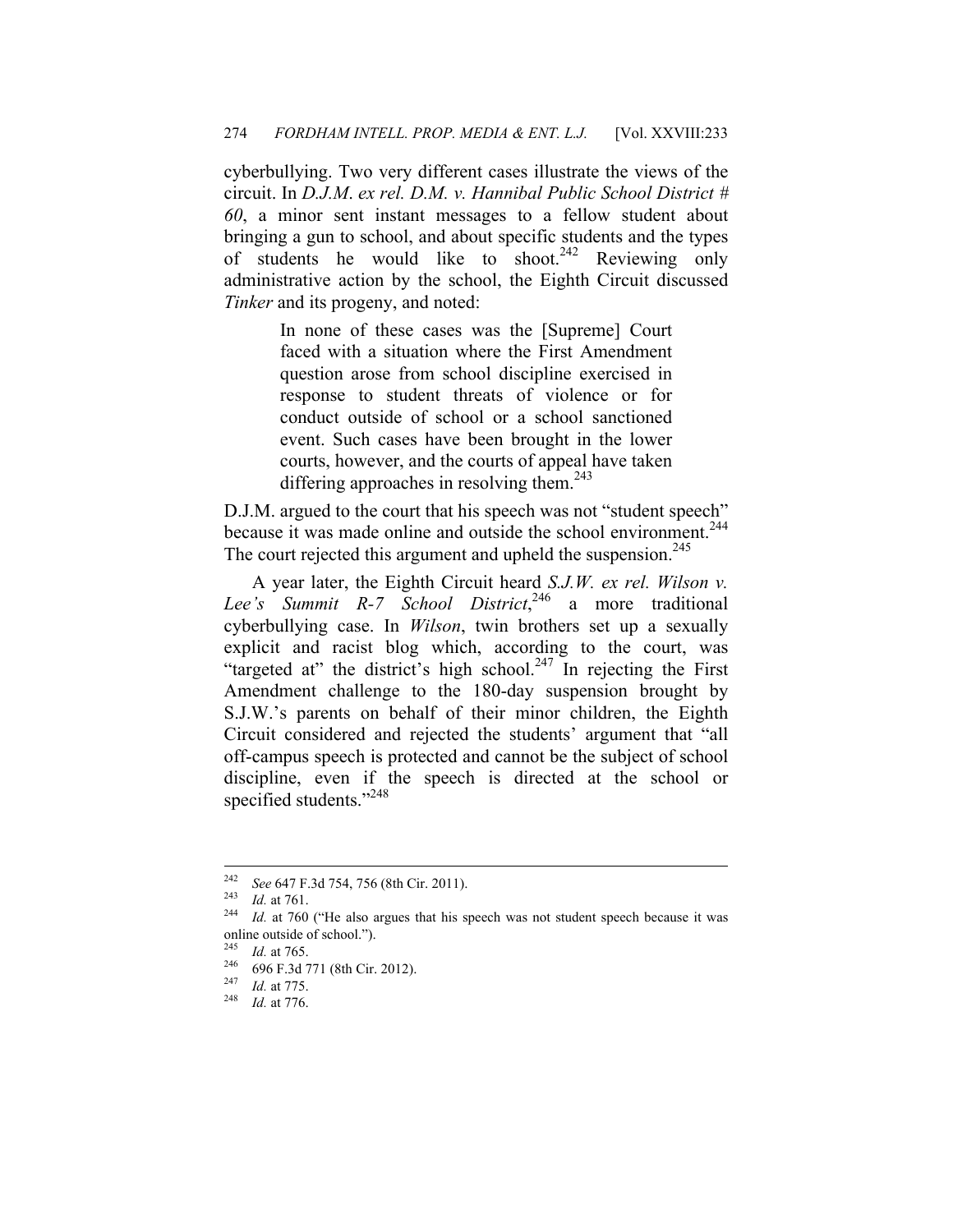cyberbullying. Two very different cases illustrate the views of the circuit. In *D.J.M. ex rel. D.M. v. Hannibal Public School District # 60*, a minor sent instant messages to a fellow student about bringing a gun to school, and about specific students and the types of students he would like to shoot.[242] Reviewing only administrative action by the school, the Eighth Circuit discussed *Tinker* and its progeny, and noted:

> In none of these cases was the [Supreme] Court faced with a situation where the First Amendment question arose from school discipline exercised in response to student threats of violence or for conduct outside of school or a school sanctioned event. Such cases have been brought in the lower courts, however, and the courts of appeal have taken differing approaches in resolving them.[243]

D.J.M. argued to the court that his speech was not "student speech" because it was made online and outside the school environment.[244] The court rejected this argument and upheld the suspension.[245]

A year later, the Eighth Circuit heard *S.J.W. ex rel. Wilson v. Lee's Summit R-7 School District*,[246] a more traditional cyberbullying case. In *Wilson*, twin brothers set up a sexually explicit and racist blog which, according to the court, was "targeted at" the district's high school.[247] In rejecting the First Amendment challenge to the 180-day suspension brought by S.J.W.'s parents on behalf of their minor children, the Eighth Circuit considered and rejected the students' argument that "all off-campus speech is protected and cannot be the subject of school discipline, even if the speech is directed at the school or specified students."[248]

---

[242] *See* 647 F.3d 754, 756 (8th Cir. 2011).

[243] *Id.* at 761.

[244] *Id.* at 760 ("He also argues that his speech was not student speech because it was online outside of school.").

[245] *Id.* at 765.

[246] 696 F.3d 771 (8th Cir. 2012).

[247] *Id.* at 775.

[248] *Id.* at 776.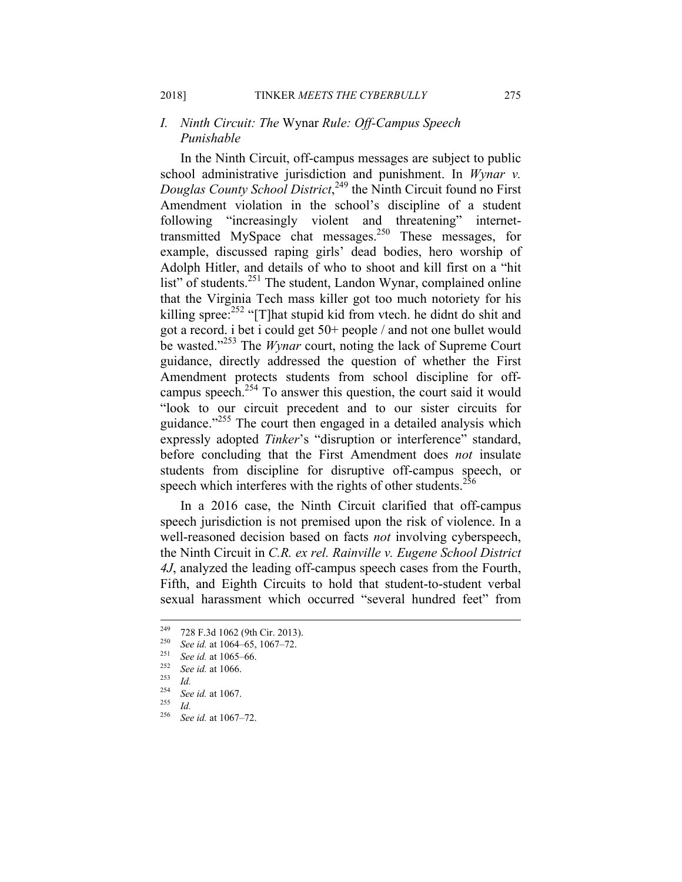## *I. Ninth Circuit: The* Wynar *Rule: Off-Campus Speech Punishable*

In the Ninth Circuit, off-campus messages are subject to public school administrative jurisdiction and punishment. In *Wynar v. Douglas County School District*,[249] the Ninth Circuit found no First Amendment violation in the school's discipline of a student following "increasingly violent and threatening" internet-transmitted MySpace chat messages.[250] These messages, for example, discussed raping girls' dead bodies, hero worship of Adolph Hitler, and details of who to shoot and kill first on a "hit list" of students.[251] The student, Landon Wynar, complained online that the Virginia Tech mass killer got too much notoriety for his killing spree:[252] "[T]hat stupid kid from vtech. he didnt do shit and got a record. i bet i could get 50+ people / and not one bullet would be wasted."[253] The *Wynar* court, noting the lack of Supreme Court guidance, directly addressed the question of whether the First Amendment protects students from school discipline for off-campus speech.[254] To answer this question, the court said it would "look to our circuit precedent and to our sister circuits for guidance."[255] The court then engaged in a detailed analysis which expressly adopted *Tinker*'s "disruption or interference" standard, before concluding that the First Amendment does *not* insulate students from discipline for disruptive off-campus speech, or speech which interferes with the rights of other students.[256]

In a 2016 case, the Ninth Circuit clarified that off-campus speech jurisdiction is not premised upon the risk of violence. In a well-reasoned decision based on facts *not* involving cyberspeech, the Ninth Circuit in *C.R. ex rel. Rainville v. Eugene School District 4J*, analyzed the leading off-campus speech cases from the Fourth, Fifth, and Eighth Circuits to hold that student-to-student verbal sexual harassment which occurred "several hundred feet" from

---

[249] 728 F.3d 1062 (9th Cir. 2013).

[250] *See id.* at 1064–65, 1067–72.

[251] *See id.* at 1065–66.

[252] *See id.* at 1066.

[253] *Id.*

[254] *See id.* at 1067.

[255] *Id.*

[256] *See id.* at 1067–72.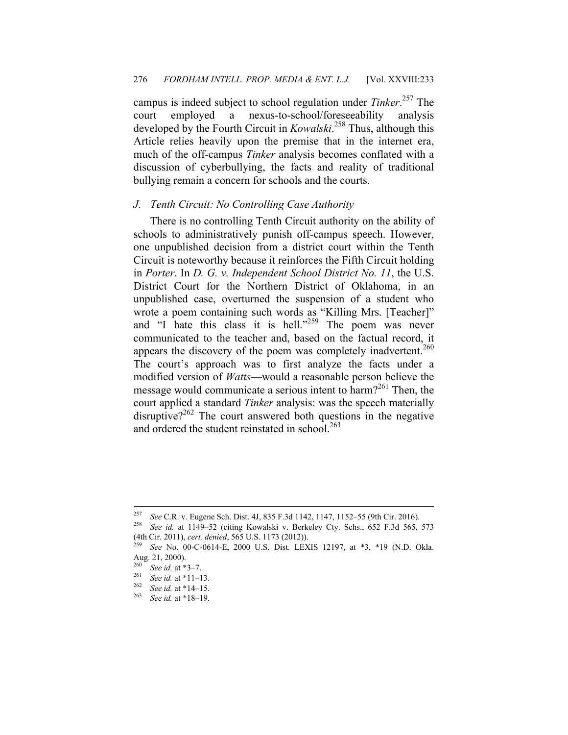campus is indeed subject to school regulation under *Tinker*.[257] The court employed a nexus-to-school/foreseeability analysis developed by the Fourth Circuit in *Kowalski*.[258] Thus, although this Article relies heavily upon the premise that in the internet era, much of the off-campus *Tinker* analysis becomes conflated with a discussion of cyberbullying, the facts and reality of traditional bullying remain a concern for schools and the courts.

### *J. Tenth Circuit: No Controlling Case Authority*

There is no controlling Tenth Circuit authority on the ability of schools to administratively punish off-campus speech. However, one unpublished decision from a district court within the Tenth Circuit is noteworthy because it reinforces the Fifth Circuit holding in *Porter*. In *D. G. v. Independent School District No. 11*, the U.S. District Court for the Northern District of Oklahoma, in an unpublished case, overturned the suspension of a student who wrote a poem containing such words as "Killing Mrs. [Teacher]" and "I hate this class it is hell."[259] The poem was never communicated to the teacher and, based on the factual record, it appears the discovery of the poem was completely inadvertent.[260] The court's approach was to first analyze the facts under a modified version of *Watts*—would a reasonable person believe the message would communicate a serious intent to harm?[261] Then, the court applied a standard *Tinker* analysis: was the speech materially disruptive?[262] The court answered both questions in the negative and ordered the student reinstated in school.[263]

---

[257] *See* C.R. v. Eugene Sch. Dist. 4J, 835 F.3d 1142, 1147, 1152–55 (9th Cir. 2016).

[258] *See id.* at 1149–52 (citing Kowalski v. Berkeley Cty. Schs., 652 F.3d 565, 573 (4th Cir. 2011), *cert. denied*, 565 U.S. 1173 (2012)).

[259] *See* No. 00-C-0614-E, 2000 U.S. Dist. LEXIS 12197, at \*3, \*19 (N.D. Okla. Aug. 21, 2000).

[260] *See id.* at \*3–7.

[261] *See id.* at \*11–13.

[262] *See id.* at \*14–15.

[263] *See id.* at \*18–19.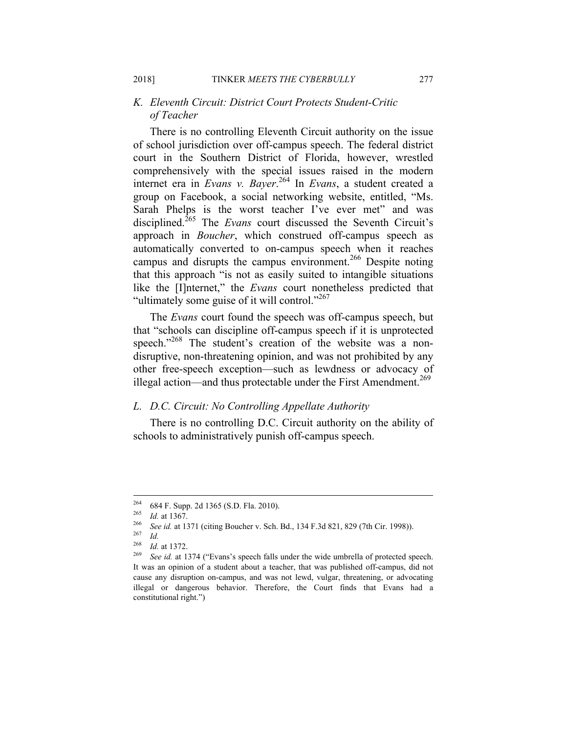### K. Eleventh Circuit: District Court Protects Student-Critic of Teacher

There is no controlling Eleventh Circuit authority on the issue of school jurisdiction over off-campus speech. The federal district court in the Southern District of Florida, however, wrestled comprehensively with the special issues raised in the modern internet era in *Evans v. Bayer*.[264] In *Evans*, a student created a group on Facebook, a social networking website, entitled, "Ms. Sarah Phelps is the worst teacher I've ever met" and was disciplined.[265] The *Evans* court discussed the Seventh Circuit's approach in *Boucher*, which construed off-campus speech as automatically converted to on-campus speech when it reaches campus and disrupts the campus environment.[266] Despite noting that this approach "is not as easily suited to intangible situations like the [I]nternet," the *Evans* court nonetheless predicted that "ultimately some guise of it will control."[267]

The *Evans* court found the speech was off-campus speech, but that "schools can discipline off-campus speech if it is unprotected speech."[268] The student's creation of the website was a non-disruptive, non-threatening opinion, and was not prohibited by any other free-speech exception—such as lewdness or advocacy of illegal action—and thus protectable under the First Amendment.[269]

### L. D.C. Circuit: No Controlling Appellate Authority

There is no controlling D.C. Circuit authority on the ability of schools to administratively punish off-campus speech.

---

[264] 684 F. Supp. 2d 1365 (S.D. Fla. 2010).

[265] *Id.* at 1367.

[266] *See id.* at 1371 (citing Boucher v. Sch. Bd., 134 F.3d 821, 829 (7th Cir. 1998)).

[267] *Id.*

[268] *Id.* at 1372.

[269] *See id.* at 1374 ("Evans's speech falls under the wide umbrella of protected speech. It was an opinion of a student about a teacher, that was published off-campus, did not cause any disruption on-campus, and was not lewd, vulgar, threatening, or advocating illegal or dangerous behavior. Therefore, the Court finds that Evans had a constitutional right.")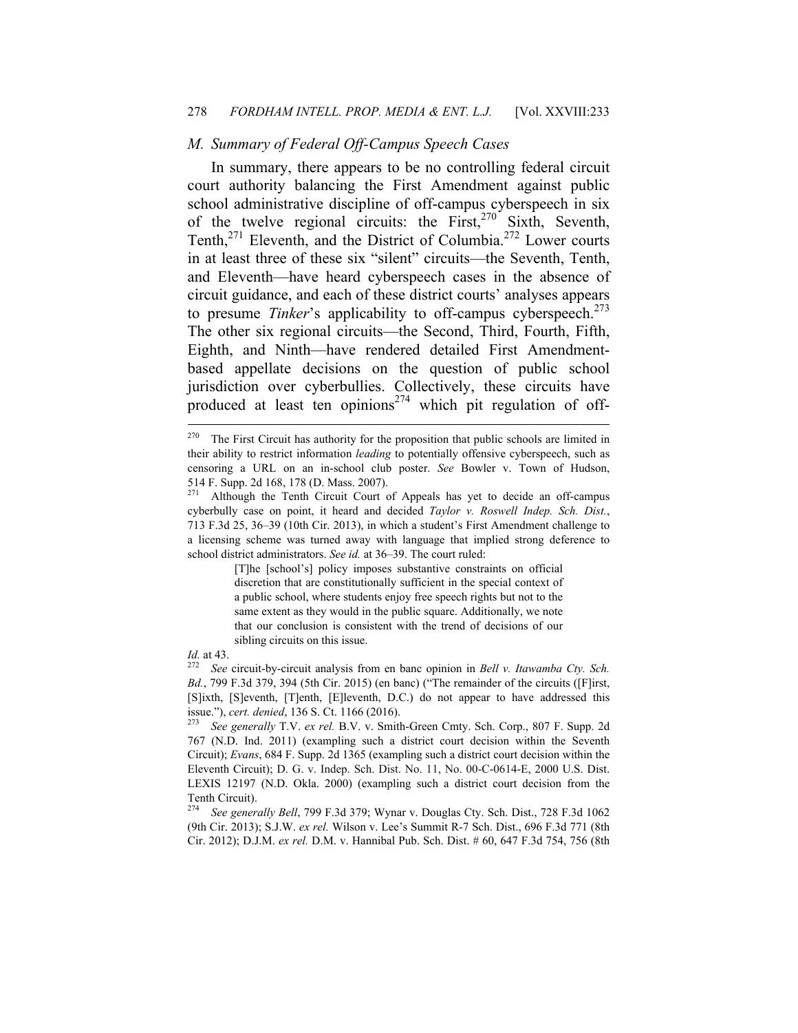### *M. Summary of Federal Off-Campus Speech Cases*

In summary, there appears to be no controlling federal circuit court authority balancing the First Amendment against public school administrative discipline of off-campus cyberspeech in six of the twelve regional circuits: the First,[270] Sixth, Seventh, Tenth,[271] Eleventh, and the District of Columbia.[272] Lower courts in at least three of these six "silent" circuits—the Seventh, Tenth, and Eleventh—have heard cyberspeech cases in the absence of circuit guidance, and each of these district courts' analyses appears to presume *Tinker*'s applicability to off-campus cyberspeech.[273] The other six regional circuits—the Second, Third, Fourth, Fifth, Eighth, and Ninth—have rendered detailed First Amendment-based appellate decisions on the question of public school jurisdiction over cyberbullies. Collectively, these circuits have produced at least ten opinions[274] which pit regulation of off-

---

[270] The First Circuit has authority for the proposition that public schools are limited in their ability to restrict information *leading* to potentially offensive cyberspeech, such as censoring a URL on an in-school club poster. *See* Bowler v. Town of Hudson, 514 F. Supp. 2d 168, 178 (D. Mass. 2007).

[271] Although the Tenth Circuit Court of Appeals has yet to decide an off-campus cyberbully case on point, it heard and decided *Taylor v. Roswell Indep. Sch. Dist.*, 713 F.3d 25, 36–39 (10th Cir. 2013), in which a student's First Amendment challenge to a licensing scheme was turned away with language that implied strong deference to school district administrators. *See id.* at 36–39. The court ruled:

> [T]he [school's] policy imposes substantive constraints on official discretion that are constitutionally sufficient in the special context of a public school, where students enjoy free speech rights but not to the same extent as they would in the public square. Additionally, we note that our conclusion is consistent with the trend of decisions of our sibling circuits on this issue.

*Id.* at 43.

[272] *See* circuit-by-circuit analysis from en banc opinion in *Bell v. Itawamba Cty. Sch. Bd.*, 799 F.3d 379, 394 (5th Cir. 2015) (en banc) ("The remainder of the circuits ([F]irst, [S]ixth, [S]eventh, [T]enth, [E]leventh, D.C.) do not appear to have addressed this issue."), *cert. denied*, 136 S. Ct. 1166 (2016).

[273] *See generally* T.V. *ex rel.* B.V. v. Smith-Green Cmty. Sch. Corp., 807 F. Supp. 2d 767 (N.D. Ind. 2011) (exampling such a district court decision within the Seventh Circuit); *Evans*, 684 F. Supp. 2d 1365 (exampling such a district court decision within the Eleventh Circuit); D. G. v. Indep. Sch. Dist. No. 11, No. 00-C-0614-E, 2000 U.S. Dist. LEXIS 12197 (N.D. Okla. 2000) (exampling such a district court decision from the Tenth Circuit).

[274] *See generally Bell*, 799 F.3d 379; Wynar v. Douglas Cty. Sch. Dist., 728 F.3d 1062 (9th Cir. 2013); S.J.W. *ex rel.* Wilson v. Lee's Summit R-7 Sch. Dist., 696 F.3d 771 (8th Cir. 2012); D.J.M. *ex rel.* D.M. v. Hannibal Pub. Sch. Dist. # 60, 647 F.3d 754, 756 (8th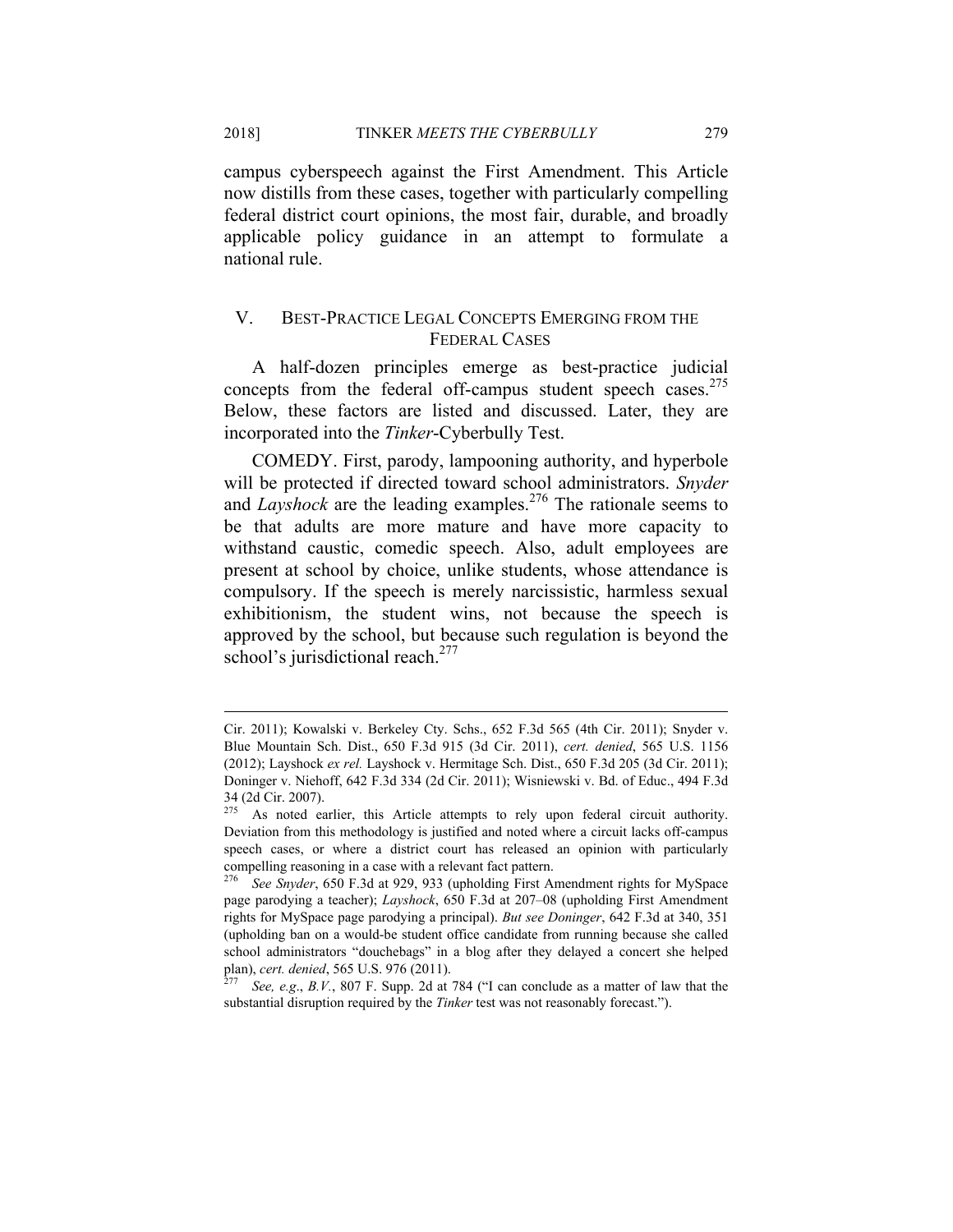campus cyberspeech against the First Amendment. This Article now distills from these cases, together with particularly compelling federal district court opinions, the most fair, durable, and broadly applicable policy guidance in an attempt to formulate a national rule.

## V. BEST-PRACTICE LEGAL CONCEPTS EMERGING FROM THE FEDERAL CASES

A half-dozen principles emerge as best-practice judicial concepts from the federal off-campus student speech cases.[275] Below, these factors are listed and discussed. Later, they are incorporated into the *Tinker*-Cyberbully Test.

COMEDY. First, parody, lampooning authority, and hyperbole will be protected if directed toward school administrators. *Snyder* and *Layshock* are the leading examples.[276] The rationale seems to be that adults are more mature and have more capacity to withstand caustic, comedic speech. Also, adult employees are present at school by choice, unlike students, whose attendance is compulsory. If the speech is merely narcissistic, harmless sexual exhibitionism, the student wins, not because the speech is approved by the school, but because such regulation is beyond the school's jurisdictional reach.[277]

---

Cir. 2011); Kowalski v. Berkeley Cty. Schs., 652 F.3d 565 (4th Cir. 2011); Snyder v. Blue Mountain Sch. Dist., 650 F.3d 915 (3d Cir. 2011), *cert. denied*, 565 U.S. 1156 (2012); Layshock *ex rel.* Layshock v. Hermitage Sch. Dist., 650 F.3d 205 (3d Cir. 2011); Doninger v. Niehoff, 642 F.3d 334 (2d Cir. 2011); Wisniewski v. Bd. of Educ., 494 F.3d 34 (2d Cir. 2007).

[275] As noted earlier, this Article attempts to rely upon federal circuit authority. Deviation from this methodology is justified and noted where a circuit lacks off-campus speech cases, or where a district court has released an opinion with particularly compelling reasoning in a case with a relevant fact pattern.

[276] *See Snyder*, 650 F.3d at 929, 933 (upholding First Amendment rights for MySpace page parodying a teacher); *Layshock*, 650 F.3d at 207–08 (upholding First Amendment rights for MySpace page parodying a principal). *But see Doninger*, 642 F.3d at 340, 351 (upholding ban on a would-be student office candidate from running because she called school administrators "douchebags" in a blog after they delayed a concert she helped plan), *cert. denied*, 565 U.S. 976 (2011).

[277] *See, e.g.*, *B.V.*, 807 F. Supp. 2d at 784 ("I can conclude as a matter of law that the substantial disruption required by the *Tinker* test was not reasonably forecast.").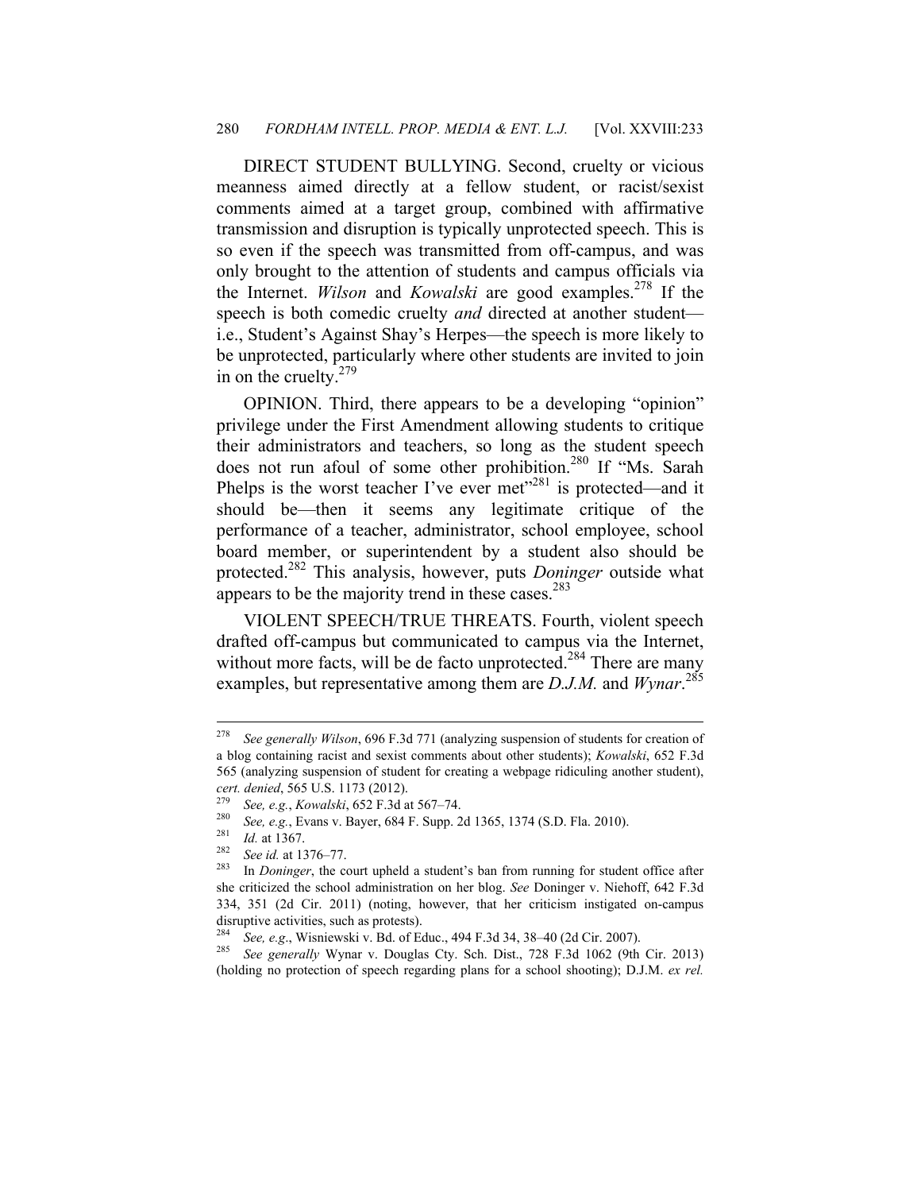DIRECT STUDENT BULLYING. Second, cruelty or vicious meanness aimed directly at a fellow student, or racist/sexist comments aimed at a target group, combined with affirmative transmission and disruption is typically unprotected speech. This is so even if the speech was transmitted from off-campus, and was only brought to the attention of students and campus officials via the Internet. *Wilson* and *Kowalski* are good examples.[278] If the speech is both comedic cruelty *and* directed at another student—i.e., Student's Against Shay's Herpes—the speech is more likely to be unprotected, particularly where other students are invited to join in on the cruelty.[279]

OPINION. Third, there appears to be a developing "opinion" privilege under the First Amendment allowing students to critique their administrators and teachers, so long as the student speech does not run afoul of some other prohibition.[280] If "Ms. Sarah Phelps is the worst teacher I've ever met"[281] is protected—and it should be—then it seems any legitimate critique of the performance of a teacher, administrator, school employee, school board member, or superintendent by a student also should be protected.[282] This analysis, however, puts *Doninger* outside what appears to be the majority trend in these cases.[283]

VIOLENT SPEECH/TRUE THREATS. Fourth, violent speech drafted off-campus but communicated to campus via the Internet, without more facts, will be de facto unprotected.[284] There are many examples, but representative among them are *D.J.M.* and *Wynar*.[285]

---

[278] *See generally Wilson*, 696 F.3d 771 (analyzing suspension of students for creation of a blog containing racist and sexist comments about other students); *Kowalski*, 652 F.3d 565 (analyzing suspension of student for creating a webpage ridiculing another student), *cert. denied*, 565 U.S. 1173 (2012).

[279] *See, e.g.*, *Kowalski*, 652 F.3d at 567–74.

[280] *See, e.g.*, Evans v. Bayer, 684 F. Supp. 2d 1365, 1374 (S.D. Fla. 2010).

[281] *Id.* at 1367.

[282] *See id.* at 1376–77.

[283] In *Doninger*, the court upheld a student's ban from running for student office after she criticized the school administration on her blog. *See* Doninger v. Niehoff, 642 F.3d 334, 351 (2d Cir. 2011) (noting, however, that her criticism instigated on-campus disruptive activities, such as protests).

[284] *See, e.g.*, Wisniewski v. Bd. of Educ., 494 F.3d 34, 38–40 (2d Cir. 2007).

[285] *See generally* Wynar v. Douglas Cty. Sch. Dist., 728 F.3d 1062 (9th Cir. 2013) (holding no protection of speech regarding plans for a school shooting); D.J.M. *ex rel.*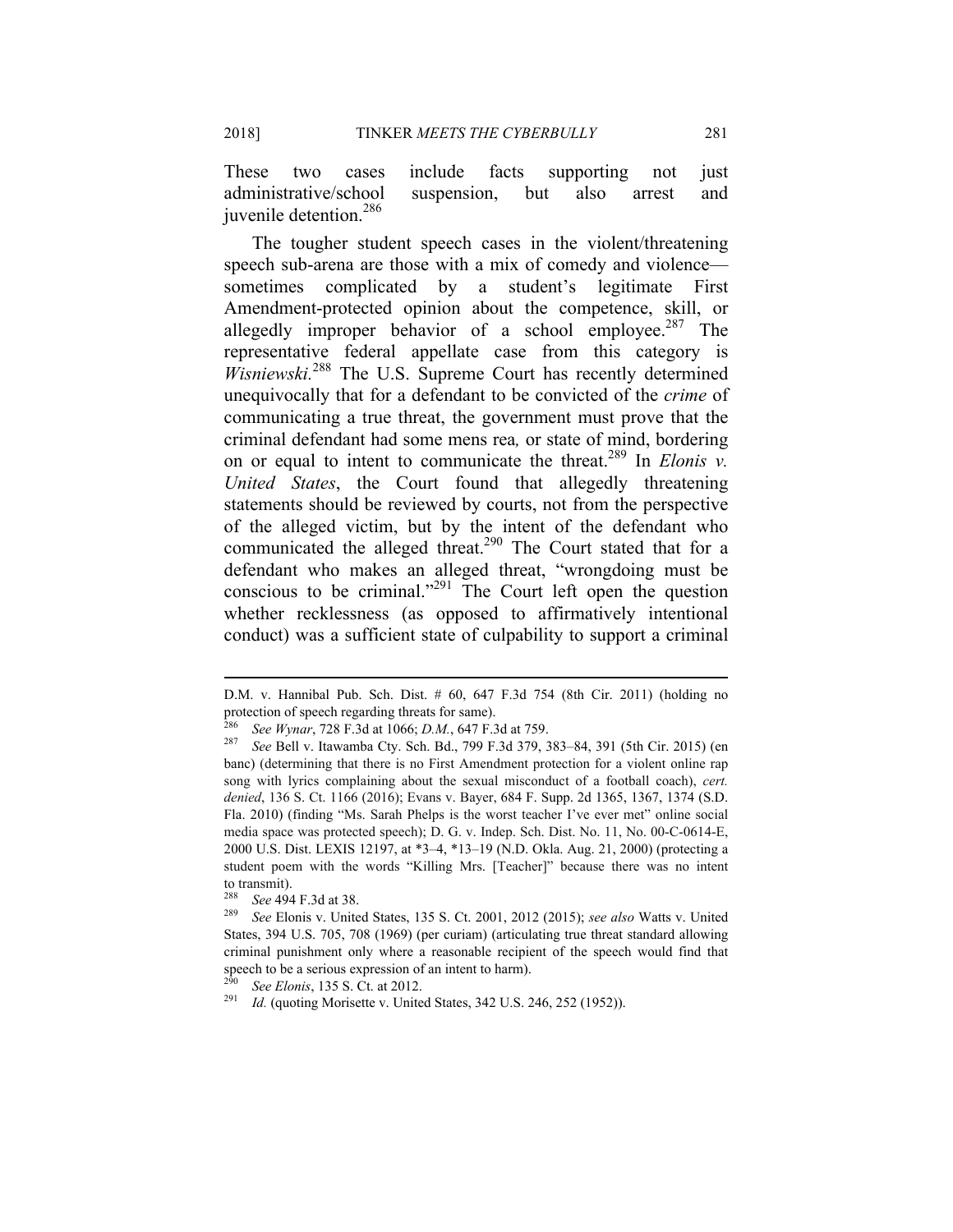These two cases include facts supporting not just administrative/school suspension, but also arrest and juvenile detention.[286]

The tougher student speech cases in the violent/threatening speech sub-arena are those with a mix of comedy and violence—sometimes complicated by a student's legitimate First Amendment-protected opinion about the competence, skill, or allegedly improper behavior of a school employee.[287] The representative federal appellate case from this category is *Wisniewski*.[288] The U.S. Supreme Court has recently determined unequivocally that for a defendant to be convicted of the *crime* of communicating a true threat, the government must prove that the criminal defendant had some mens rea, or state of mind, bordering on or equal to intent to communicate the threat.[289] In *Elonis v. United States*, the Court found that allegedly threatening statements should be reviewed by courts, not from the perspective of the alleged victim, but by the intent of the defendant who communicated the alleged threat.[290] The Court stated that for a defendant who makes an alleged threat, "wrongdoing must be conscious to be criminal."[291] The Court left open the question whether recklessness (as opposed to affirmatively intentional conduct) was a sufficient state of culpability to support a criminal

---

D.M. v. Hannibal Pub. Sch. Dist. # 60, 647 F.3d 754 (8th Cir. 2011) (holding no protection of speech regarding threats for same).

[286] *See Wynar*, 728 F.3d at 1066; *D.M.*, 647 F.3d at 759.

[287] *See* Bell v. Itawamba Cty. Sch. Bd., 799 F.3d 379, 383–84, 391 (5th Cir. 2015) (en banc) (determining that there is no First Amendment protection for a violent online rap song with lyrics complaining about the sexual misconduct of a football coach), *cert. denied*, 136 S. Ct. 1166 (2016); Evans v. Bayer, 684 F. Supp. 2d 1365, 1367, 1374 (S.D. Fla. 2010) (finding "Ms. Sarah Phelps is the worst teacher I've ever met" online social media space was protected speech); D. G. v. Indep. Sch. Dist. No. 11, No. 00-C-0614-E, 2000 U.S. Dist. LEXIS 12197, at *3–4, *13–19 (N.D. Okla. Aug. 21, 2000) (protecting a student poem with the words "Killing Mrs. [Teacher]" because there was no intent to transmit).

[288] *See* 494 F.3d at 38.

[289] *See* Elonis v. United States, 135 S. Ct. 2001, 2012 (2015); *see also* Watts v. United States, 394 U.S. 705, 708 (1969) (per curiam) (articulating true threat standard allowing criminal punishment only where a reasonable recipient of the speech would find that speech to be a serious expression of an intent to harm).

[290] *See Elonis*, 135 S. Ct. at 2012.

[291] *Id.* (quoting Morisette v. United States, 342 U.S. 246, 252 (1952)).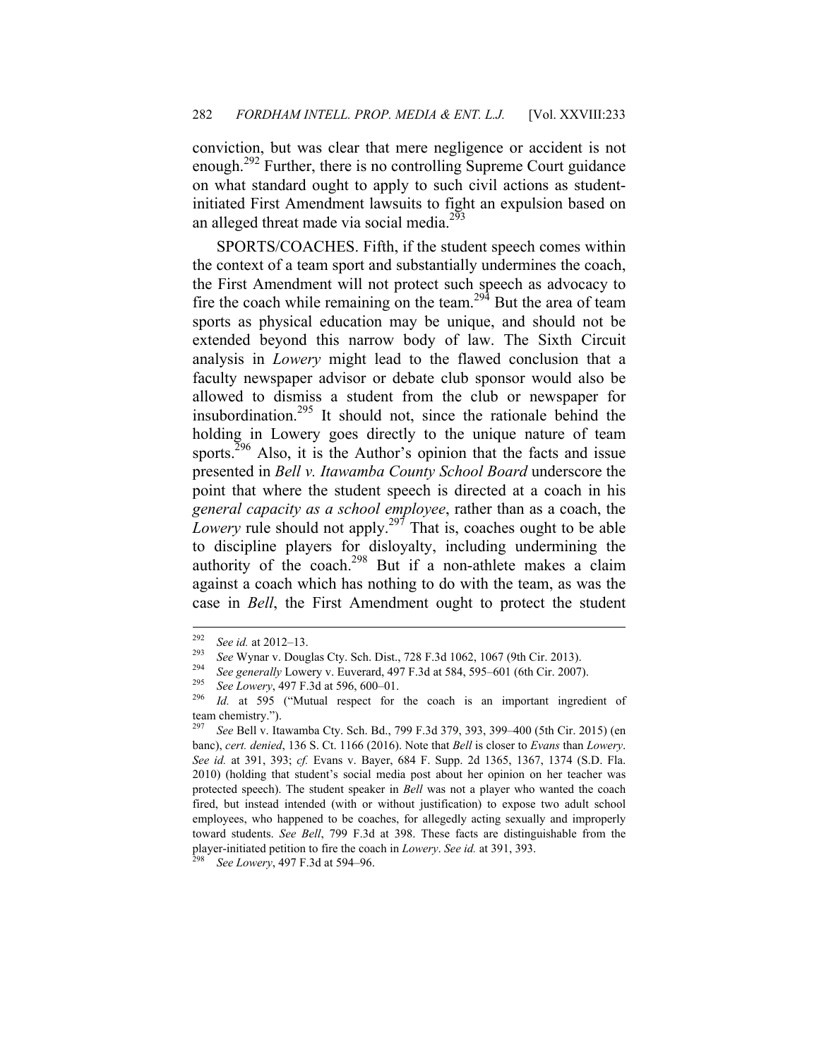conviction, but was clear that mere negligence or accident is not enough.[292] Further, there is no controlling Supreme Court guidance on what standard ought to apply to such civil actions as student-initiated First Amendment lawsuits to fight an expulsion based on an alleged threat made via social media.[293]

SPORTS/COACHES. Fifth, if the student speech comes within the context of a team sport and substantially undermines the coach, the First Amendment will not protect such speech as advocacy to fire the coach while remaining on the team.[294] But the area of team sports as physical education may be unique, and should not be extended beyond this narrow body of law. The Sixth Circuit analysis in *Lowery* might lead to the flawed conclusion that a faculty newspaper advisor or debate club sponsor would also be allowed to dismiss a student from the club or newspaper for insubordination.[295] It should not, since the rationale behind the holding in Lowery goes directly to the unique nature of team sports.[296] Also, it is the Author's opinion that the facts and issue presented in *Bell v. Itawamba County School Board* underscore the point that where the student speech is directed at a coach in his *general capacity as a school employee*, rather than as a coach, the *Lowery* rule should not apply.[297] That is, coaches ought to be able to discipline players for disloyalty, including undermining the authority of the coach.[298] But if a non-athlete makes a claim against a coach which has nothing to do with the team, as was the case in *Bell*, the First Amendment ought to protect the student

---

[292] *See id.* at 2012–13.

[293] *See* Wynar v. Douglas Cty. Sch. Dist., 728 F.3d 1062, 1067 (9th Cir. 2013).

[294] *See generally* Lowery v. Euverard, 497 F.3d at 584, 595–601 (6th Cir. 2007).

[295] *See Lowery*, 497 F.3d at 596, 600–01.

[296] *Id.* at 595 ("Mutual respect for the coach is an important ingredient of team chemistry.").

[297] *See* Bell v. Itawamba Cty. Sch. Bd., 799 F.3d 379, 393, 399–400 (5th Cir. 2015) (en banc), *cert. denied*, 136 S. Ct. 1166 (2016). Note that *Bell* is closer to *Evans* than *Lowery*. *See id.* at 391, 393; *cf.* Evans v. Bayer, 684 F. Supp. 2d 1365, 1367, 1374 (S.D. Fla. 2010) (holding that student's social media post about her opinion on her teacher was protected speech). The student speaker in *Bell* was not a player who wanted the coach fired, but instead intended (with or without justification) to expose two adult school employees, who happened to be coaches, for allegedly acting sexually and improperly toward students. *See Bell*, 799 F.3d at 398. These facts are distinguishable from the player-initiated petition to fire the coach in *Lowery*. *See id.* at 391, 393.

[298] *See Lowery*, 497 F.3d at 594–96.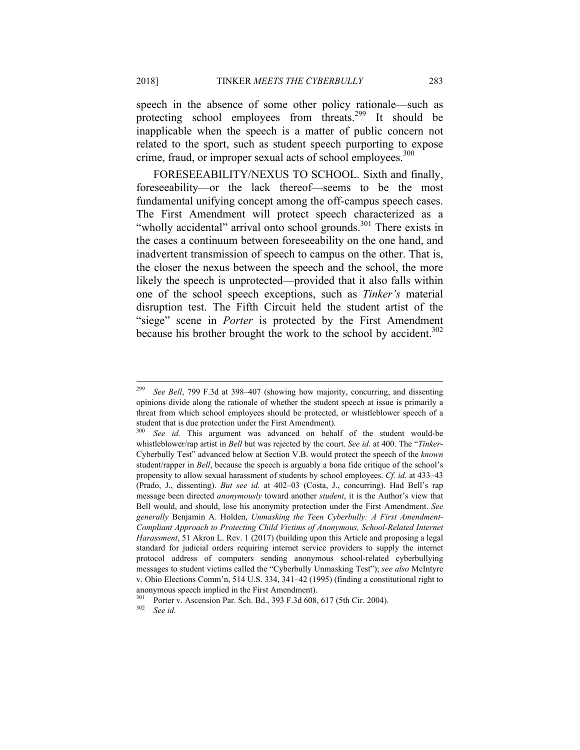speech in the absence of some other policy rationale—such as protecting school employees from threats.[299] It should be inapplicable when the speech is a matter of public concern not related to the sport, such as student speech purporting to expose crime, fraud, or improper sexual acts of school employees.[300]

FORESEEABILITY/NEXUS TO SCHOOL. Sixth and finally, foreseeability—or the lack thereof—seems to be the most fundamental unifying concept among the off-campus speech cases. The First Amendment will protect speech characterized as a "wholly accidental" arrival onto school grounds.[301] There exists in the cases a continuum between foreseeability on the one hand, and inadvertent transmission of speech to campus on the other. That is, the closer the nexus between the speech and the school, the more likely the speech is unprotected—provided that it also falls within one of the school speech exceptions, such as *Tinker's* material disruption test. The Fifth Circuit held the student artist of the "siege" scene in *Porter* is protected by the First Amendment because his brother brought the work to the school by accident.[302]

---

[299] *See Bell*, 799 F.3d at 398–407 (showing how majority, concurring, and dissenting opinions divide along the rationale of whether the student speech at issue is primarily a threat from which school employees should be protected, or whistleblower speech of a student that is due protection under the First Amendment).

[300] *See id.* This argument was advanced on behalf of the student would-be whistleblower/rap artist in *Bell* but was rejected by the court. *See id.* at 400. The "*Tinker*-Cyberbully Test" advanced below at Section V.B. would protect the speech of the *known* student/rapper in *Bell*, because the speech is arguably a bona fide critique of the school's propensity to allow sexual harassment of students by school employees. *Cf. id.* at 433–43 (Prado, J., dissenting). *But see id.* at 402–03 (Costa, J., concurring). Had Bell's rap message been directed *anonymously* toward another *student*, it is the Author's view that Bell would, and should, lose his anonymity protection under the First Amendment. *See generally* Benjamin A. Holden, *Unmasking the Teen Cyberbully: A First Amendment-Compliant Approach to Protecting Child Victims of Anonymous, School-Related Internet Harassment*, 51 Akron L. Rev. 1 (2017) (building upon this Article and proposing a legal standard for judicial orders requiring internet service providers to supply the internet protocol address of computers sending anonymous school-related cyberbullying messages to student victims called the "Cyberbully Unmasking Test"); *see also* McIntyre v. Ohio Elections Comm'n, 514 U.S. 334, 341–42 (1995) (finding a constitutional right to anonymous speech implied in the First Amendment).

[301] Porter v. Ascension Par. Sch. Bd., 393 F.3d 608, 617 (5th Cir. 2004).

[302] *See id.*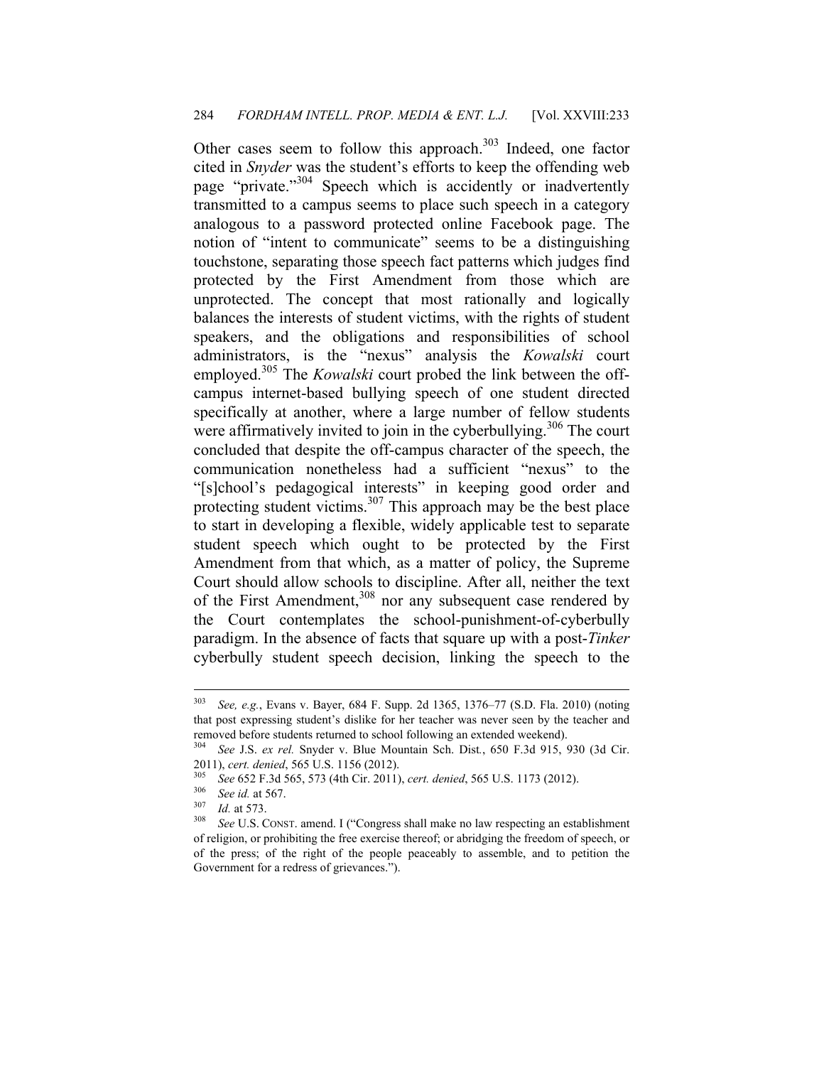Other cases seem to follow this approach.[303] Indeed, one factor cited in *Snyder* was the student's efforts to keep the offending web page "private."[304] Speech which is accidently or inadvertently transmitted to a campus seems to place such speech in a category analogous to a password protected online Facebook page. The notion of "intent to communicate" seems to be a distinguishing touchstone, separating those speech fact patterns which judges find protected by the First Amendment from those which are unprotected. The concept that most rationally and logically balances the interests of student victims, with the rights of student speakers, and the obligations and responsibilities of school administrators, is the "nexus" analysis the *Kowalski* court employed.[305] The *Kowalski* court probed the link between the off-campus internet-based bullying speech of one student directed specifically at another, where a large number of fellow students were affirmatively invited to join in the cyberbullying.[306] The court concluded that despite the off-campus character of the speech, the communication nonetheless had a sufficient "nexus" to the "[s]chool's pedagogical interests" in keeping good order and protecting student victims.[307] This approach may be the best place to start in developing a flexible, widely applicable test to separate student speech which ought to be protected by the First Amendment from that which, as a matter of policy, the Supreme Court should allow schools to discipline. After all, neither the text of the First Amendment,[308] nor any subsequent case rendered by the Court contemplates the school-punishment-of-cyberbully paradigm. In the absence of facts that square up with a post-*Tinker* cyberbully student speech decision, linking the speech to the

---

[303] *See, e.g.*, Evans v. Bayer, 684 F. Supp. 2d 1365, 1376–77 (S.D. Fla. 2010) (noting that post expressing student's dislike for her teacher was never seen by the teacher and removed before students returned to school following an extended weekend).

[304] *See* J.S. *ex rel.* Snyder v. Blue Mountain Sch. Dist., 650 F.3d 915, 930 (3d Cir. 2011), *cert. denied*, 565 U.S. 1156 (2012).

[305] *See* 652 F.3d 565, 573 (4th Cir. 2011), *cert. denied*, 565 U.S. 1173 (2012).

[306] *See id.* at 567.

[307] *Id.* at 573.

[308] *See* U.S. CONST. amend. I ("Congress shall make no law respecting an establishment of religion, or prohibiting the free exercise thereof; or abridging the freedom of speech, or of the press; of the right of the people peaceably to assemble, and to petition the Government for a redress of grievances.").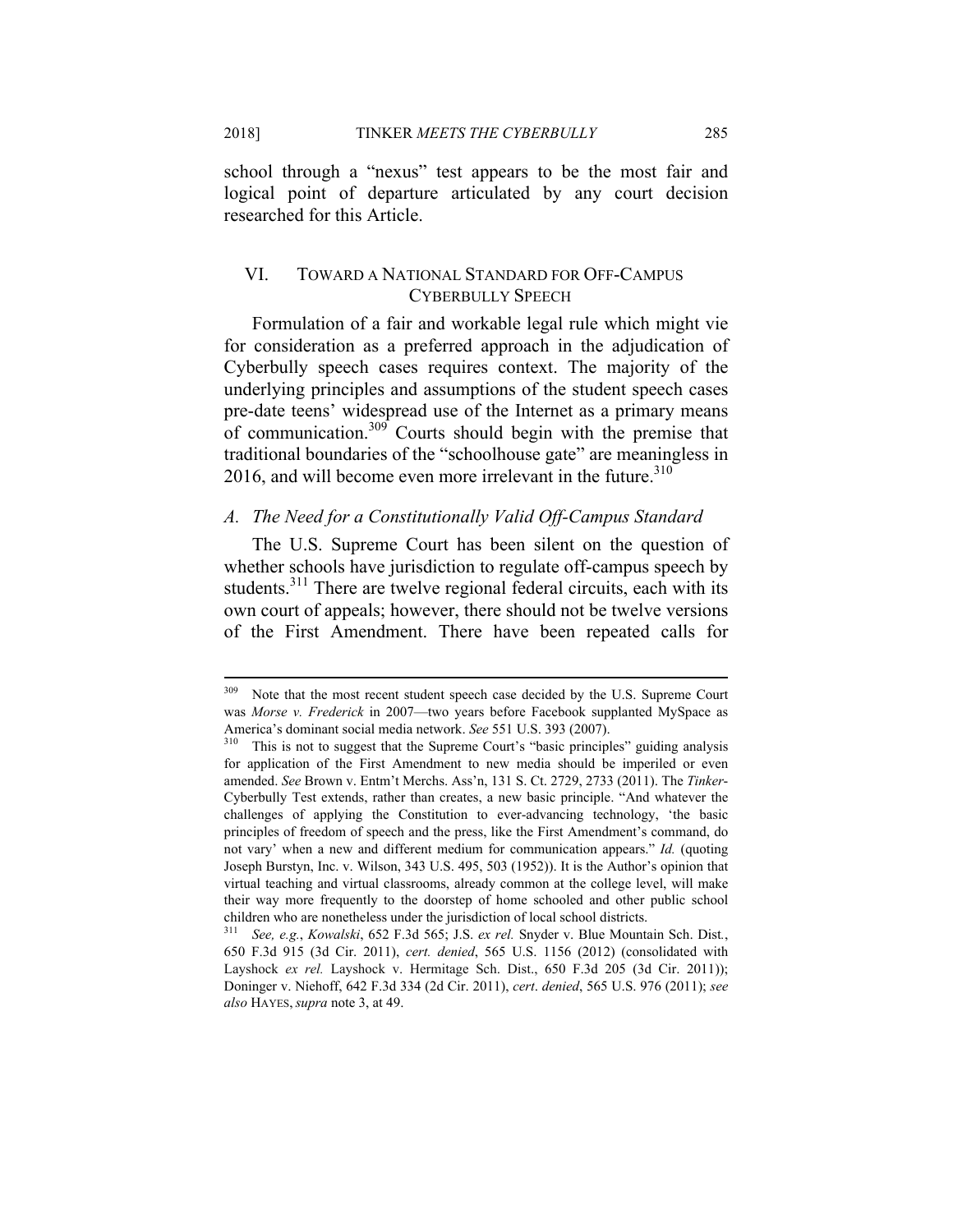school through a "nexus" test appears to be the most fair and logical point of departure articulated by any court decision researched for this Article.

## VI. TOWARD A NATIONAL STANDARD FOR OFF-CAMPUS CYBERBULLY SPEECH

Formulation of a fair and workable legal rule which might vie for consideration as a preferred approach in the adjudication of Cyberbully speech cases requires context. The majority of the underlying principles and assumptions of the student speech cases pre-date teens' widespread use of the Internet as a primary means of communication.[309] Courts should begin with the premise that traditional boundaries of the "schoolhouse gate" are meaningless in 2016, and will become even more irrelevant in the future.[310]

### *A. The Need for a Constitutionally Valid Off-Campus Standard*

The U.S. Supreme Court has been silent on the question of whether schools have jurisdiction to regulate off-campus speech by students.[311] There are twelve regional federal circuits, each with its own court of appeals; however, there should not be twelve versions of the First Amendment. There have been repeated calls for

---

[309] Note that the most recent student speech case decided by the U.S. Supreme Court was *Morse v. Frederick* in 2007—two years before Facebook supplanted MySpace as America's dominant social media network. *See* 551 U.S. 393 (2007).

[310] This is not to suggest that the Supreme Court's "basic principles" guiding analysis for application of the First Amendment to new media should be imperiled or even amended. *See* Brown v. Entm't Merchs. Ass'n, 131 S. Ct. 2729, 2733 (2011). The *Tinker*-Cyberbully Test extends, rather than creates, a new basic principle. "And whatever the challenges of applying the Constitution to ever-advancing technology, 'the basic principles of freedom of speech and the press, like the First Amendment's command, do not vary' when a new and different medium for communication appears." *Id.* (quoting Joseph Burstyn, Inc. v. Wilson, 343 U.S. 495, 503 (1952)). It is the Author's opinion that virtual teaching and virtual classrooms, already common at the college level, will make their way more frequently to the doorstep of home schooled and other public school children who are nonetheless under the jurisdiction of local school districts.

[311] *See, e.g.*, *Kowalski*, 652 F.3d 565; J.S. *ex rel.* Snyder v. Blue Mountain Sch. Dist., 650 F.3d 915 (3d Cir. 2011), *cert. denied*, 565 U.S. 1156 (2012) (consolidated with Layshock *ex rel.* Layshock v. Hermitage Sch. Dist., 650 F.3d 205 (3d Cir. 2011)); Doninger v. Niehoff, 642 F.3d 334 (2d Cir. 2011), *cert. denied*, 565 U.S. 976 (2011); *see also* HAYES, *supra* note 3, at 49.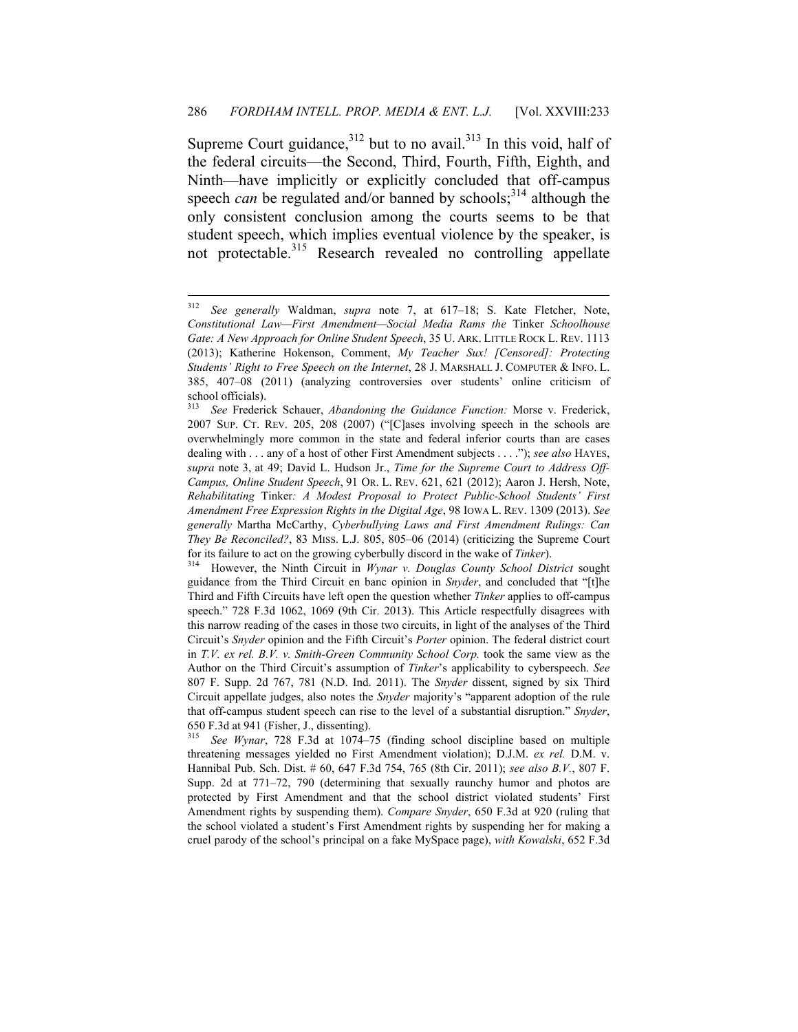Supreme Court guidance,[312] but to no avail.[313] In this void, half of the federal circuits—the Second, Third, Fourth, Fifth, Eighth, and Ninth—have implicitly or explicitly concluded that off-campus speech *can* be regulated and/or banned by schools;[314] although the only consistent conclusion among the courts seems to be that student speech, which implies eventual violence by the speaker, is not protectable.[315] Research revealed no controlling appellate

---

[312] *See generally* Waldman, *supra* note 7, at 617–18; S. Kate Fletcher, Note, *Constitutional Law—First Amendment—Social Media Rams the* Tinker *Schoolhouse Gate: A New Approach for Online Student Speech*, 35 U. ARK. LITTLE ROCK L. REV. 1113 (2013); Katherine Hokenson, Comment, *My Teacher Sux! [Censored]: Protecting Students' Right to Free Speech on the Internet*, 28 J. MARSHALL J. COMPUTER & INFO. L. 385, 407–08 (2011) (analyzing controversies over students' online criticism of school officials).

[313] *See* Frederick Schauer, *Abandoning the Guidance Function:* Morse v. Frederick, 2007 SUP. CT. REV. 205, 208 (2007) ("[C]ases involving speech in the schools are overwhelmingly more common in the state and federal inferior courts than are cases dealing with . . . any of a host of other First Amendment subjects . . . ."); *see also* HAYES, *supra* note 3, at 49; David L. Hudson Jr., *Time for the Supreme Court to Address Off-Campus, Online Student Speech*, 91 OR. L. REV. 621, 621 (2012); Aaron J. Hersh, Note, *Rehabilitating* Tinker*: A Modest Proposal to Protect Public-School Students' First Amendment Free Expression Rights in the Digital Age*, 98 IOWA L. REV. 1309 (2013). *See generally* Martha McCarthy, *Cyberbullying Laws and First Amendment Rulings: Can They Be Reconciled?*, 83 MISS. L.J. 805, 805–06 (2014) (criticizing the Supreme Court for its failure to act on the growing cyberbully discord in the wake of *Tinker*).

[314] However, the Ninth Circuit in *Wynar v. Douglas County School District* sought guidance from the Third Circuit en banc opinion in *Snyder*, and concluded that "[t]he Third and Fifth Circuits have left open the question whether *Tinker* applies to off-campus speech." 728 F.3d 1062, 1069 (9th Cir. 2013). This Article respectfully disagrees with this narrow reading of the cases in those two circuits, in light of the analyses of the Third Circuit's *Snyder* opinion and the Fifth Circuit's *Porter* opinion. The federal district court in *T.V. ex rel. B.V. v. Smith-Green Community School Corp.* took the same view as the Author on the Third Circuit's assumption of *Tinker*'s applicability to cyberspeech. *See* 807 F. Supp. 2d 767, 781 (N.D. Ind. 2011). The *Snyder* dissent, signed by six Third Circuit appellate judges, also notes the *Snyder* majority's "apparent adoption of the rule that off-campus student speech can rise to the level of a substantial disruption." *Snyder*, 650 F.3d at 941 (Fisher, J., dissenting).

[315] *See Wynar*, 728 F.3d at 1074–75 (finding school discipline based on multiple threatening messages yielded no First Amendment violation); D.J.M. *ex rel.* D.M. v. Hannibal Pub. Sch. Dist. # 60, 647 F.3d 754, 765 (8th Cir. 2011); *see also B.V.*, 807 F. Supp. 2d at 771–72, 790 (determining that sexually raunchy humor and photos are protected by First Amendment and that the school district violated students' First Amendment rights by suspending them). *Compare Snyder*, 650 F.3d at 920 (ruling that the school violated a student's First Amendment rights by suspending her for making a cruel parody of the school's principal on a fake MySpace page), *with Kowalski*, 652 F.3d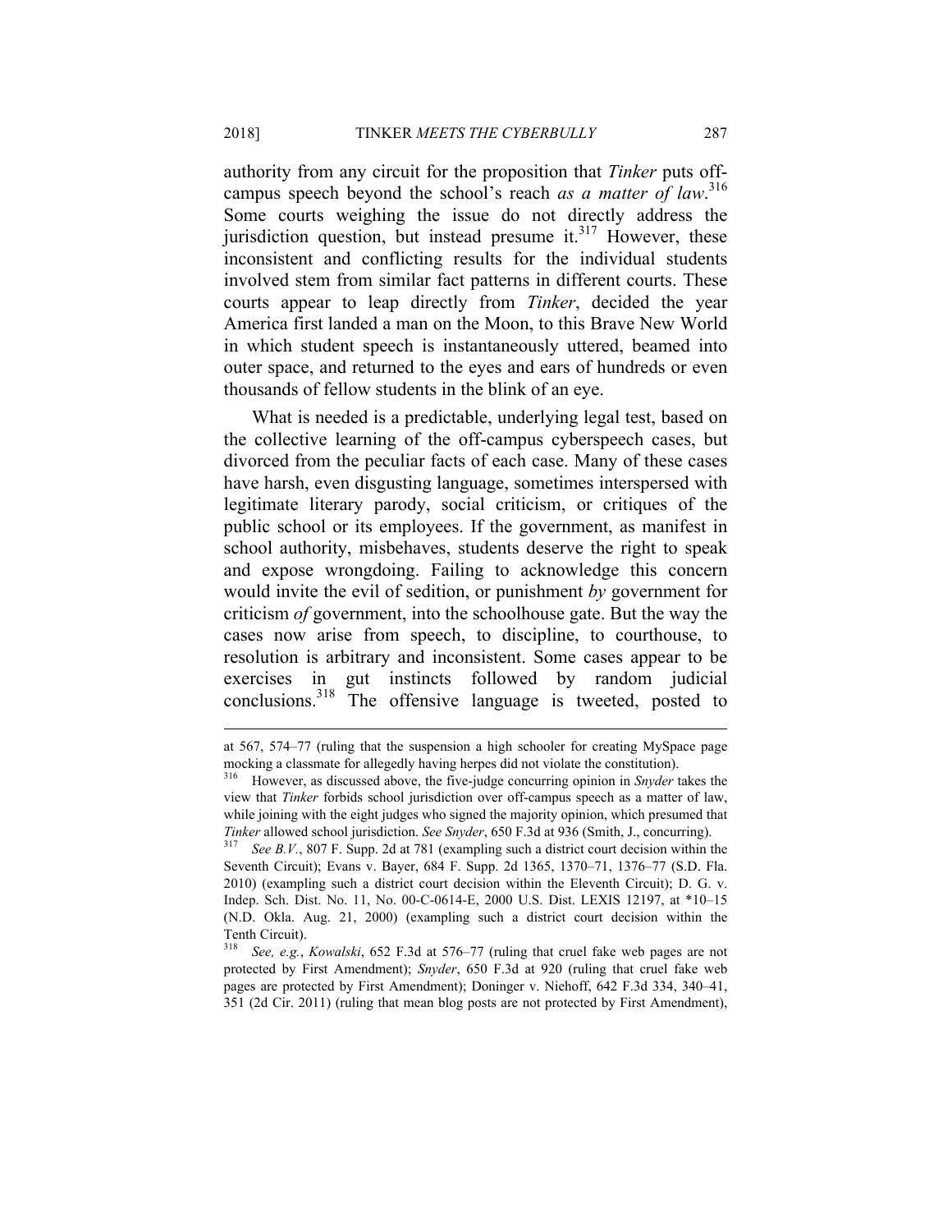authority from any circuit for the proposition that *Tinker* puts off-campus speech beyond the school's reach *as a matter of law*.[316] Some courts weighing the issue do not directly address the jurisdiction question, but instead presume it.[317] However, these inconsistent and conflicting results for the individual students involved stem from similar fact patterns in different courts. These courts appear to leap directly from *Tinker*, decided the year America first landed a man on the Moon, to this Brave New World in which student speech is instantaneously uttered, beamed into outer space, and returned to the eyes and ears of hundreds or even thousands of fellow students in the blink of an eye.

What is needed is a predictable, underlying legal test, based on the collective learning of the off-campus cyberspeech cases, but divorced from the peculiar facts of each case. Many of these cases have harsh, even disgusting language, sometimes interspersed with legitimate literary parody, social criticism, or critiques of the public school or its employees. If the government, as manifest in school authority, misbehaves, students deserve the right to speak and expose wrongdoing. Failing to acknowledge this concern would invite the evil of sedition, or punishment *by* government for criticism *of* government, into the schoolhouse gate. But the way the cases now arise from speech, to discipline, to courthouse, to resolution is arbitrary and inconsistent. Some cases appear to be exercises in gut instincts followed by random judicial conclusions.[318] The offensive language is tweeted, posted to

---

at 567, 574–77 (ruling that the suspension a high schooler for creating MySpace page mocking a classmate for allegedly having herpes did not violate the constitution).

[316] However, as discussed above, the five-judge concurring opinion in *Snyder* takes the view that *Tinker* forbids school jurisdiction over off-campus speech as a matter of law, while joining with the eight judges who signed the majority opinion, which presumed that *Tinker* allowed school jurisdiction. *See Snyder*, 650 F.3d at 936 (Smith, J., concurring).

[317] *See B.V.*, 807 F. Supp. 2d at 781 (exampling such a district court decision within the Seventh Circuit); Evans v. Bayer, 684 F. Supp. 2d 1365, 1370–71, 1376–77 (S.D. Fla. 2010) (exampling such a district court decision within the Eleventh Circuit); D. G. v. Indep. Sch. Dist. No. 11, No. 00-C-0614-E, 2000 U.S. Dist. LEXIS 12197, at *10–15 (N.D. Okla. Aug. 21, 2000) (exampling such a district court decision within the Tenth Circuit).

[318] *See, e.g.*, *Kowalski*, 652 F.3d at 576–77 (ruling that cruel fake web pages are not protected by First Amendment); *Snyder*, 650 F.3d at 920 (ruling that cruel fake web pages are protected by First Amendment); Doninger v. Niehoff, 642 F.3d 334, 340–41, 351 (2d Cir. 2011) (ruling that mean blog posts are not protected by First Amendment),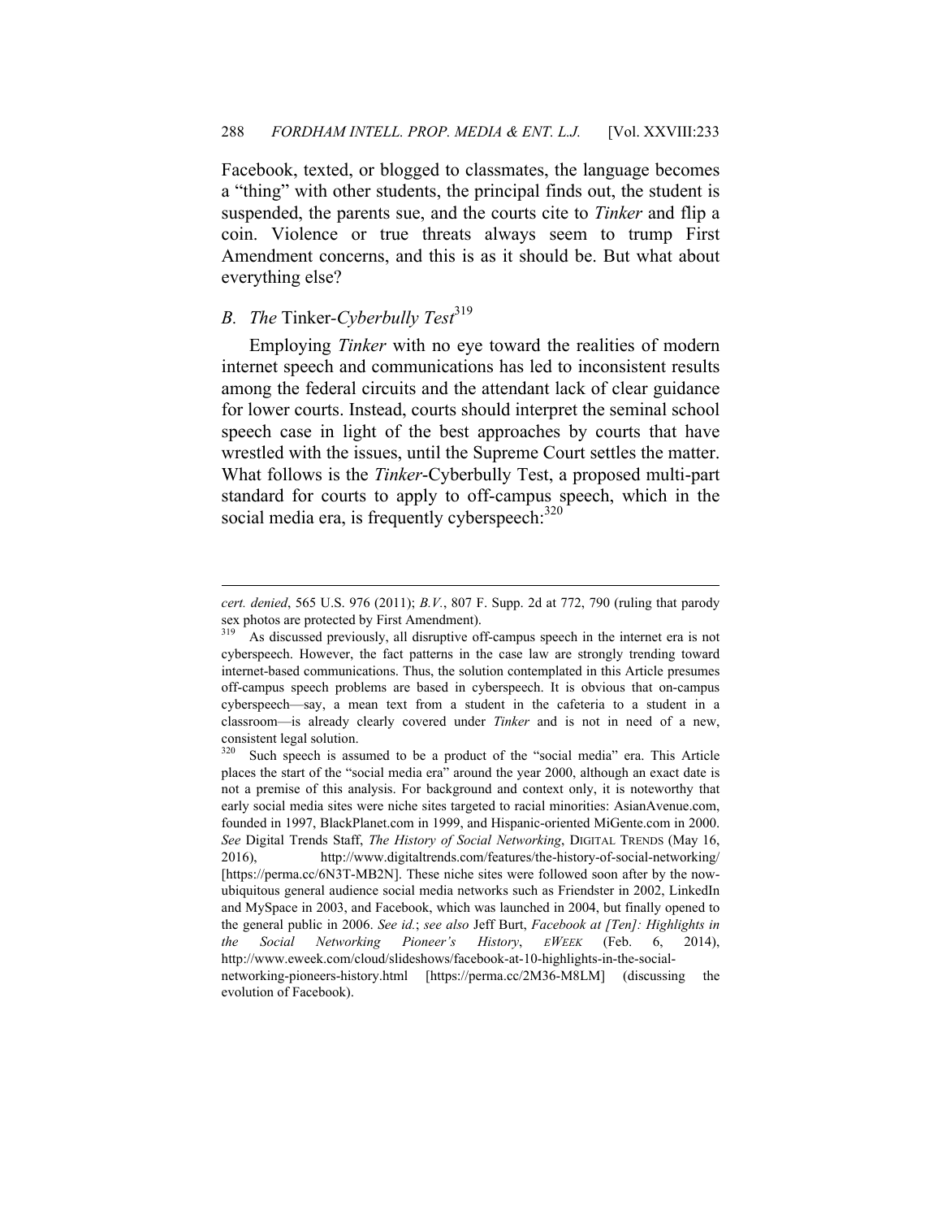Facebook, texted, or blogged to classmates, the language becomes a "thing" with other students, the principal finds out, the student is suspended, the parents sue, and the courts cite to *Tinker* and flip a coin. Violence or true threats always seem to trump First Amendment concerns, and this is as it should be. But what about everything else?

### *B. The* Tinker-*Cyberbully Test*[319]

Employing *Tinker* with no eye toward the realities of modern internet speech and communications has led to inconsistent results among the federal circuits and the attendant lack of clear guidance for lower courts. Instead, courts should interpret the seminal school speech case in light of the best approaches by courts that have wrestled with the issues, until the Supreme Court settles the matter. What follows is the *Tinker*-Cyberbully Test, a proposed multi-part standard for courts to apply to off-campus speech, which in the social media era, is frequently cyberspeech:[320]

---

*cert. denied*, 565 U.S. 976 (2011); *B.V.*, 807 F. Supp. 2d at 772, 790 (ruling that parody sex photos are protected by First Amendment).

[319] As discussed previously, all disruptive off-campus speech in the internet era is not cyberspeech. However, the fact patterns in the case law are strongly trending toward internet-based communications. Thus, the solution contemplated in this Article presumes off-campus speech problems are based in cyberspeech. It is obvious that on-campus cyberspeech—say, a mean text from a student in the cafeteria to a student in a classroom—is already clearly covered under *Tinker* and is not in need of a new, consistent legal solution.

[320] Such speech is assumed to be a product of the "social media" era. This Article places the start of the "social media era" around the year 2000, although an exact date is not a premise of this analysis. For background and context only, it is noteworthy that early social media sites were niche sites targeted to racial minorities: AsianAvenue.com, founded in 1997, BlackPlanet.com in 1999, and Hispanic-oriented MiGente.com in 2000. *See* Digital Trends Staff, *The History of Social Networking*, DIGITAL TRENDS (May 16, 2016), http://www.digitaltrends.com/features/the-history-of-social-networking/ [https://perma.cc/6N3T-MB2N]. These niche sites were followed soon after by the now-ubiquitous general audience social media networks such as Friendster in 2002, LinkedIn and MySpace in 2003, and Facebook, which was launched in 2004, but finally opened to the general public in 2006. *See id.*; *see also* Jeff Burt, *Facebook at [Ten]: Highlights in the Social Networking Pioneer's History*, *EWEEK* (Feb. 6, 2014), http://www.eweek.com/cloud/slideshows/facebook-at-10-highlights-in-the-social-networking-pioneers-history.html [https://perma.cc/2M36-M8LM] (discussing the evolution of Facebook).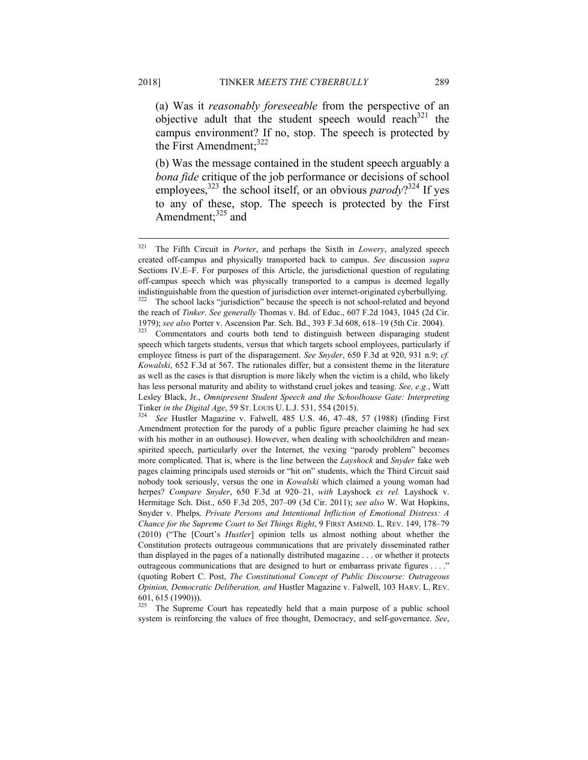(a) Was it *reasonably foreseeable* from the perspective of an objective adult that the student speech would reach[321] the campus environment? If no, stop. The speech is protected by the First Amendment;[322]

(b) Was the message contained in the student speech arguably a *bona fide* critique of the job performance or decisions of school employees,[323] the school itself, or an obvious *parody*?[324] If yes to any of these, stop. The speech is protected by the First Amendment;[325] and

---

[321] The Fifth Circuit in *Porter*, and perhaps the Sixth in *Lowery*, analyzed speech created off-campus and physically transported back to campus. *See* discussion *supra* Sections IV.E–F. For purposes of this Article, the jurisdictional question of regulating off-campus speech which was physically transported to a campus is deemed legally indistinguishable from the question of jurisdiction over internet-originated cyberbullying.

[322] The school lacks "jurisdiction" because the speech is not school-related and beyond the reach of *Tinker*. *See generally* Thomas v. Bd. of Educ., 607 F.2d 1043, 1045 (2d Cir. 1979); *see also* Porter v. Ascension Par. Sch. Bd., 393 F.3d 608, 618–19 (5th Cir. 2004).

[323] Commentators and courts both tend to distinguish between disparaging student speech which targets students, versus that which targets school employees, particularly if employee fitness is part of the disparagement. *See Snyder*, 650 F.3d at 920, 931 n.9; *cf. Kowalski*, 652 F.3d at 567. The rationales differ, but a consistent theme in the literature as well as the cases is that disruption is more likely when the victim is a child, who likely has less personal maturity and ability to withstand cruel jokes and teasing. *See, e.g.*, Watt Lesley Black, Jr., *Omnipresent Student Speech and the Schoolhouse Gate: Interpreting* Tinker *in the Digital Age*, 59 ST. LOUIS U. L.J. 531, 554 (2015).

[324] *See* Hustler Magazine v. Falwell, 485 U.S. 46, 47–48, 57 (1988) (finding First Amendment protection for the parody of a public figure preacher claiming he had sex with his mother in an outhouse). However, when dealing with schoolchildren and mean-spirited speech, particularly over the Internet, the vexing "parody problem" becomes more complicated. That is, where is the line between the *Layshock* and *Snyder* fake web pages claiming principals used steroids or "hit on" students, which the Third Circuit said nobody took seriously, versus the one in *Kowalski* which claimed a young woman had herpes? *Compare Snyder*, 650 F.3d at 920–21, *with* Layshock *ex rel.* Layshock v. Hermitage Sch. Dist., 650 F.3d 205, 207–09 (3d Cir. 2011); *see also* W. Wat Hopkins, Snyder v. Phelps*, Private Persons and Intentional Infliction of Emotional Distress: A Chance for the Supreme Court to Set Things Right*, 9 FIRST AMEND. L. REV. 149, 178–79 (2010) ("The [Court's *Hustler*] opinion tells us almost nothing about whether the Constitution protects outrageous communications that are privately disseminated rather than displayed in the pages of a nationally distributed magazine . . . or whether it protects outrageous communications that are designed to hurt or embarrass private figures . . . ." (quoting Robert C. Post, *The Constitutional Concept of Public Discourse: Outrageous Opinion, Democratic Deliberation, and* Hustler Magazine v. Falwell, 103 HARV. L. REV. 601, 615 (1990))).

[325] The Supreme Court has repeatedly held that a main purpose of a public school system is reinforcing the values of free thought, Democracy, and self-governance. *See*,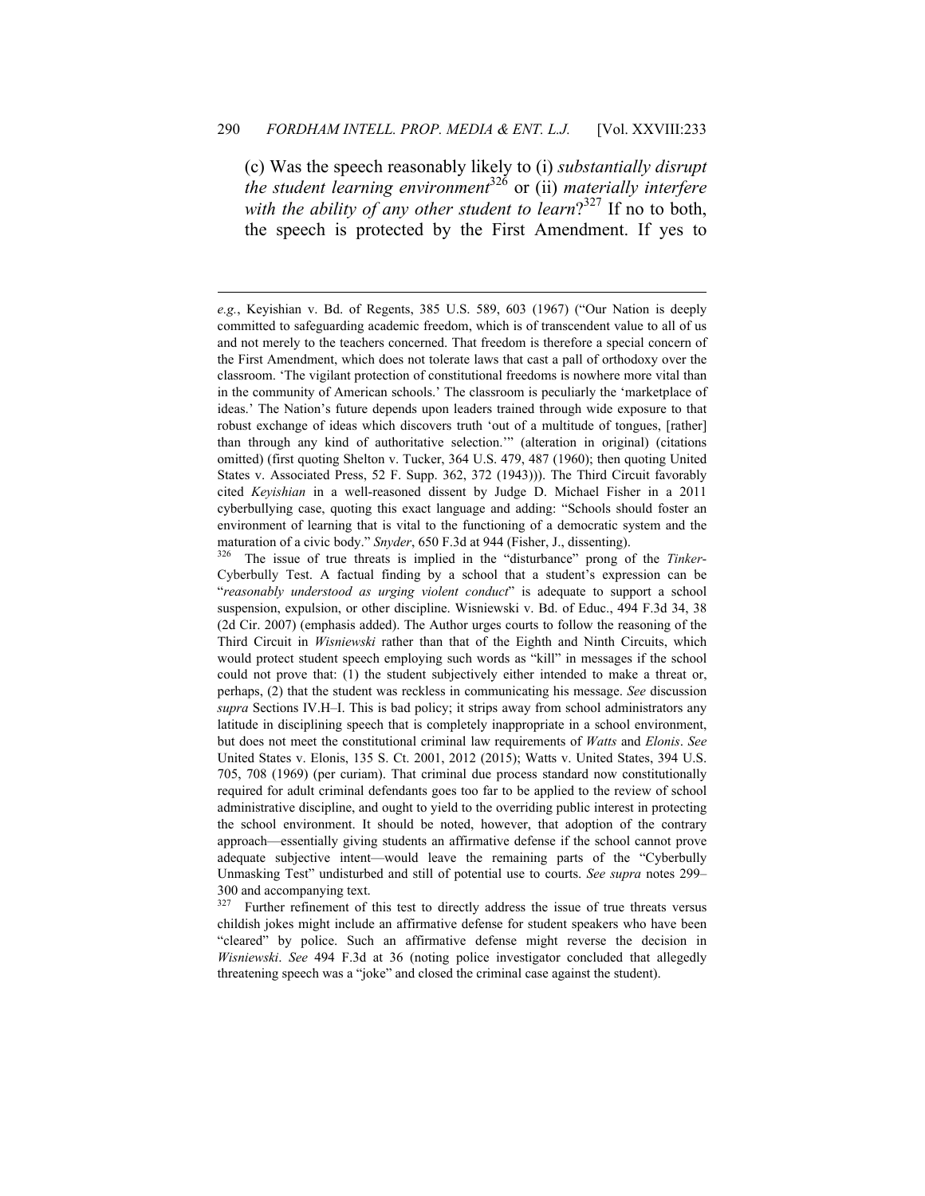(c) Was the speech reasonably likely to (i) *substantially disrupt the student learning environment*[326] or (ii) *materially interfere with the ability of any other student to learn*?[327] If no to both, the speech is protected by the First Amendment. If yes to

---

*e.g.*, Keyishian v. Bd. of Regents, 385 U.S. 589, 603 (1967) ("Our Nation is deeply committed to safeguarding academic freedom, which is of transcendent value to all of us and not merely to the teachers concerned. That freedom is therefore a special concern of the First Amendment, which does not tolerate laws that cast a pall of orthodoxy over the classroom. 'The vigilant protection of constitutional freedoms is nowhere more vital than in the community of American schools.' The classroom is peculiarly the 'marketplace of ideas.' The Nation's future depends upon leaders trained through wide exposure to that robust exchange of ideas which discovers truth 'out of a multitude of tongues, [rather] than through any kind of authoritative selection.'" (alteration in original) (citations omitted) (first quoting Shelton v. Tucker, 364 U.S. 479, 487 (1960); then quoting United States v. Associated Press, 52 F. Supp. 362, 372 (1943))). The Third Circuit favorably cited *Keyishian* in a well-reasoned dissent by Judge D. Michael Fisher in a 2011 cyberbullying case, quoting this exact language and adding: "Schools should foster an environment of learning that is vital to the functioning of a democratic system and the maturation of a civic body." *Snyder*, 650 F.3d at 944 (Fisher, J., dissenting).

[326] The issue of true threats is implied in the "disturbance" prong of the *Tinker*-Cyberbully Test. A factual finding by a school that a student's expression can be "*reasonably understood as urging violent conduct*" is adequate to support a school suspension, expulsion, or other discipline. Wisniewski v. Bd. of Educ., 494 F.3d 34, 38 (2d Cir. 2007) (emphasis added). The Author urges courts to follow the reasoning of the Third Circuit in *Wisniewski* rather than that of the Eighth and Ninth Circuits, which would protect student speech employing such words as "kill" in messages if the school could not prove that: (1) the student subjectively either intended to make a threat or, perhaps, (2) that the student was reckless in communicating his message. *See* discussion *supra* Sections IV.H–I. This is bad policy; it strips away from school administrators any latitude in disciplining speech that is completely inappropriate in a school environment, but does not meet the constitutional criminal law requirements of *Watts* and *Elonis*. *See* United States v. Elonis, 135 S. Ct. 2001, 2012 (2015); Watts v. United States, 394 U.S. 705, 708 (1969) (per curiam). That criminal due process standard now constitutionally required for adult criminal defendants goes too far to be applied to the review of school administrative discipline, and ought to yield to the overriding public interest in protecting the school environment. It should be noted, however, that adoption of the contrary approach—essentially giving students an affirmative defense if the school cannot prove adequate subjective intent—would leave the remaining parts of the "Cyberbully Unmasking Test" undisturbed and still of potential use to courts. *See supra* notes 299–300 and accompanying text.

[327] Further refinement of this test to directly address the issue of true threats versus childish jokes might include an affirmative defense for student speakers who have been "cleared" by police. Such an affirmative defense might reverse the decision in *Wisniewski*. *See* 494 F.3d at 36 (noting police investigator concluded that allegedly threatening speech was a "joke" and closed the criminal case against the student).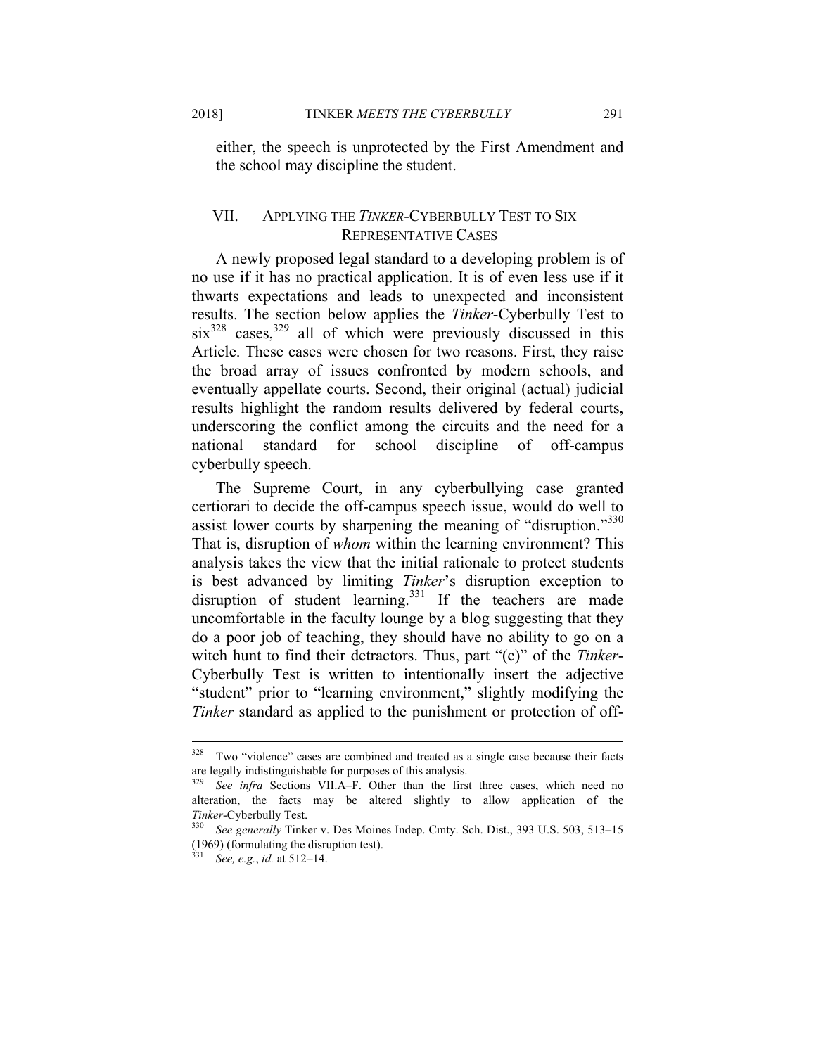either, the speech is unprotected by the First Amendment and the school may discipline the student.

## VII. APPLYING THE *TINKER*-CYBERBULLY TEST TO SIX REPRESENTATIVE CASES

A newly proposed legal standard to a developing problem is of no use if it has no practical application. It is of even less use if it thwarts expectations and leads to unexpected and inconsistent results. The section below applies the *Tinker*-Cyberbully Test to six[328] cases,[329] all of which were previously discussed in this Article. These cases were chosen for two reasons. First, they raise the broad array of issues confronted by modern schools, and eventually appellate courts. Second, their original (actual) judicial results highlight the random results delivered by federal courts, underscoring the conflict among the circuits and the need for a national standard for school discipline of off-campus cyberbully speech.

The Supreme Court, in any cyberbullying case granted certiorari to decide the off-campus speech issue, would do well to assist lower courts by sharpening the meaning of "disruption."[330] That is, disruption of *whom* within the learning environment? This analysis takes the view that the initial rationale to protect students is best advanced by limiting *Tinker*'s disruption exception to disruption of student learning.[331] If the teachers are made uncomfortable in the faculty lounge by a blog suggesting that they do a poor job of teaching, they should have no ability to go on a witch hunt to find their detractors. Thus, part "(c)" of the *Tinker*-Cyberbully Test is written to intentionally insert the adjective "student" prior to "learning environment," slightly modifying the *Tinker* standard as applied to the punishment or protection of off-

---

[328] Two "violence" cases are combined and treated as a single case because their facts are legally indistinguishable for purposes of this analysis.

[329] *See infra* Sections VII.A–F. Other than the first three cases, which need no alteration, the facts may be altered slightly to allow application of the *Tinker*-Cyberbully Test.

[330] *See generally* Tinker v. Des Moines Indep. Cmty. Sch. Dist., 393 U.S. 503, 513–15 (1969) (formulating the disruption test).

[331] *See, e.g.*, *id.* at 512–14.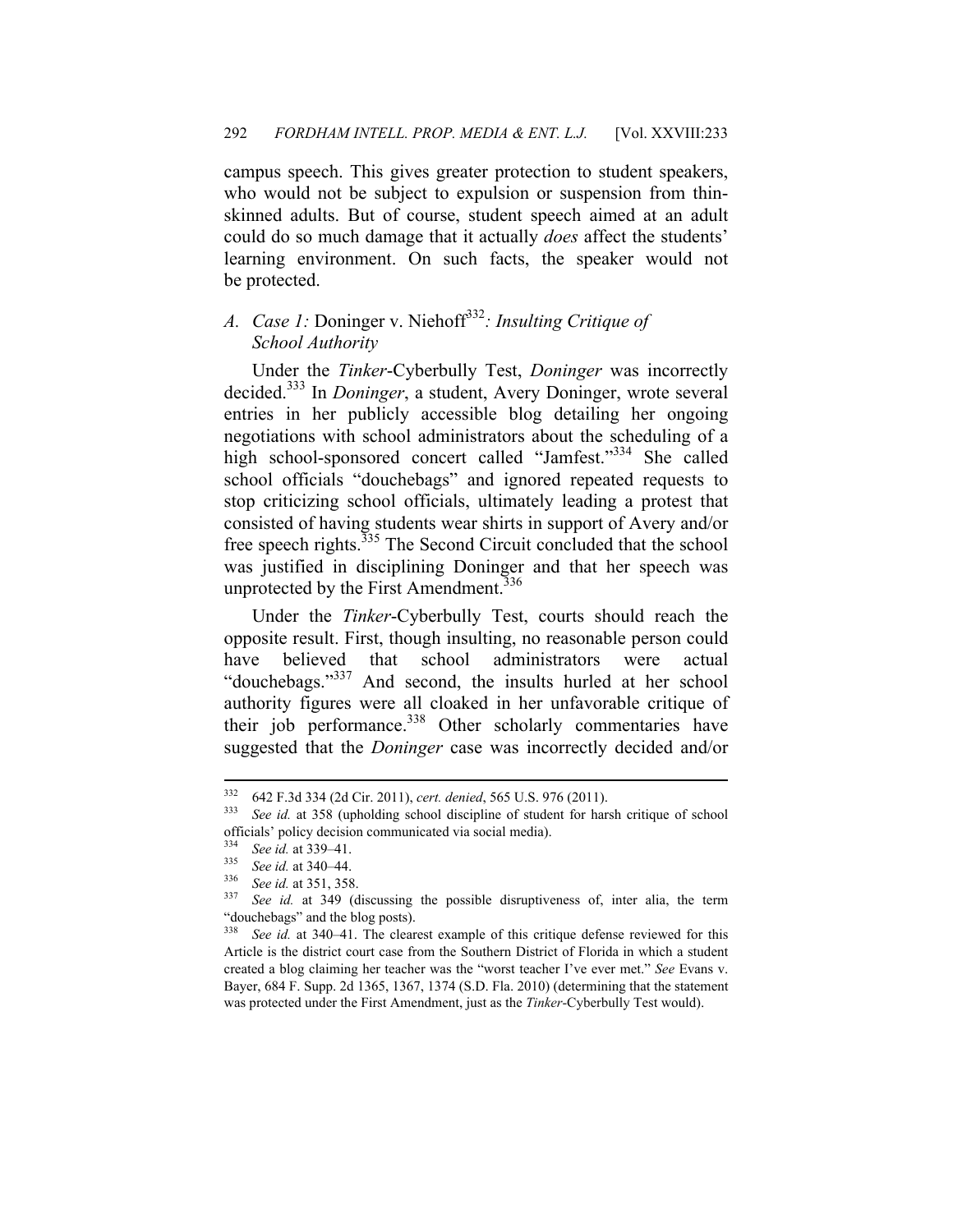campus speech. This gives greater protection to student speakers, who would not be subject to expulsion or suspension from thin-skinned adults. But of course, student speech aimed at an adult could do so much damage that it actually *does* affect the students' learning environment. On such facts, the speaker would not be protected.

### A. *Case 1:* Doninger v. Niehoff[332]*: Insulting Critique of School Authority*

Under the *Tinker*-Cyberbully Test, *Doninger* was incorrectly decided.[333] In *Doninger*, a student, Avery Doninger, wrote several entries in her publicly accessible blog detailing her ongoing negotiations with school administrators about the scheduling of a high school-sponsored concert called "Jamfest."[334] She called school officials "douchebags" and ignored repeated requests to stop criticizing school officials, ultimately leading a protest that consisted of having students wear shirts in support of Avery and/or free speech rights.[335] The Second Circuit concluded that the school was justified in disciplining Doninger and that her speech was unprotected by the First Amendment.[336]

Under the *Tinker*-Cyberbully Test, courts should reach the opposite result. First, though insulting, no reasonable person could have believed that school administrators were actual "douchebags."[337] And second, the insults hurled at her school authority figures were all cloaked in her unfavorable critique of their job performance.[338] Other scholarly commentaries have suggested that the *Doninger* case was incorrectly decided and/or

---

[332] 642 F.3d 334 (2d Cir. 2011), *cert. denied*, 565 U.S. 976 (2011).

[333] *See id.* at 358 (upholding school discipline of student for harsh critique of school officials' policy decision communicated via social media).

[334] *See id.* at 339–41.

[335] *See id.* at 340–44.

[336] *See id.* at 351, 358.

[337] *See id.* at 349 (discussing the possible disruptiveness of, inter alia, the term "douchebags" and the blog posts).

[338] *See id.* at 340–41. The clearest example of this critique defense reviewed for this Article is the district court case from the Southern District of Florida in which a student created a blog claiming her teacher was the "worst teacher I've ever met." *See* Evans v. Bayer, 684 F. Supp. 2d 1365, 1367, 1374 (S.D. Fla. 2010) (determining that the statement was protected under the First Amendment, just as the *Tinker*-Cyberbully Test would).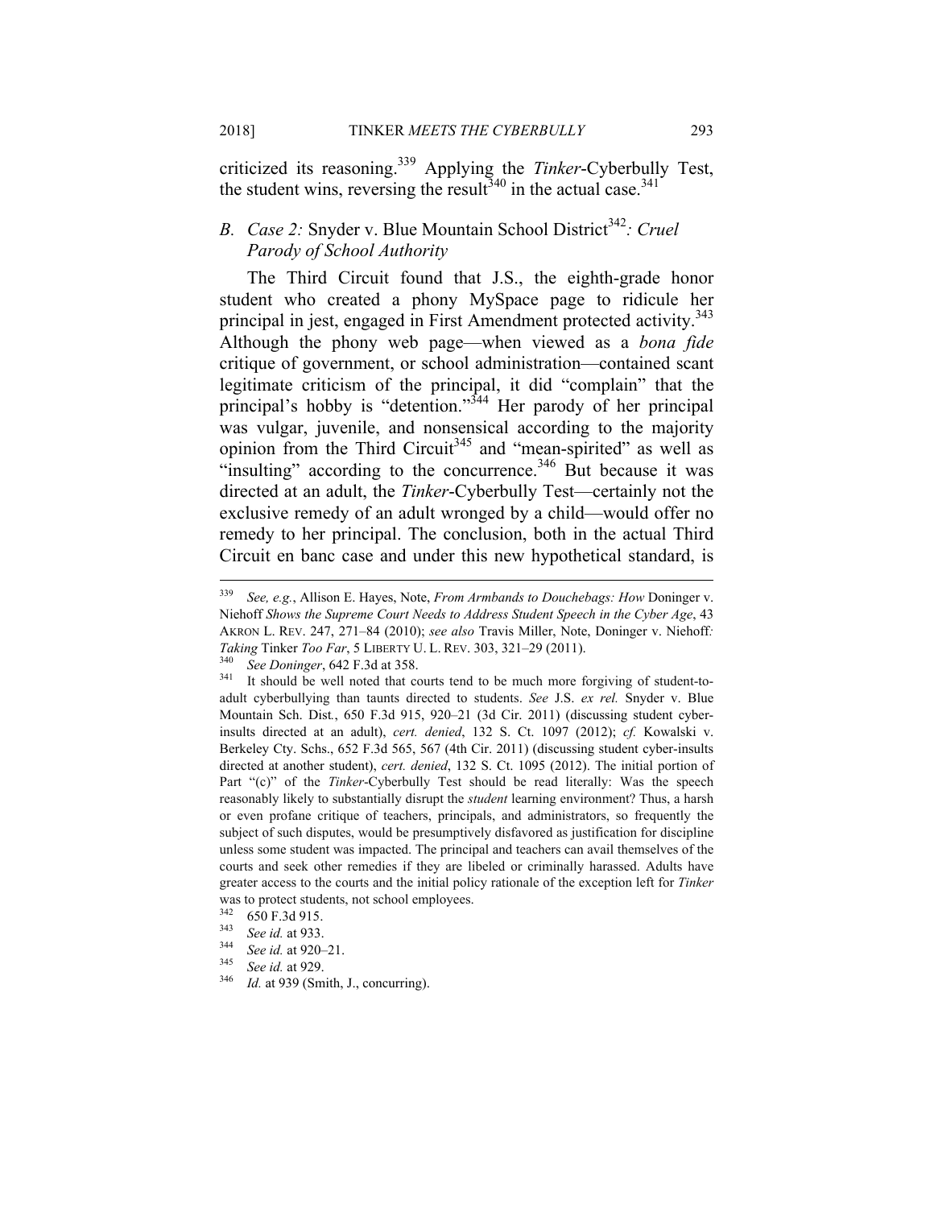criticized its reasoning.[339] Applying the *Tinker*-Cyberbully Test, the student wins, reversing the result[340] in the actual case.[341]

### *B. Case 2:* Snyder v. Blue Mountain School District[342]*: Cruel Parody of School Authority*

The Third Circuit found that J.S., the eighth-grade honor student who created a phony MySpace page to ridicule her principal in jest, engaged in First Amendment protected activity.[343] Although the phony web page—when viewed as a *bona fide* critique of government, or school administration—contained scant legitimate criticism of the principal, it did "complain" that the principal's hobby is "detention."[344] Her parody of her principal was vulgar, juvenile, and nonsensical according to the majority opinion from the Third Circuit[345] and "mean-spirited" as well as "insulting" according to the concurrence.[346] But because it was directed at an adult, the *Tinker*-Cyberbully Test—certainly not the exclusive remedy of an adult wronged by a child—would offer no remedy to her principal. The conclusion, both in the actual Third Circuit en banc case and under this new hypothetical standard, is

---

[339] *See, e.g.*, Allison E. Hayes, Note, *From Armbands to Douchebags: How* Doninger v. Niehoff *Shows the Supreme Court Needs to Address Student Speech in the Cyber Age*, 43 AKRON L. REV. 247, 271–84 (2010); *see also* Travis Miller, Note, Doninger v. Niehoff*: Taking* Tinker *Too Far*, 5 LIBERTY U. L. REV. 303, 321–29 (2011).

[340] *See Doninger*, 642 F.3d at 358.

[341] It should be well noted that courts tend to be much more forgiving of student-to-adult cyberbullying than taunts directed to students. *See* J.S. *ex rel.* Snyder v. Blue Mountain Sch. Dist., 650 F.3d 915, 920–21 (3d Cir. 2011) (discussing student cyber-insults directed at an adult), *cert. denied*, 132 S. Ct. 1097 (2012); *cf.* Kowalski v. Berkeley Cty. Schs., 652 F.3d 565, 567 (4th Cir. 2011) (discussing student cyber-insults directed at another student), *cert. denied*, 132 S. Ct. 1095 (2012). The initial portion of Part "(c)" of the *Tinker*-Cyberbully Test should be read literally: Was the speech reasonably likely to substantially disrupt the *student* learning environment? Thus, a harsh or even profane critique of teachers, principals, and administrators, so frequently the subject of such disputes, would be presumptively disfavored as justification for discipline unless some student was impacted. The principal and teachers can avail themselves of the courts and seek other remedies if they are libeled or criminally harassed. Adults have greater access to the courts and the initial policy rationale of the exception left for *Tinker* was to protect students, not school employees.

[342] 650 F.3d 915.

[343] *See id.* at 933.

[344] *See id.* at 920–21.

[345] *See id.* at 929.

[346] *Id.* at 939 (Smith, J., concurring).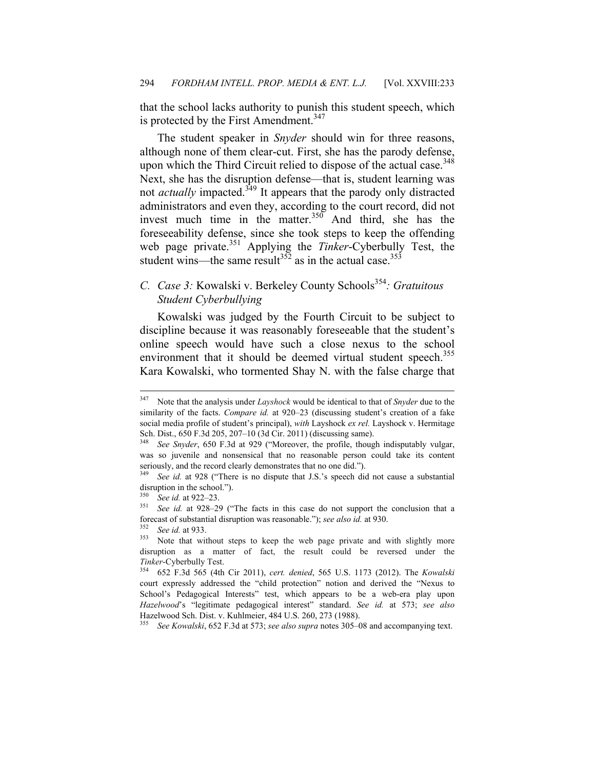that the school lacks authority to punish this student speech, which is protected by the First Amendment.[347]

The student speaker in *Snyder* should win for three reasons, although none of them clear-cut. First, she has the parody defense, upon which the Third Circuit relied to dispose of the actual case.[348] Next, she has the disruption defense—that is, student learning was not *actually* impacted.[349] It appears that the parody only distracted administrators and even they, according to the court record, did not invest much time in the matter.[350] And third, she has the foreseeability defense, since she took steps to keep the offending web page private.[351] Applying the *Tinker*-Cyberbully Test, the student wins—the same result[352] as in the actual case.[353]

### C. *Case 3:* Kowalski v. Berkeley County Schools[354]*: Gratuitous Student Cyberbullying*

Kowalski was judged by the Fourth Circuit to be subject to discipline because it was reasonably foreseeable that the student's online speech would have such a close nexus to the school environment that it should be deemed virtual student speech.[355] Kara Kowalski, who tormented Shay N. with the false charge that

---

[347] Note that the analysis under *Layshock* would be identical to that of *Snyder* due to the similarity of the facts. *Compare id.* at 920–23 (discussing student's creation of a fake social media profile of student's principal), *with* Layshock *ex rel.* Layshock v. Hermitage Sch. Dist., 650 F.3d 205, 207–10 (3d Cir. 2011) (discussing same).

[348] *See Snyder*, 650 F.3d at 929 ("Moreover, the profile, though indisputably vulgar, was so juvenile and nonsensical that no reasonable person could take its content seriously, and the record clearly demonstrates that no one did.").

[349] *See id.* at 928 ("There is no dispute that J.S.'s speech did not cause a substantial disruption in the school.").

[350] *See id.* at 922–23.

[351] *See id.* at 928–29 ("The facts in this case do not support the conclusion that a forecast of substantial disruption was reasonable."); *see also id.* at 930.

[352] *See id.* at 933.

[353] Note that without steps to keep the web page private and with slightly more disruption as a matter of fact, the result could be reversed under the *Tinker*-Cyberbully Test.

[354] 652 F.3d 565 (4th Cir 2011), *cert. denied*, 565 U.S. 1173 (2012). The *Kowalski* court expressly addressed the "child protection" notion and derived the "Nexus to School's Pedagogical Interests" test, which appears to be a web-era play upon *Hazelwood*'s "legitimate pedagogical interest" standard. *See id.* at 573; *see also* Hazelwood Sch. Dist. v. Kuhlmeier, 484 U.S. 260, 273 (1988).

[355] *See Kowalski*, 652 F.3d at 573; *see also supra* notes 305–08 and accompanying text.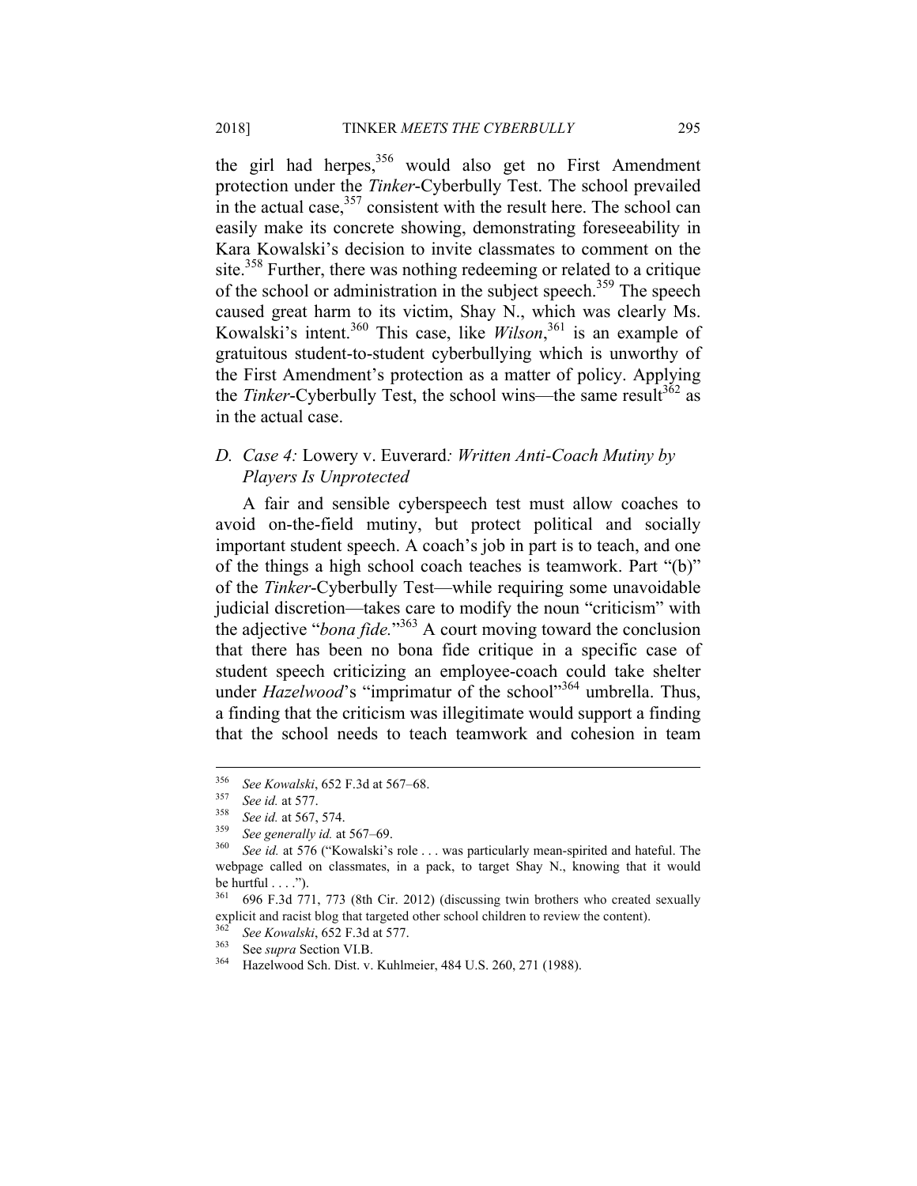the girl had herpes,[356] would also get no First Amendment protection under the *Tinker*-Cyberbully Test. The school prevailed in the actual case,[357] consistent with the result here. The school can easily make its concrete showing, demonstrating foreseeability in Kara Kowalski's decision to invite classmates to comment on the site.[358] Further, there was nothing redeeming or related to a critique of the school or administration in the subject speech.[359] The speech caused great harm to its victim, Shay N., which was clearly Ms. Kowalski's intent.[360] This case, like *Wilson*,[361] is an example of gratuitous student-to-student cyberbullying which is unworthy of the First Amendment's protection as a matter of policy. Applying the *Tinker*-Cyberbully Test, the school wins—the same result[362] as in the actual case.

### *D. Case 4:* Lowery v. Euverard*: Written Anti-Coach Mutiny by Players Is Unprotected*

A fair and sensible cyberspeech test must allow coaches to avoid on-the-field mutiny, but protect political and socially important student speech. A coach's job in part is to teach, and one of the things a high school coach teaches is teamwork. Part "(b)" of the *Tinker*-Cyberbully Test—while requiring some unavoidable judicial discretion—takes care to modify the noun "criticism" with the adjective "*bona fide.*"[363] A court moving toward the conclusion that there has been no bona fide critique in a specific case of student speech criticizing an employee-coach could take shelter under *Hazelwood*'s "imprimatur of the school"[364] umbrella. Thus, a finding that the criticism was illegitimate would support a finding that the school needs to teach teamwork and cohesion in team

---

[356] *See Kowalski*, 652 F.3d at 567–68.

[357] *See id.* at 577.

[358] *See id.* at 567, 574.

[359] *See generally id.* at 567–69.

[360] *See id.* at 576 ("Kowalski's role . . . was particularly mean-spirited and hateful. The webpage called on classmates, in a pack, to target Shay N., knowing that it would be hurtful . . . .").

[361] 696 F.3d 771, 773 (8th Cir. 2012) (discussing twin brothers who created sexually explicit and racist blog that targeted other school children to review the content).

[362] *See Kowalski*, 652 F.3d at 577.

[363] See *supra* Section VI.B.

[364] Hazelwood Sch. Dist. v. Kuhlmeier, 484 U.S. 260, 271 (1988).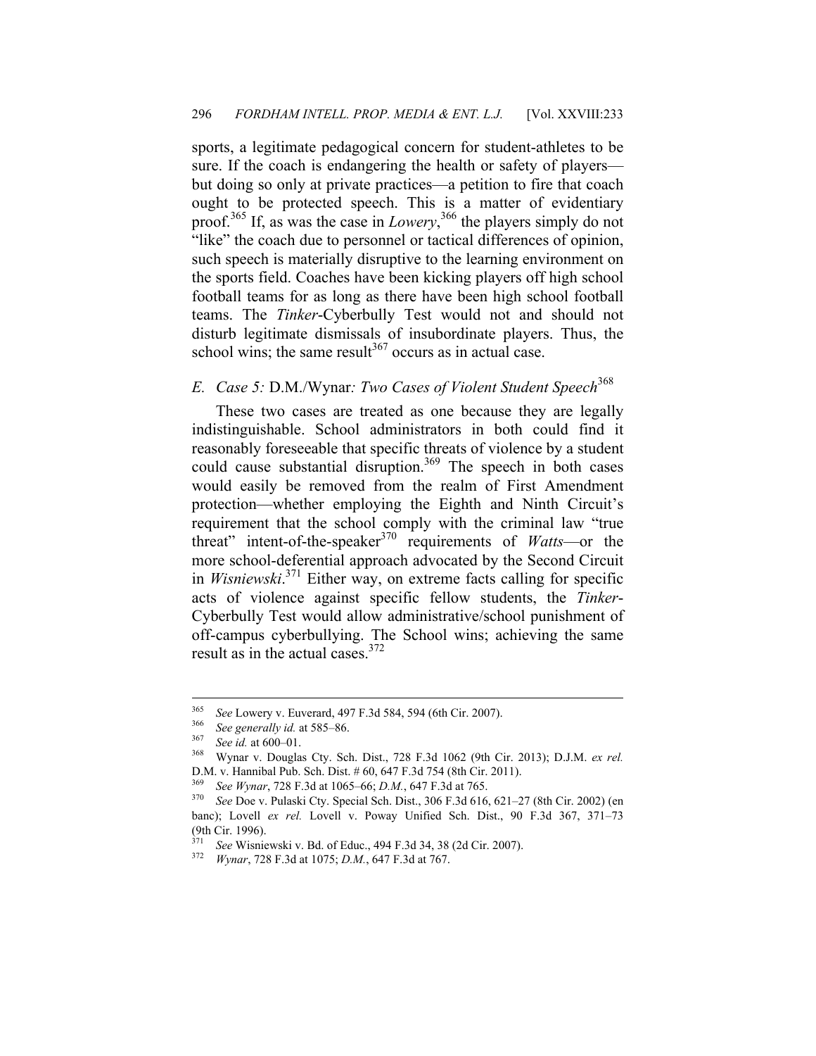sports, a legitimate pedagogical concern for student-athletes to be sure. If the coach is endangering the health or safety of players—but doing so only at private practices—a petition to fire that coach ought to be protected speech. This is a matter of evidentiary proof.[365] If, as was the case in *Lowery*,[366] the players simply do not "like" the coach due to personnel or tactical differences of opinion, such speech is materially disruptive to the learning environment on the sports field. Coaches have been kicking players off high school football teams for as long as there have been high school football teams. The *Tinker*-Cyberbully Test would not and should not disturb legitimate dismissals of insubordinate players. Thus, the school wins; the same result[367] occurs as in actual case.

### E. Case 5: D.M./Wynar*: Two Cases of Violent Student Speech*[368]

These two cases are treated as one because they are legally indistinguishable. School administrators in both could find it reasonably foreseeable that specific threats of violence by a student could cause substantial disruption.[369] The speech in both cases would easily be removed from the realm of First Amendment protection—whether employing the Eighth and Ninth Circuit's requirement that the school comply with the criminal law "true threat" intent-of-the-speaker[370] requirements of *Watts*—or the more school-deferential approach advocated by the Second Circuit in *Wisniewski*.[371] Either way, on extreme facts calling for specific acts of violence against specific fellow students, the *Tinker*-Cyberbully Test would allow administrative/school punishment of off-campus cyberbullying. The School wins; achieving the same result as in the actual cases.[372]

---

[365] *See* Lowery v. Euverard, 497 F.3d 584, 594 (6th Cir. 2007).

[366] *See generally id.* at 585–86.

[367] *See id.* at 600–01.

[368] Wynar v. Douglas Cty. Sch. Dist., 728 F.3d 1062 (9th Cir. 2013); D.J.M. *ex rel.* D.M. v. Hannibal Pub. Sch. Dist. # 60, 647 F.3d 754 (8th Cir. 2011).

[369] *See Wynar*, 728 F.3d at 1065–66; *D.M.*, 647 F.3d at 765.

[370] *See* Doe v. Pulaski Cty. Special Sch. Dist., 306 F.3d 616, 621–27 (8th Cir. 2002) (en banc); Lovell *ex rel.* Lovell v. Poway Unified Sch. Dist., 90 F.3d 367, 371–73 (9th Cir. 1996).

[371] *See* Wisniewski v. Bd. of Educ., 494 F.3d 34, 38 (2d Cir. 2007).

[372] *Wynar*, 728 F.3d at 1075; *D.M.*, 647 F.3d at 767.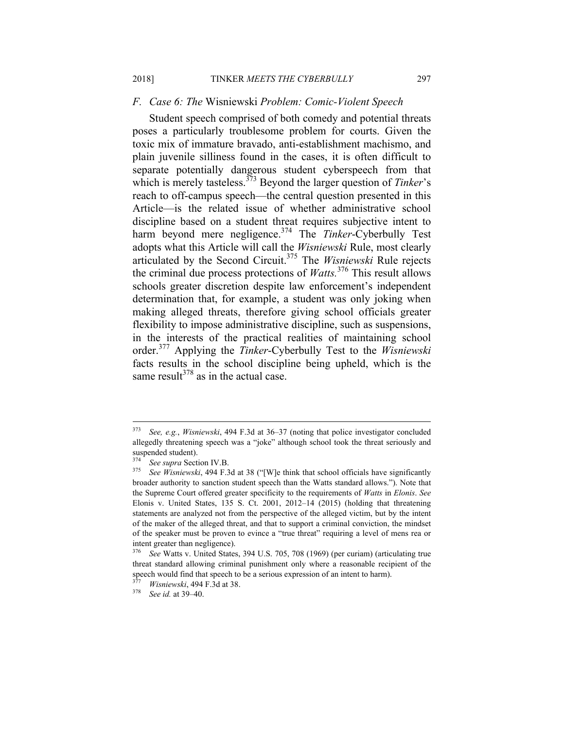### F. *Case 6: The* Wisniewski *Problem: Comic-Violent Speech*

Student speech comprised of both comedy and potential threats poses a particularly troublesome problem for courts. Given the toxic mix of immature bravado, anti-establishment machismo, and plain juvenile silliness found in the cases, it is often difficult to separate potentially dangerous student cyberspeech from that which is merely tasteless.[373] Beyond the larger question of *Tinker*'s reach to off-campus speech—the central question presented in this Article—is the related issue of whether administrative school discipline based on a student threat requires subjective intent to harm beyond mere negligence.[374] The *Tinker*-Cyberbully Test adopts what this Article will call the *Wisniewski* Rule, most clearly articulated by the Second Circuit.[375] The *Wisniewski* Rule rejects the criminal due process protections of *Watts.*[376] This result allows schools greater discretion despite law enforcement's independent determination that, for example, a student was only joking when making alleged threats, therefore giving school officials greater flexibility to impose administrative discipline, such as suspensions, in the interests of the practical realities of maintaining school order.[377] Applying the *Tinker*-Cyberbully Test to the *Wisniewski* facts results in the school discipline being upheld, which is the same result[378] as in the actual case.

---

[373] *See, e.g.*, *Wisniewski*, 494 F.3d at 36–37 (noting that police investigator concluded allegedly threatening speech was a "joke" although school took the threat seriously and suspended student).

[374] *See supra* Section IV.B.

[375] *See Wisniewski*, 494 F.3d at 38 ("[W]e think that school officials have significantly broader authority to sanction student speech than the Watts standard allows."). Note that the Supreme Court offered greater specificity to the requirements of *Watts* in *Elonis*. *See* Elonis v. United States, 135 S. Ct. 2001, 2012–14 (2015) (holding that threatening statements are analyzed not from the perspective of the alleged victim, but by the intent of the maker of the alleged threat, and that to support a criminal conviction, the mindset of the speaker must be proven to evince a "true threat" requiring a level of mens rea or intent greater than negligence).

[376] *See* Watts v. United States, 394 U.S. 705, 708 (1969) (per curiam) (articulating true threat standard allowing criminal punishment only where a reasonable recipient of the speech would find that speech to be a serious expression of an intent to harm).

[377] *Wisniewski*, 494 F.3d at 38.

[378] *See id.* at 39–40.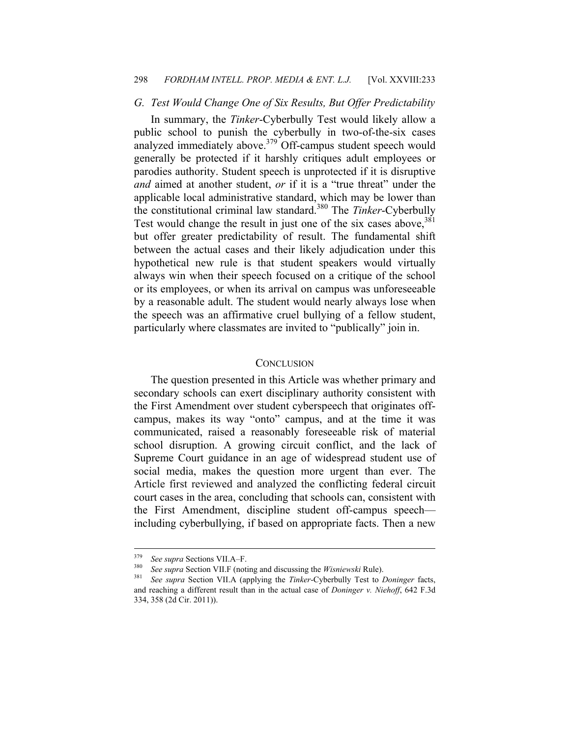### G. Test Would Change One of Six Results, But Offer Predictability

In summary, the *Tinker*-Cyberbully Test would likely allow a public school to punish the cyberbully in two-of-the-six cases analyzed immediately above.[379] Off-campus student speech would generally be protected if it harshly critiques adult employees or parodies authority. Student speech is unprotected if it is disruptive *and* aimed at another student, *or* if it is a "true threat" under the applicable local administrative standard, which may be lower than the constitutional criminal law standard.[380] The *Tinker*-Cyberbully Test would change the result in just one of the six cases above,[381] but offer greater predictability of result. The fundamental shift between the actual cases and their likely adjudication under this hypothetical new rule is that student speakers would virtually always win when their speech focused on a critique of the school or its employees, or when its arrival on campus was unforeseeable by a reasonable adult. The student would nearly always lose when the speech was an affirmative cruel bullying of a fellow student, particularly where classmates are invited to "publically" join in.

## CONCLUSION

The question presented in this Article was whether primary and secondary schools can exert disciplinary authority consistent with the First Amendment over student cyberspeech that originates off-campus, makes its way "onto" campus, and at the time it was communicated, raised a reasonably foreseeable risk of material school disruption. A growing circuit conflict, and the lack of Supreme Court guidance in an age of widespread student use of social media, makes the question more urgent than ever. The Article first reviewed and analyzed the conflicting federal circuit court cases in the area, concluding that schools can, consistent with the First Amendment, discipline student off-campus speech—including cyberbullying, if based on appropriate facts. Then a new

---

[379] *See supra* Sections VII.A–F.

[380] *See supra* Section VII.F (noting and discussing the *Wisniewski* Rule).

[381] *See supra* Section VII.A (applying the *Tinker*-Cyberbully Test to *Doninger* facts, and reaching a different result than in the actual case of *Doninger v. Niehoff*, 642 F.3d 334, 358 (2d Cir. 2011)).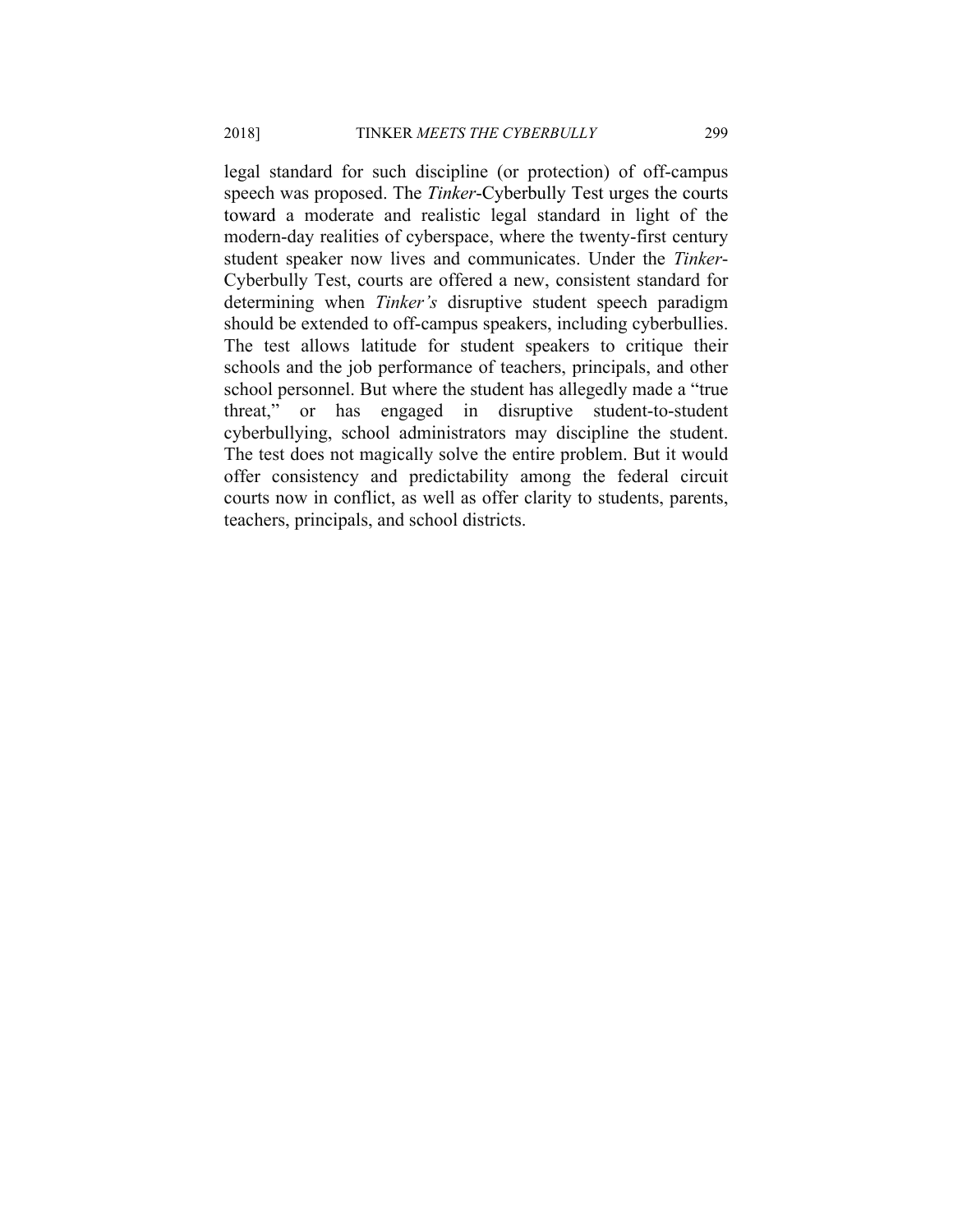legal standard for such discipline (or protection) of off-campus speech was proposed. The *Tinker*-Cyberbully Test urges the courts toward a moderate and realistic legal standard in light of the modern-day realities of cyberspace, where the twenty-first century student speaker now lives and communicates. Under the *Tinker*-Cyberbully Test, courts are offered a new, consistent standard for determining when *Tinker's* disruptive student speech paradigm should be extended to off-campus speakers, including cyberbullies. The test allows latitude for student speakers to critique their schools and the job performance of teachers, principals, and other school personnel. But where the student has allegedly made a "true threat," or has engaged in disruptive student-to-student cyberbullying, school administrators may discipline the student. The test does not magically solve the entire problem. But it would offer consistency and predictability among the federal circuit courts now in conflict, as well as offer clarity to students, parents, teachers, principals, and school districts.